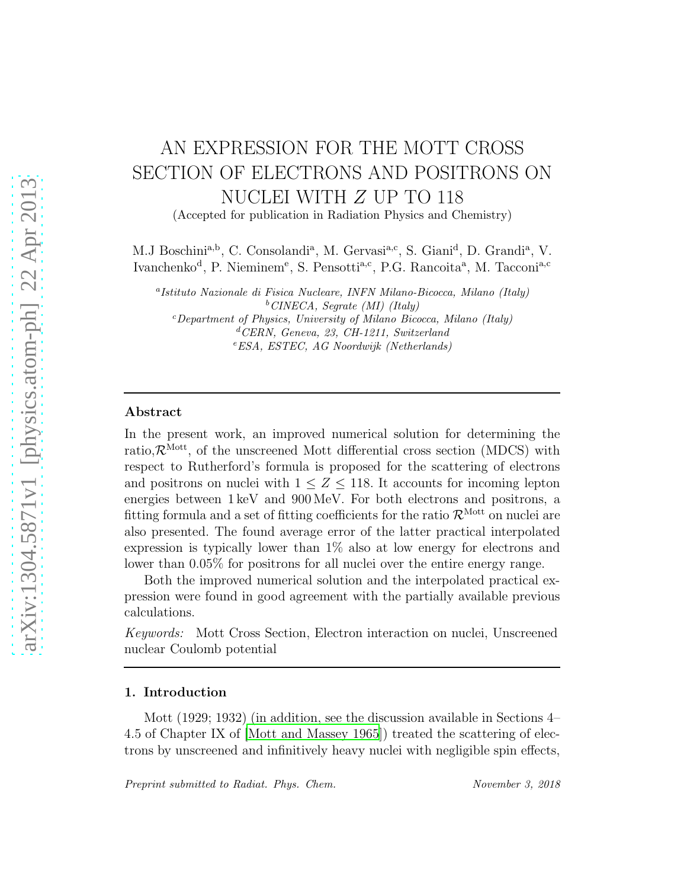# AN EXPRESSION FOR THE MOTT CROSS SECTION OF ELECTRONS AND POSITRONS ON NUCLEI WITH $Z$ UP TO 118

(Accepted for publication in Radiation Physics and Chemistry)

M.J Boschini[a,b], C. Consolandi[a], M. Gervasi[a,c], S. Giani[d], D. Grandi[a], V. Ivanchenko[d], P. Nieminem[e], S. Pensotti[a,c], P.G. Rancoita[a], M. Tacconi[a,c]

[a] *Istituto Nazionale de Fisica Nucleare, INFN Milano-Bicocca, Milano (Italy)*
[b] *CINECA, Segrate (MI) (Italy)*
[c] *Department of Physics, University of Milano Bicocca, Milano (Italy)*
[d] *CERN, Geneva, 23, CH-1211, Switzerland*
[e] *ESA, ESTEC, AG Noordwijk (Netherlands)*

---

## Abstract

In the present work, an improved numerical solution for determining the ratio,$\mathcal{R}^{\rm Mott}$, of the unscreened Mott differential cross section (MDCS) with respect to Rutherford's formula is proposed for the scattering of electrons and positrons on nuclei with $1 \le Z \le 118$. It accounts for incoming lepton energies between 1 keV and 900 MeV. For both electrons and positrons, a fitting formula and a set of fitting coefficients for the ratio $\mathcal{R}^{\rm Mott}$ on nuclei are also presented. The found average error of the latter practical interpolated expression is typically lower than 1% also at low energy for electrons and lower than 0.05% for positrons for all nuclei over the entire energy range.

Both the improved numerical solution and the interpolated practical expression were found in good agreement with the partially available previous calculations.

*Keywords:* Mott Cross Section, Electron interaction on nuclei, Unscreened nuclear Coulomb potential

---

## 1. Introduction

Mott (1929; 1932) (in addition, see the discussion available in Sections 4–4.5 of Chapter IX of [Mott and Massey 1965]) treated the scattering of electrons by unscreened and infinitively heavy nuclei with negligible spin effects,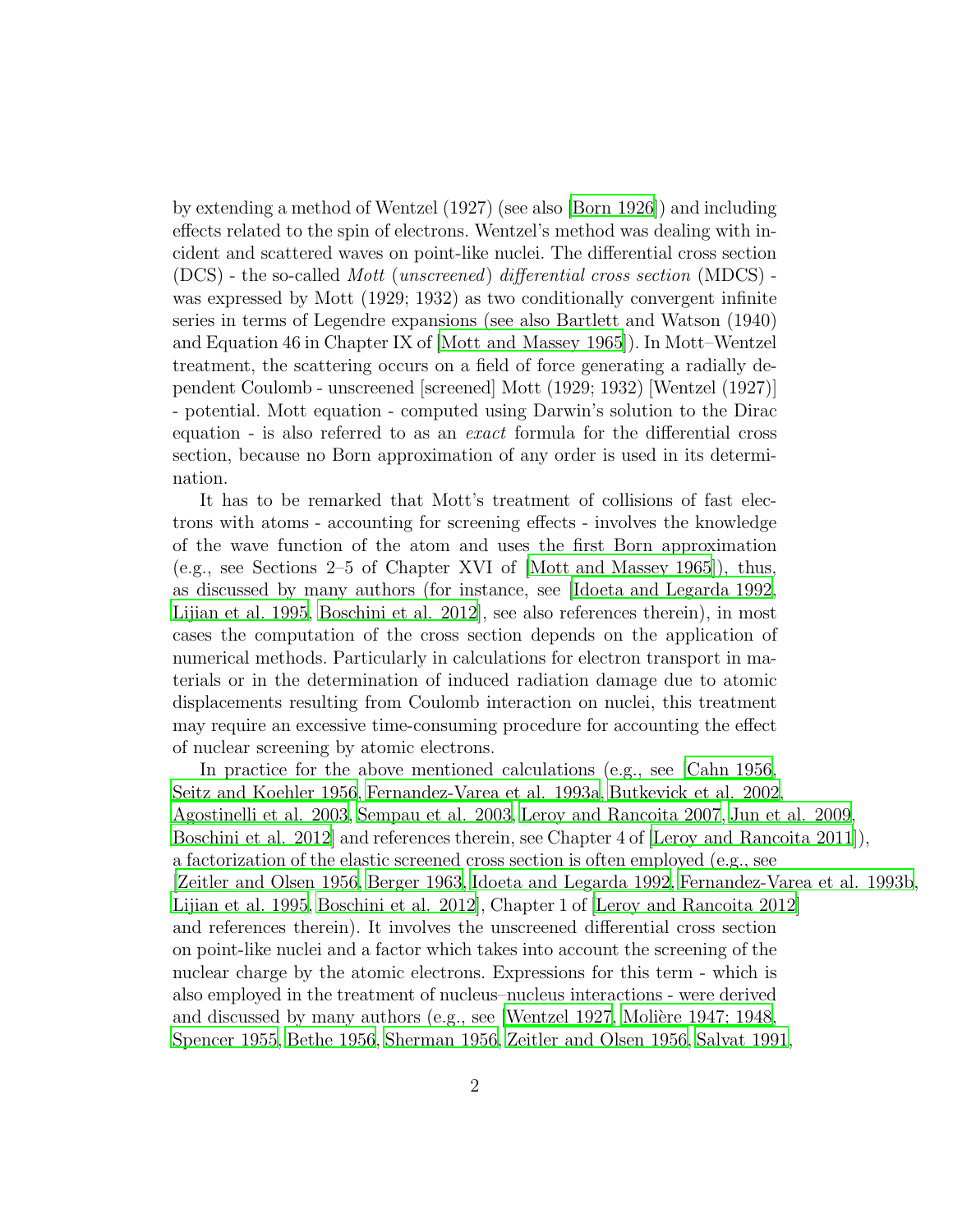by extending a method of Wentzel (1927) (see also [Born 1926]) and including effects related to the spin of electrons. Wentzel's method was dealing with incident and scattered waves on point-like nuclei. The differential cross section (DCS) - the so-called *Mott* (*unscreened*) *differential cross section* (MDCS) - was expressed by Mott (1929; 1932) as two conditionally convergent infinite series in terms of Legendre expansions (see also Bartlett and Watson (1940) and Equation 46 in Chapter IX of [Mott and Massey 1965]). In Mott–Wentzel treatment, the scattering occurs on a field of force generating a radially dependent Coulomb - unscreened [screened] Mott (1929; 1932) [Wentzel (1927)] - potential. Mott equation - computed using Darwin's solution to the Dirac equation - is also referred to as an *exact* formula for the differential cross section, because no Born approximation of any order is used in its determination.

It has to be remarked that Mott's treatment of collisions of fast electrons with atoms - accounting for screening effects - involves the knowledge of the wave function of the atom and uses the first Born approximation (e.g., see Sections 2–5 of Chapter XVI of [Mott and Massey 1965]), thus, as discussed by many authors (for instance, see [Idoeta and Legarda 1992, Lijian et al. 1995, Boschini et al. 2012], see also references therein), in most cases the computation of the cross section depends on the application of numerical methods. Particularly in calculations for electron transport in materials or in the determination of induced radiation damage due to atomic displacements resulting from Coulomb interaction on nuclei, this treatment may require an excessive time-consuming procedure for accounting the effect of nuclear screening by atomic electrons.

In practice for the above mentioned calculations (e.g., see [Cahn 1956, Seitz and Koehler 1956, Fernandez-Varea et al. 1993a, Butkevick et al. 2002, Agostinelli et al. 2003, Sempau et al. 2003, Leroy and Rancoita 2007, Jun et al. 2009, Boschini et al. 2012] and references therein, see Chapter 4 of [Leroy and Rancoita 2011]), a factorization of the elastic screened cross section is often employed (e.g., see [Zeitler and Olsen 1956, Berger 1963, Idoeta and Legarda 1992, Fernandez-Varea et al. 1993b, Lijian et al. 1995, Boschini et al. 2012], Chapter 1 of [Leroy and Rancoita 2012] and references therein). It involves the unscreened differential cross section on point-like nuclei and a factor which takes into account the screening of the nuclear charge by the atomic electrons. Expressions for this term - which is also employed in the treatment of nucleus–nucleus interactions - were derived and discussed by many authors (e.g., see [Wentzel 1927, Molière 1947; 1948, Spencer 1955, Bethe 1956, Sherman 1956, Zeitler and Olsen 1956, Salvat 1991,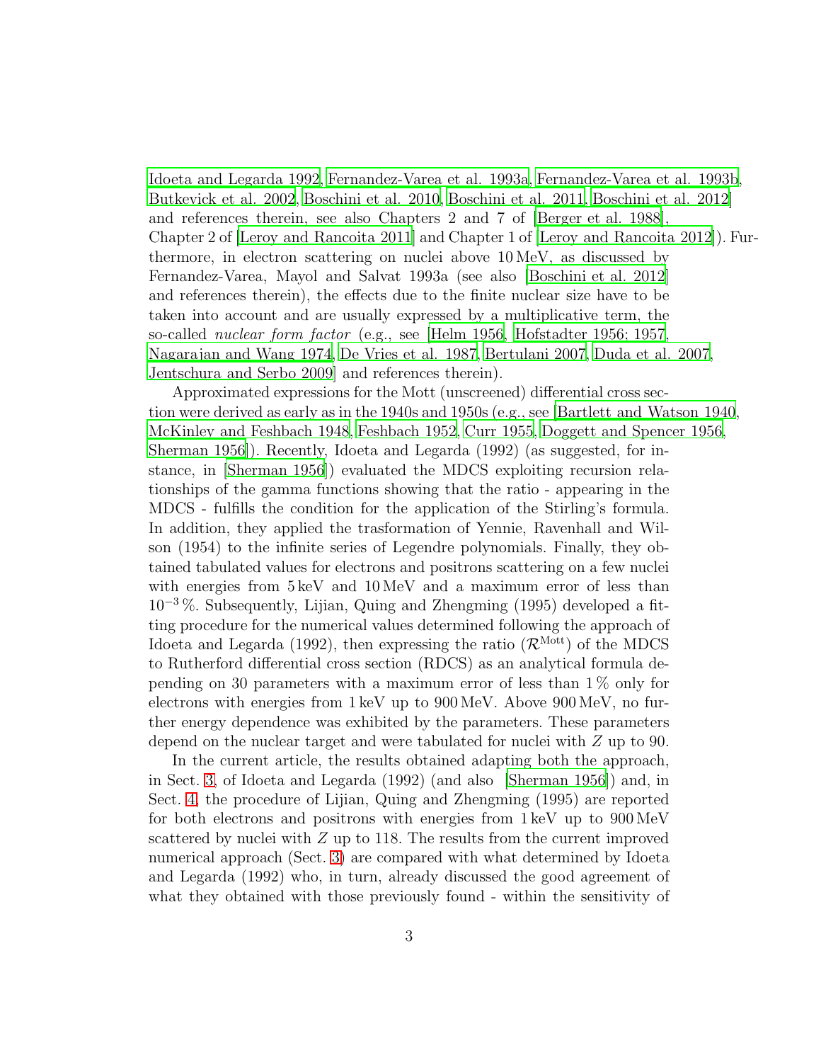Idoeta and Legarda 1992, Fernandez-Varea et al. 1993a, Fernandez-Varea et al. 1993b, Butkevick et al. 2002, Boschini et al. 2010, Boschini et al. 2011, Boschini et al. 2012] and references therein, see also Chapters 2 and 7 of [Berger et al. 1988], Chapter 2 of [Leroy and Rancoita 2011] and Chapter 1 of [Leroy and Rancoita 2012]). Furthermore, in electron scattering on nuclei above 10 MeV, as discussed by Fernandez-Varea, Mayol and Salvat 1993a (see also [Boschini et al. 2012] and references therein), the effects due to the finite nuclear size have to be taken into account and are usually expressed by a multiplicative term, the so-called *nuclear form factor* (e.g., see [Helm 1956, Hofstadter 1956; 1957, Nagarajan and Wang 1974, De Vries et al. 1987, Bertulani 2007, Duda et al. 2007, Jentschura and Serbo 2009] and references therein).

Approximated expressions for the Mott (unscreened) differential cross section were derived as early as in the 1940s and 1950s (e.g., see [Bartlett and Watson 1940, McKinley and Feshbach 1948, Feshbach 1952, Curr 1955, Doggett and Spencer 1956, Sherman 1956]). Recently, Idoeta and Legarda (1992) (as suggested, for instance, in [Sherman 1956]) evaluated the MDCS exploiting recursion relationships of the gamma functions showing that the ratio - appearing in the MDCS - fulfills the condition for the application of the Stirling's formula. In addition, they applied the trasformation of Yennie, Ravenhall and Wilson (1954) to the infinite series of Legendre polynomials. Finally, they obtained tabulated values for electrons and positrons scattering on a few nuclei with energies from 5 keV and 10 MeV and a maximum error of less than $10^{-3}$ %. Subsequently, Lijian, Quing and Zhengming (1995) developed a fitting procedure for the numerical values determined following the approach of Idoeta and Legarda (1992), then expressing the ratio ($\mathcal{R}^{\mathrm{Mott}}$) of the MDCS to Rutherford differential cross section (RDCS) as an analytical formula depending on 30 parameters with a maximum error of less than 1 % only for electrons with energies from 1 keV up to 900 MeV. Above 900 MeV, no further energy dependence was exhibited by the parameters. These parameters depend on the nuclear target and were tabulated for nuclei with $Z$ up to 90.

In the current article, the results obtained adapting both the approach, in Sect. 3, of Idoeta and Legarda (1992) (and also [Sherman 1956]) and, in Sect. 4, the procedure of Lijian, Quing and Zhengming (1995) are reported for both electrons and positrons with energies from 1 keV up to 900 MeV scattered by nuclei with $Z$ up to 118. The results from the current improved numerical approach (Sect. 3) are compared with what determined by Idoeta and Legarda (1992) who, in turn, already discussed the good agreement of what they obtained with those previously found - within the sensitivity of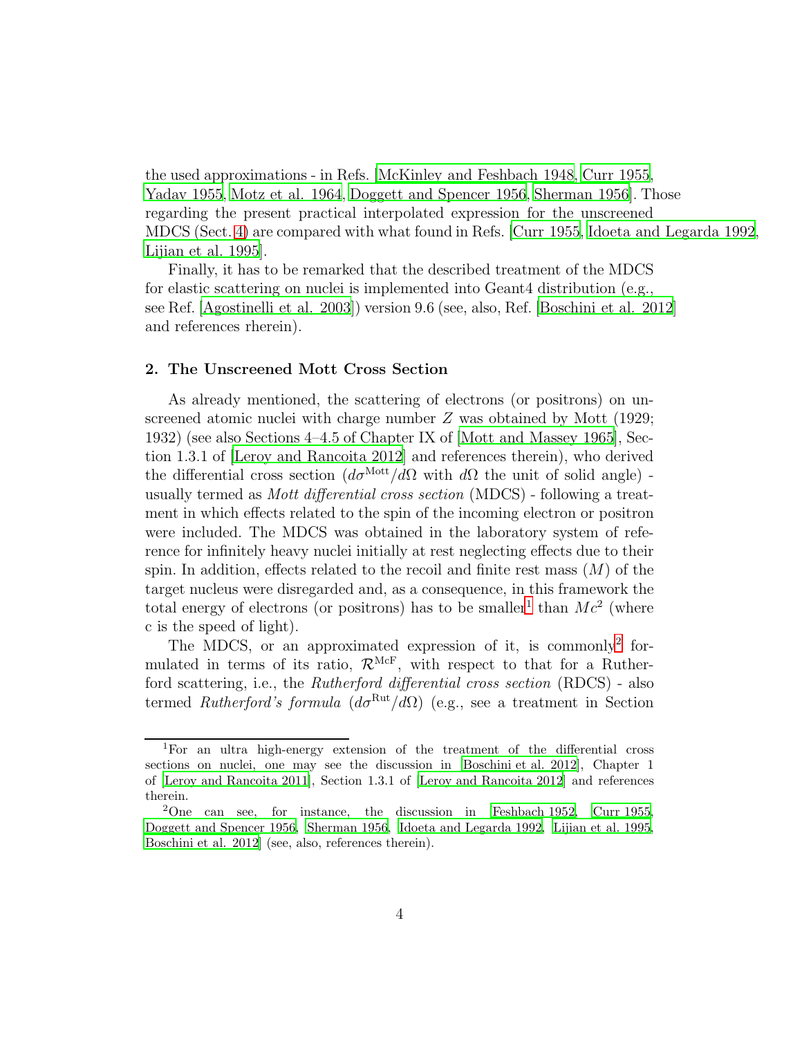the used approximations - in Refs. [McKinley and Feshbach 1948, Curr 1955, Yadav 1955, Motz et al. 1964, Doggett and Spencer 1956, Sherman 1956]. Those regarding the present practical interpolated expression for the unscreened MDCS (Sect. 4) are compared with what found in Refs. [Curr 1955, Idoeta and Legarda 1992, Lijian et al. 1995].

Finally, it has to be remarked that the described treatment of the MDCS for elastic scattering on nuclei is implemented into Geant4 distribution (e.g., see Ref. [Agostinelli et al. 2003]) version 9.6 (see, also, Ref. [Boschini et al. 2012] and references rherein).

## 2. The Unscreened Mott Cross Section

As already mentioned, the scattering of electrons (or positrons) on unscreened atomic nuclei with charge number $Z$ was obtained by Mott (1929; 1932) (see also Sections 4–4.5 of Chapter IX of [Mott and Massey 1965], Section 1.3.1 of [Leroy and Rancoita 2012] and references therein), who derived the differential cross section ($d\sigma^{\mathrm{Mott}}/d\Omega$ with $d\Omega$ the unit of solid angle) - usually termed as *Mott differential cross section* (MDCS) - following a treatment in which effects related to the spin of the incoming electron or positron were included. The MDCS was obtained in the laboratory system of reference for infinitely heavy nuclei initially at rest neglecting effects due to their spin. In addition, effects related to the recoil and finite rest mass ($M$) of the target nucleus were disregarded and, as a consequence, in this framework the total energy of electrons (or positrons) has to be smaller[1] than $Mc^2$ (where c is the speed of light).

The MDCS, or an approximated expression of it, is commonly[2] formulated in terms of its ratio, $\mathcal{R}^{\mathrm{McF}}$, with respect to that for a Rutherford scattering, i.e., the *Rutherford differential cross section* (RDCS) - also termed *Rutherford's formula* ($d\sigma^{\mathrm{Rut}}/d\Omega$) (e.g., see a treatment in Section

---

[1] For an ultra high-energy extension of the treatment of the differential cross sections on nuclei, one may see the discussion in [Boschini et al. 2012], Chapter 1 of [Leroy and Rancoita 2011], Section 1.3.1 of [Leroy and Rancoita 2012] and references therein.

[2] One can see, for instance, the discussion in [Feshbach 1952, Curr 1955, Doggett and Spencer 1956, Sherman 1956, Idoeta and Legarda 1992, Lijian et al. 1995, Boschini et al. 2012] (see, also, references therein).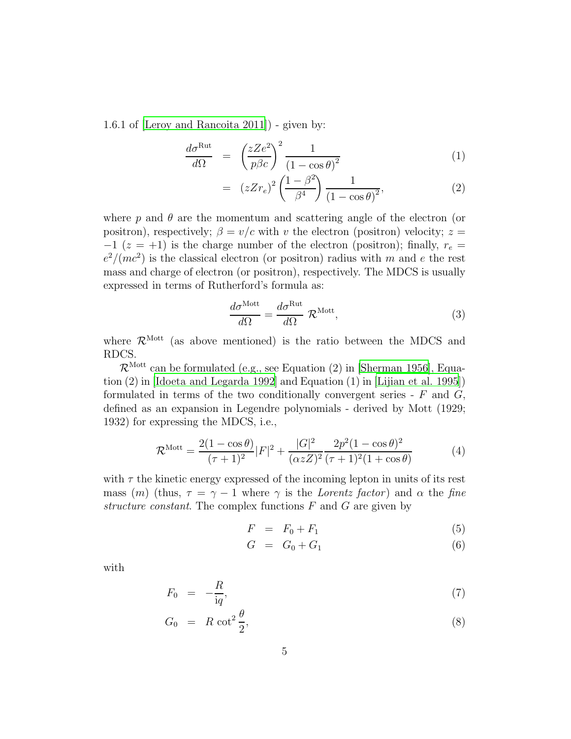1.6.1 of [Leroy and Rancoita 2011]) - given by:

$$\frac{d\sigma^{\mathrm{Rut}}}{d\Omega} = \left(\frac{zZe^2}{p\beta c}\right)^2 \frac{1}{(1-\cos\theta)^2} \tag{1}$$

$$= (zZr_e)^2 \left(\frac{1-\beta^2}{\beta^4}\right) \frac{1}{(1-\cos\theta)^2}, \tag{2}$$

where $p$ and $\theta$ are the momentum and scattering angle of the electron (or positron), respectively; $\beta = v/c$ with $v$ the electron (positron) velocity; $z = -1$ ($z = +1$) is the charge number of the electron (positron); finally, $r_e = e^2/(mc^2)$ is the classical electron (or positron) radius with $m$ and $e$ the rest mass and charge of electron (or positron), respectively. The MDCS is usually expressed in terms of Rutherford's formula as:

$$\frac{d\sigma^{\mathrm{Mott}}}{d\Omega} = \frac{d\sigma^{\mathrm{Rut}}}{d\Omega}\, \mathcal{R}^{\mathrm{Mott}}, \tag{3}$$

where $\mathcal{R}^{\mathrm{Mott}}$ (as above mentioned) is the ratio between the MDCS and RDCS.

$\mathcal{R}^{\mathrm{Mott}}$ can be formulated (e.g., see Equation (2) in [Sherman 1956], Equation (2) in [Idoeta and Legarda 1992] and Equation (1) in [Lijian et al. 1995]) formulated in terms of the two conditionally convergent series - $F$ and $G$, defined as an expansion in Legendre polynomials - derived by Mott (1929; 1932) for expressing the MDCS, i.e.,

$$\mathcal{R}^{\mathrm{Mott}} = \frac{2(1-\cos\theta)}{(\tau+1)^2}|F|^2 + \frac{|G|^2}{(\alpha z Z)^2}\frac{2p^2(1-\cos\theta)^2}{(\tau+1)^2(1+\cos\theta)} \tag{4}$$

with $\tau$ the kinetic energy expressed of the incoming lepton in units of its rest mass ($m$) (thus, $\tau = \gamma - 1$ where $\gamma$ is the *Lorentz factor*) and $\alpha$ the *fine structure constant*. The complex functions $F$ and $G$ are given by

$$F = F_0 + F_1 \tag{5}$$

$$G = G_0 + G_1 \tag{6}$$

with

$$F_0 = -\frac{R}{\mathrm{i}q}, \tag{7}$$

$$G_0 = R\cot^2\frac{\theta}{2}, \tag{8}$$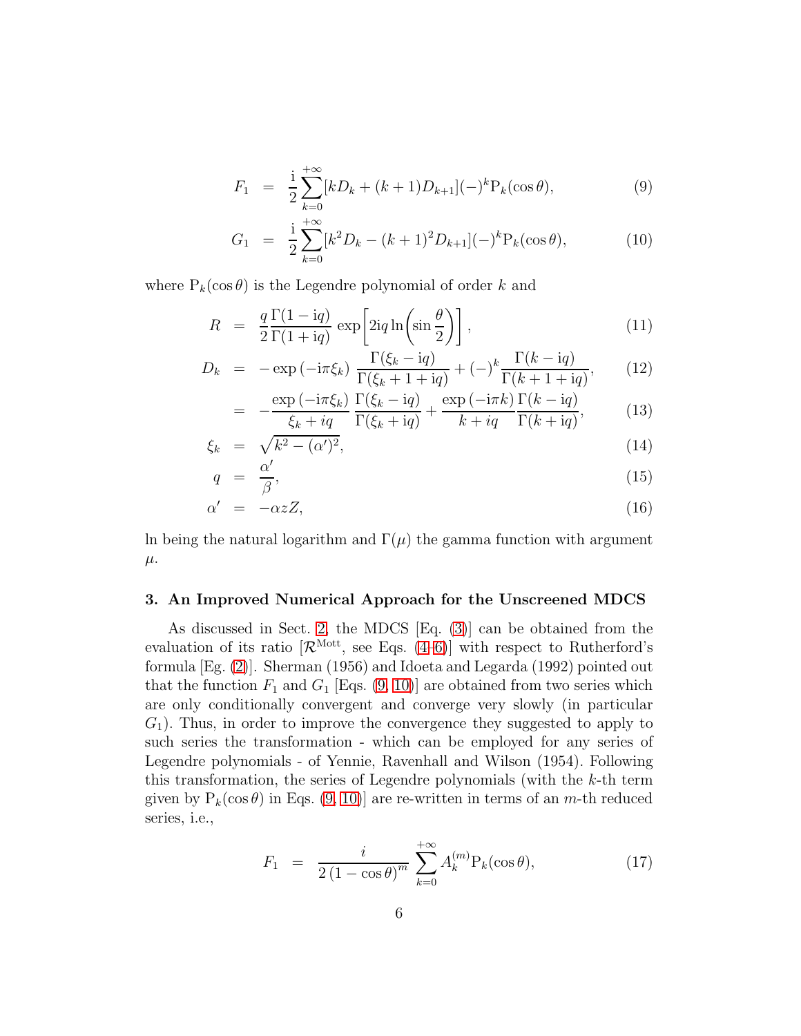$$F_1 = \frac{\mathrm{i}}{2}\sum_{k=0}^{+\infty}[kD_k + (k+1)D_{k+1}](-)^k \mathrm{P}_k(\cos\theta), \tag{9}$$

$$G_1 = \frac{\mathrm{i}}{2}\sum_{k=0}^{+\infty}[k^2 D_k - (k+1)^2 D_{k+1}](-)^k \mathrm{P}_k(\cos\theta), \tag{10}$$

where $\mathrm{P}_k(\cos\theta)$ is the Legendre polynomial of order $k$ and

$$R = \frac{q}{2}\frac{\Gamma(1-\mathrm{i}q)}{\Gamma(1+\mathrm{i}q)}\exp\left[2\mathrm{i}q\ln\left(\sin\frac{\theta}{2}\right)\right], \tag{11}$$

$$D_k = -\exp\left(-\mathrm{i}\pi\xi_k\right)\frac{\Gamma(\xi_k - \mathrm{i}q)}{\Gamma(\xi_k + 1 + \mathrm{i}q)} + (-)^k\frac{\Gamma(k-\mathrm{i}q)}{\Gamma(k+1+\mathrm{i}q)}, \tag{12}$$

$$= -\frac{\exp\left(-\mathrm{i}\pi\xi_k\right)}{\xi_k + iq}\frac{\Gamma(\xi_k - \mathrm{i}q)}{\Gamma(\xi_k + \mathrm{i}q)} + \frac{\exp\left(-\mathrm{i}\pi k\right)}{k+iq}\frac{\Gamma(k-\mathrm{i}q)}{\Gamma(k+\mathrm{i}q)}, \tag{13}$$

$$\xi_k = \sqrt{k^2 - (\alpha')^2}, \tag{14}$$

$$q = \frac{\alpha'}{\beta}, \tag{15}$$

$$\alpha' = -\alpha z Z, \tag{16}$$

ln being the natural logarithm and $\Gamma(\mu)$ the gamma function with argument $\mu$.

## 3. An Improved Numerical Approach for the Unscreened MDCS

As discussed in Sect. 2, the MDCS [Eq. (3)] can be obtained from the evaluation of its ratio [$\mathcal{R}^{\mathrm{Mott}}$, see Eqs. (4–6)] with respect to Rutherford's formula [Eg. (2)]. Sherman (1956) and Idoeta and Legarda (1992) pointed out that the function $F_1$ and $G_1$ [Eqs. (9, 10)] are obtained from two series which are only conditionally convergent and converge very slowly (in particular $G_1$). Thus, in order to improve the convergence they suggested to apply to such series the transformation - which can be employed for any series of Legendre polynomials - of Yennie, Ravenhall and Wilson (1954). Following this transformation, the series of Legendre polynomials (with the $k$-th term given by $\mathrm{P}_k(\cos\theta)$ in Eqs. (9, 10)] are re-written in terms of an $m$-th reduced series, i.e.,

$$F_1 = \frac{i}{2\left(1-\cos\theta\right)^m}\sum_{k=0}^{+\infty}A_k^{(m)}\mathrm{P}_k(\cos\theta), \tag{17}$$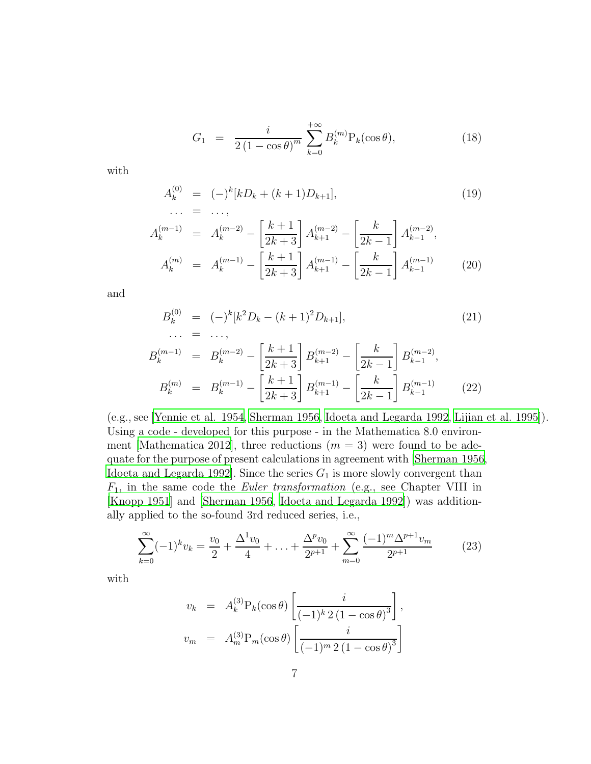$$G_1 = \frac{i}{2\,(1-\cos\theta)^m} \sum_{k=0}^{+\infty} B_k^{(m)} \mathrm{P}_k(\cos\theta), \tag{18}$$

with

$$\begin{aligned}
A_k^{(0)} &= (-)^k [k D_k + (k+1) D_{k+1}], \qquad (19)\\
\ldots &= \ldots,\\
A_k^{(m-1)} &= A_k^{(m-2)} - \left[\frac{k+1}{2k+3}\right] A_{k+1}^{(m-2)} - \left[\frac{k}{2k-1}\right] A_{k-1}^{(m-2)},\\
A_k^{(m)} &= A_k^{(m-1)} - \left[\frac{k+1}{2k+3}\right] A_{k+1}^{(m-1)} - \left[\frac{k}{2k-1}\right] A_{k-1}^{(m-1)} \qquad (20)
\end{aligned}$$

and

$$\begin{aligned}
B_k^{(0)} &= (-)^k [k^2 D_k - (k+1)^2 D_{k+1}], \qquad (21)\\
\ldots &= \ldots,\\
B_k^{(m-1)} &= B_k^{(m-2)} - \left[\frac{k+1}{2k+3}\right] B_{k+1}^{(m-2)} - \left[\frac{k}{2k-1}\right] B_{k-1}^{(m-2)},\\
B_k^{(m)} &= B_k^{(m-1)} - \left[\frac{k+1}{2k+3}\right] B_{k+1}^{(m-1)} - \left[\frac{k}{2k-1}\right] B_{k-1}^{(m-1)} \qquad (22)
\end{aligned}$$

(e.g., see [Yennie et al. 1954, Sherman 1956, Idoeta and Legarda 1992, Lijian et al. 1995]). Using a code - developed for this purpose - in the Mathematica 8.0 environment [Mathematica 2012], three reductions ($m = 3$) were found to be adequate for the purpose of present calculations in agreement with [Sherman 1956, Idoeta and Legarda 1992]. Since the series $G_1$ is more slowly convergent than $F_1$, in the same code the *Euler transformation* (e.g., see Chapter VIII in [Knopp 1951] and [Sherman 1956, Idoeta and Legarda 1992]) was additionally applied to the so-found 3rd reduced series, i.e.,

$$\sum_{k=0}^{\infty} (-1)^k v_k = \frac{v_0}{2} + \frac{\Delta^1 v_0}{4} + \ldots + \frac{\Delta^p v_0}{2^{p+1}} + \sum_{m=0}^{\infty} \frac{(-1)^m \Delta^{p+1} v_m}{2^{p+1}} \tag{23}$$

with

$$\begin{aligned}
v_k &= A_k^{(3)} \mathrm{P}_k(\cos\theta) \left[\frac{i}{(-1)^k\, 2\,(1-\cos\theta)^3}\right],\\
v_m &= A_m^{(3)} \mathrm{P}_m(\cos\theta) \left[\frac{i}{(-1)^m\, 2\,(1-\cos\theta)^3}\right]
\end{aligned}$$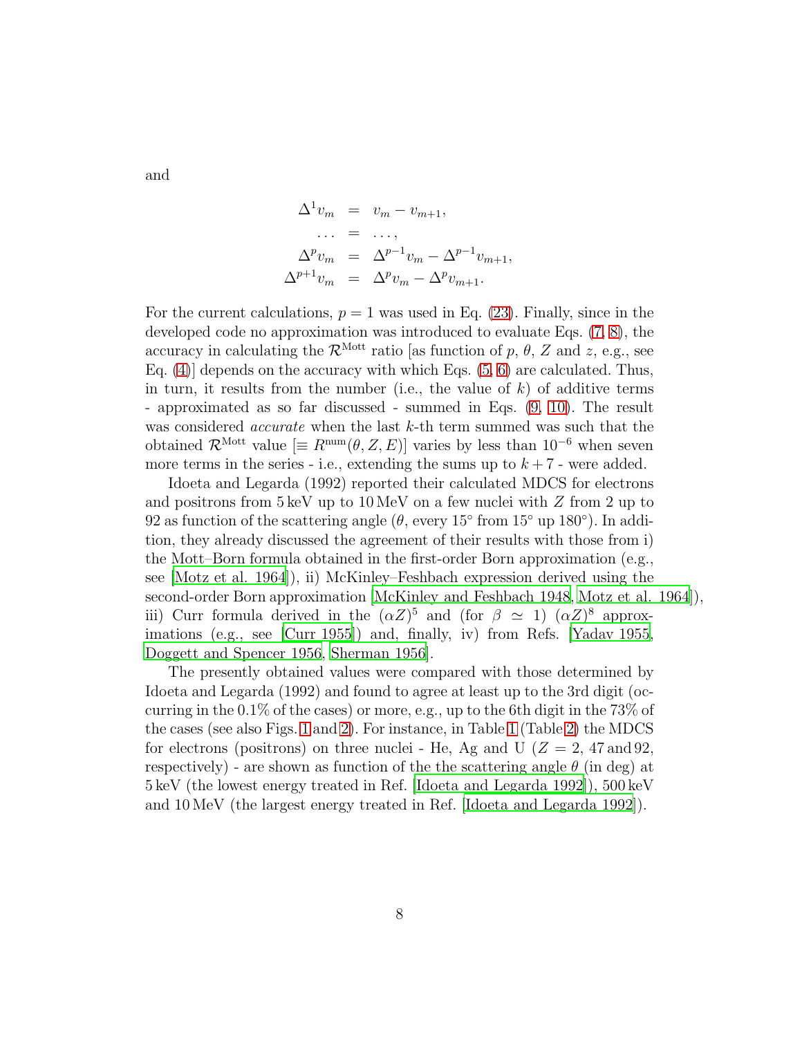and

$$
\begin{aligned}
\Delta^1 v_m &= v_m - v_{m+1}, \\
\ldots &= \ldots, \\
\Delta^p v_m &= \Delta^{p-1} v_m - \Delta^{p-1} v_{m+1}, \\
\Delta^{p+1} v_m &= \Delta^p v_m - \Delta^p v_{m+1}.
\end{aligned}
$$

For the current calculations, $p = 1$ was used in Eq. (23). Finally, since in the developed code no approximation was introduced to evaluate Eqs. (7, 8), the accuracy in calculating the $\mathcal{R}^{\rm Mott}$ ratio [as function of $p$, $\theta$, $Z$ and $z$, e.g., see Eq. (4)] depends on the accuracy with which Eqs. (5, 6) are calculated. Thus, in turn, it results from the number (i.e., the value of $k$) of additive terms - approximated as so far discussed - summed in Eqs. (9, 10). The result was considered *accurate* when the last $k$-th term summed was such that the obtained $\mathcal{R}^{\rm Mott}$ value [$\equiv R^{\rm num}(\theta, Z, E)$] varies by less than $10^{-6}$ when seven more terms in the series - i.e., extending the sums up to $k + 7$ - were added.

Idoeta and Legarda (1992) reported their calculated MDCS for electrons and positrons from 5 keV up to 10 MeV on a few nuclei with $Z$ from 2 up to 92 as function of the scattering angle ($\theta$, every 15° from 15° up 180°). In addition, they already discussed the agreement of their results with those from i) the Mott–Born formula obtained in the first-order Born approximation (e.g., see [Motz et al. 1964]), ii) McKinley–Feshbach expression derived using the second-order Born approximation [McKinley and Feshbach 1948, Motz et al. 1964]), iii) Curr formula derived in the $(\alpha Z)^5$ and (for $\beta \simeq 1$) $(\alpha Z)^8$ approximations (e.g., see [Curr 1955]) and, finally, iv) from Refs. [Yadav 1955, Doggett and Spencer 1956, Sherman 1956].

The presently obtained values were compared with those determined by Idoeta and Legarda (1992) and found to agree at least up to the 3rd digit (occurring in the 0.1% of the cases) or more, e.g., up to the 6th digit in the 73% of the cases (see also Figs. 1 and 2). For instance, in Table 1 (Table 2) the MDCS for electrons (positrons) on three nuclei - He, Ag and U ($Z = 2$, 47 and 92, respectively) - are shown as function of the the scattering angle $\theta$ (in deg) at 5 keV (the lowest energy treated in Ref. [Idoeta and Legarda 1992]), 500 keV and 10 MeV (the largest energy treated in Ref. [Idoeta and Legarda 1992]).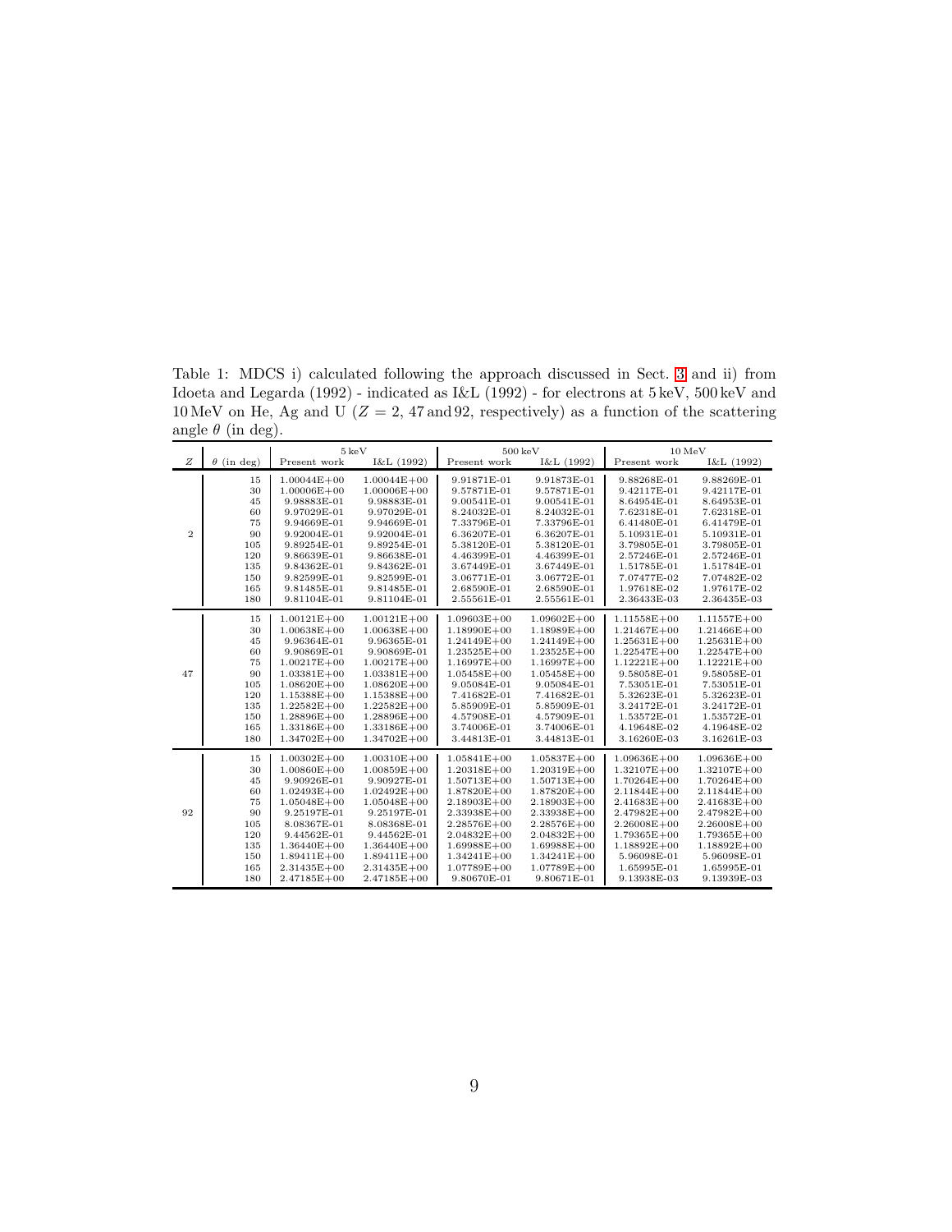Table 1: MDCS i) calculated following the approach discussed in Sect. 3 and ii) from Idoeta and Legarda (1992) - indicated as I&L (1992) - for electrons at 5 keV, 500 keV and 10 MeV on He, Ag and U ($Z$ = 2, 47 and 92, respectively) as a function of the scattering angle $\theta$ (in deg).

| | | 5 keV | | 500 keV | | 10 MeV | |
|---|---|---|---|---|---|---|---|
| $Z$ | $\theta$ (in deg) | Present work | I&L (1992) | Present work | I&L (1992) | Present work | I&L (1992) |
| 2 | 15 | 1.00044E+00 | 1.00044E+00 | 9.91871E-01 | 9.91873E-01 | 9.88268E-01 | 9.88269E-01 |
| | 30 | 1.00006E+00 | 1.00006E+00 | 9.57871E-01 | 9.57871E-01 | 9.42117E-01 | 9.42117E-01 |
| | 45 | 9.98883E-01 | 9.98883E-01 | 9.00541E-01 | 9.00541E-01 | 8.64954E-01 | 8.64953E-01 |
| | 60 | 9.97029E-01 | 9.97029E-01 | 8.24032E-01 | 8.24032E-01 | 7.62318E-01 | 7.62318E-01 |
| | 75 | 9.94669E-01 | 9.94669E-01 | 7.33796E-01 | 7.33796E-01 | 6.41480E-01 | 6.41479E-01 |
| | 90 | 9.92004E-01 | 9.92004E-01 | 6.36207E-01 | 6.36207E-01 | 5.10931E-01 | 5.10931E-01 |
| | 105 | 9.89254E-01 | 9.89254E-01 | 5.38120E-01 | 5.38120E-01 | 3.79805E-01 | 3.79805E-01 |
| | 120 | 9.86639E-01 | 9.86638E-01 | 4.46399E-01 | 4.46399E-01 | 2.57246E-01 | 2.57246E-01 |
| | 135 | 9.84362E-01 | 9.84362E-01 | 3.67449E-01 | 3.67449E-01 | 1.51785E-01 | 1.51784E-01 |
| | 150 | 9.82599E-01 | 9.82599E-01 | 3.06771E-01 | 3.06772E-01 | 7.07477E-02 | 7.07482E-02 |
| | 165 | 9.81485E-01 | 9.81485E-01 | 2.68590E-01 | 2.68590E-01 | 1.97618E-02 | 1.97617E-02 |
| | 180 | 9.81104E-01 | 9.81104E-01 | 2.55561E-01 | 2.55561E-01 | 2.36433E-03 | 2.36435E-03 |
| 47 | 15 | 1.00121E+00 | 1.00121E+00 | 1.09603E+00 | 1.09602E+00 | 1.11558E+00 | 1.11557E+00 |
| | 30 | 1.00638E+00 | 1.00638E+00 | 1.18990E+00 | 1.18989E+00 | 1.21467E+00 | 1.21466E+00 |
| | 45 | 9.96364E-01 | 9.96365E-01 | 1.24149E+00 | 1.24149E+00 | 1.25631E+00 | 1.25631E+00 |
| | 60 | 9.90869E-01 | 9.90869E-01 | 1.23525E+00 | 1.23525E+00 | 1.22547E+00 | 1.22547E+00 |
| | 75 | 1.00217E+00 | 1.00217E+00 | 1.16997E+00 | 1.16997E+00 | 1.12221E+00 | 1.12221E+00 |
| | 90 | 1.03381E+00 | 1.03381E+00 | 1.05458E+00 | 1.05458E+00 | 9.58058E-01 | 9.58058E-01 |
| | 105 | 1.08620E+00 | 1.08620E+00 | 9.05084E-01 | 9.05084E-01 | 7.53051E-01 | 7.53051E-01 |
| | 120 | 1.15388E+00 | 1.15388E+00 | 7.41682E-01 | 7.41682E-01 | 5.32623E-01 | 5.32623E-01 |
| | 135 | 1.22582E+00 | 1.22582E+00 | 5.85909E-01 | 5.85909E-01 | 3.24172E-01 | 3.24172E-01 |
| | 150 | 1.28896E+00 | 1.28896E+00 | 4.57908E-01 | 4.57909E-01 | 1.53572E-01 | 1.53572E-01 |
| | 165 | 1.33186E+00 | 1.33186E+00 | 3.74006E-01 | 3.74006E-01 | 4.19648E-02 | 4.19648E-02 |
| | 180 | 1.34702E+00 | 1.34702E+00 | 3.44813E-01 | 3.44813E-01 | 3.16260E-03 | 3.16261E-03 |
| 92 | 15 | 1.00302E+00 | 1.00310E+00 | 1.05841E+00 | 1.05837E+00 | 1.09636E+00 | 1.09636E+00 |
| | 30 | 1.00860E+00 | 1.00859E+00 | 1.20318E+00 | 1.20319E+00 | 1.32107E+00 | 1.32107E+00 |
| | 45 | 9.90926E-01 | 9.90927E-01 | 1.50713E+00 | 1.50713E+00 | 1.70264E+00 | 1.70264E+00 |
| | 60 | 1.02493E+00 | 1.02492E+00 | 1.87820E+00 | 1.87820E+00 | 2.11844E+00 | 2.11844E+00 |
| | 75 | 1.05048E+00 | 1.05048E+00 | 2.18903E+00 | 2.18903E+00 | 2.41683E+00 | 2.41683E+00 |
| | 90 | 9.25197E-01 | 9.25197E-01 | 2.33938E+00 | 2.33938E+00 | 2.47982E+00 | 2.47982E+00 |
| | 105 | 8.08367E-01 | 8.08368E-01 | 2.28576E+00 | 2.28576E+00 | 2.26008E+00 | 2.26008E+00 |
| | 120 | 9.44562E-01 | 9.44562E-01 | 2.04832E+00 | 2.04832E+00 | 1.79365E+00 | 1.79365E+00 |
| | 135 | 1.36440E+00 | 1.36440E+00 | 1.69988E+00 | 1.69988E+00 | 1.18892E+00 | 1.18892E+00 |
| | 150 | 1.89411E+00 | 1.89411E+00 | 1.34241E+00 | 1.34241E+00 | 5.96098E-01 | 5.96098E-01 |
| | 165 | 2.31435E+00 | 2.31435E+00 | 1.07789E+00 | 1.07789E+00 | 1.65995E-01 | 1.65995E-01 |
| | 180 | 2.47185E+00 | 2.47185E+00 | 9.80670E-01 | 9.80671E-01 | 9.13938E-03 | 9.13939E-03 |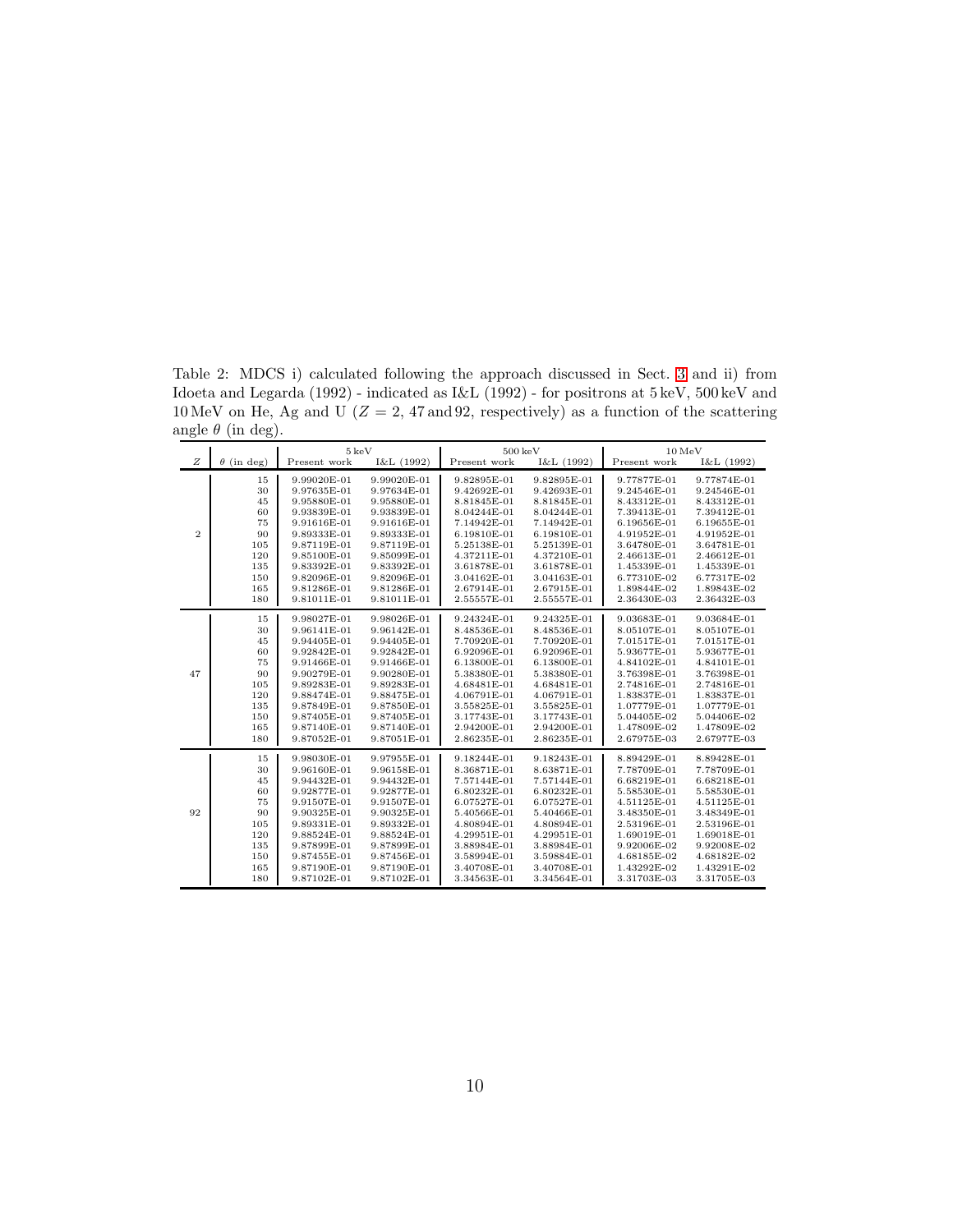Table 2: MDCS i) calculated following the approach discussed in Sect. 3 and ii) from Idoeta and Legarda (1992) - indicated as I&L (1992) - for positrons at 5 keV, 500 keV and 10 MeV on He, Ag and U ($Z$ = 2, 47 and 92, respectively) as a function of the scattering angle $\theta$ (in deg).

| | | 5 keV | | 500 keV | | 10 MeV | |
|---|---|---|---|---|---|---|---|
| $Z$ | $\theta$ (in deg) | Present work | I&L (1992) | Present work | I&L (1992) | Present work | I&L (1992) |
| 2 | 15 | 9.99020E-01 | 9.99020E-01 | 9.82895E-01 | 9.82895E-01 | 9.77877E-01 | 9.77874E-01 |
| | 30 | 9.97635E-01 | 9.97634E-01 | 9.42692E-01 | 9.42693E-01 | 9.24546E-01 | 9.24546E-01 |
| | 45 | 9.95880E-01 | 9.95880E-01 | 8.81845E-01 | 8.81845E-01 | 8.43312E-01 | 8.43312E-01 |
| | 60 | 9.93839E-01 | 9.93839E-01 | 8.04244E-01 | 8.04244E-01 | 7.39413E-01 | 7.39412E-01 |
| | 75 | 9.91616E-01 | 9.91616E-01 | 7.14942E-01 | 7.14942E-01 | 6.19656E-01 | 6.19655E-01 |
| | 90 | 9.89333E-01 | 9.89333E-01 | 6.19810E-01 | 6.19810E-01 | 4.91952E-01 | 4.91952E-01 |
| | 105 | 9.87119E-01 | 9.87119E-01 | 5.25138E-01 | 5.25139E-01 | 3.64780E-01 | 3.64781E-01 |
| | 120 | 9.85100E-01 | 9.85099E-01 | 4.37211E-01 | 4.37210E-01 | 2.46613E-01 | 2.46612E-01 |
| | 135 | 9.83392E-01 | 9.83392E-01 | 3.61878E-01 | 3.61878E-01 | 1.45339E-01 | 1.45339E-01 |
| | 150 | 9.82096E-01 | 9.82096E-01 | 3.04162E-01 | 3.04163E-01 | 6.77310E-02 | 6.77317E-02 |
| | 165 | 9.81286E-01 | 9.81286E-01 | 2.67914E-01 | 2.67915E-01 | 1.89844E-02 | 1.89843E-02 |
| | 180 | 9.81011E-01 | 9.81011E-01 | 2.55557E-01 | 2.55557E-01 | 2.36430E-03 | 2.36432E-03 |
| 47 | 15 | 9.98027E-01 | 9.98026E-01 | 9.24324E-01 | 9.24325E-01 | 9.03683E-01 | 9.03684E-01 |
| | 30 | 9.96141E-01 | 9.96142E-01 | 8.48536E-01 | 8.48536E-01 | 8.05107E-01 | 8.05107E-01 |
| | 45 | 9.94405E-01 | 9.94405E-01 | 7.70920E-01 | 7.70920E-01 | 7.01517E-01 | 7.01517E-01 |
| | 60 | 9.92842E-01 | 9.92842E-01 | 6.92096E-01 | 6.92096E-01 | 5.93677E-01 | 5.93677E-01 |
| | 75 | 9.91466E-01 | 9.91466E-01 | 6.13800E-01 | 6.13800E-01 | 4.84102E-01 | 4.84101E-01 |
| | 90 | 9.90279E-01 | 9.90280E-01 | 5.38380E-01 | 5.38380E-01 | 3.76398E-01 | 3.76398E-01 |
| | 105 | 9.89283E-01 | 9.89283E-01 | 4.68481E-01 | 4.68481E-01 | 2.74816E-01 | 2.74816E-01 |
| | 120 | 9.88474E-01 | 9.88475E-01 | 4.06791E-01 | 4.06791E-01 | 1.83837E-01 | 1.83837E-01 |
| | 135 | 9.87849E-01 | 9.87850E-01 | 3.55825E-01 | 3.55825E-01 | 1.07779E-01 | 1.07779E-01 |
| | 150 | 9.87405E-01 | 9.87405E-01 | 3.17743E-01 | 3.17743E-01 | 5.04405E-02 | 5.04406E-02 |
| | 165 | 9.87140E-01 | 9.87140E-01 | 2.94200E-01 | 2.94200E-01 | 1.47809E-02 | 1.47809E-02 |
| | 180 | 9.87052E-01 | 9.87051E-01 | 2.86235E-01 | 2.86235E-01 | 2.67975E-03 | 2.67977E-03 |
| 92 | 15 | 9.98030E-01 | 9.97955E-01 | 9.18244E-01 | 9.18243E-01 | 8.89429E-01 | 8.89428E-01 |
| | 30 | 9.96160E-01 | 9.96158E-01 | 8.36871E-01 | 8.63871E-01 | 7.78709E-01 | 7.78709E-01 |
| | 45 | 9.94432E-01 | 9.94432E-01 | 7.57144E-01 | 7.57144E-01 | 6.68219E-01 | 6.68218E-01 |
| | 60 | 9.92877E-01 | 9.92877E-01 | 6.80232E-01 | 6.80232E-01 | 5.58530E-01 | 5.58530E-01 |
| | 75 | 9.91507E-01 | 9.91507E-01 | 6.07527E-01 | 6.07527E-01 | 4.51125E-01 | 4.51125E-01 |
| | 90 | 9.90325E-01 | 9.90325E-01 | 5.40566E-01 | 5.40466E-01 | 3.48350E-01 | 3.48349E-01 |
| | 105 | 9.89331E-01 | 9.89332E-01 | 4.80894E-01 | 4.80894E-01 | 2.53196E-01 | 2.53196E-01 |
| | 120 | 9.88524E-01 | 9.88524E-01 | 4.29951E-01 | 4.29951E-01 | 1.69019E-01 | 1.69018E-01 |
| | 135 | 9.87899E-01 | 9.87899E-01 | 3.88984E-01 | 3.88984E-01 | 9.92006E-02 | 9.92008E-02 |
| | 150 | 9.87455E-01 | 9.87456E-01 | 3.58994E-01 | 3.59884E-01 | 4.68185E-02 | 4.68182E-02 |
| | 165 | 9.87190E-01 | 9.87190E-01 | 3.40708E-01 | 3.40708E-01 | 1.43292E-02 | 1.43291E-02 |
| | 180 | 9.87102E-01 | 9.87102E-01 | 3.34563E-01 | 3.34564E-01 | 3.31703E-03 | 3.31705E-03 |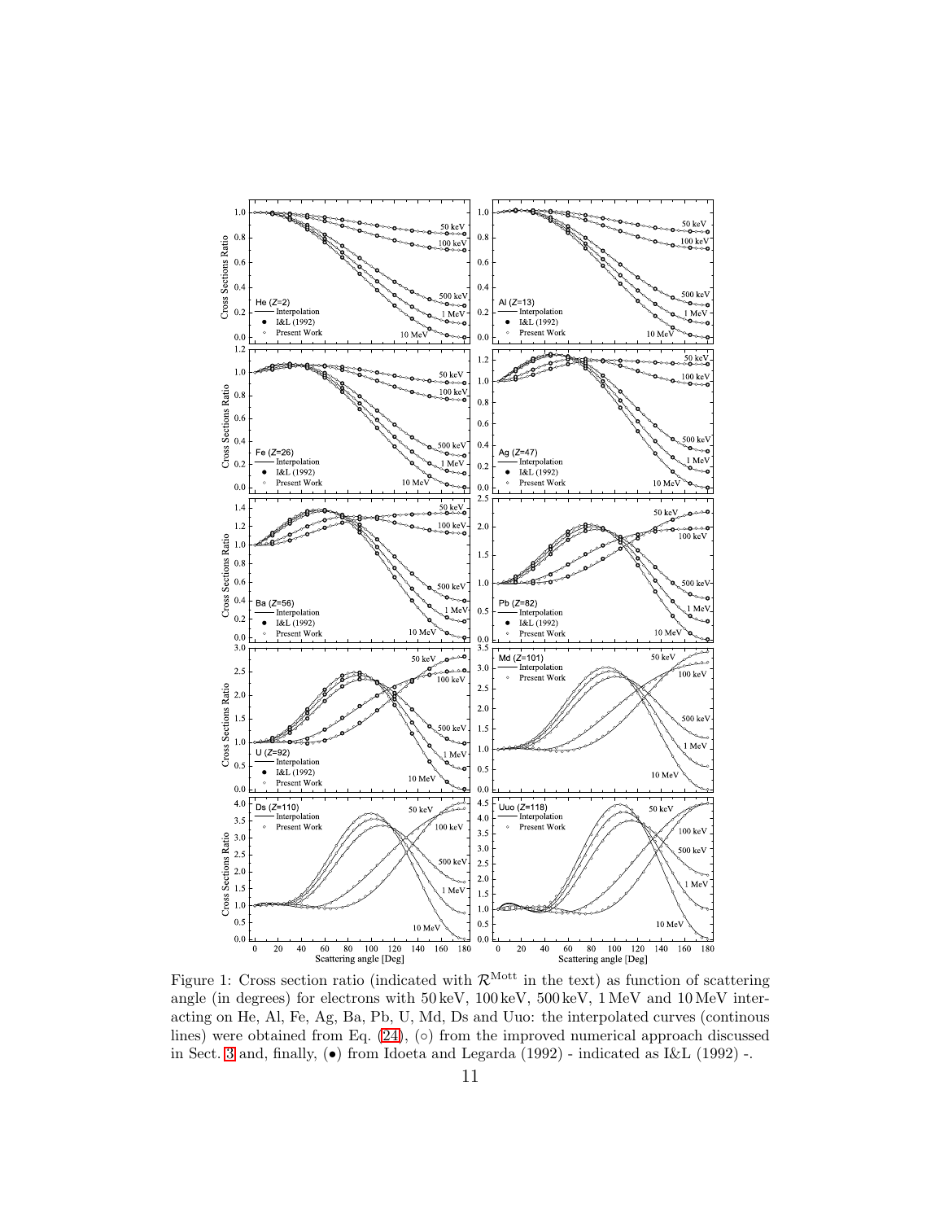Figure 1: Cross section ratio (indicated with $\mathcal{R}^{\text{Mott}}$ in the text) as function of scattering angle (in degrees) for electrons with 50 keV, 100 keV, 500 keV, 1 MeV and 10 MeV interacting on He, Al, Fe, Ag, Ba, Pb, U, Md, Ds and Uuo: the interpolated curves (continous lines) were obtained from Eq. (24), (○) from the improved numerical approach discussed in Sect. 3 and, finally, (●) from Idoeta and Legarda (1992) - indicated as I&L (1992) -.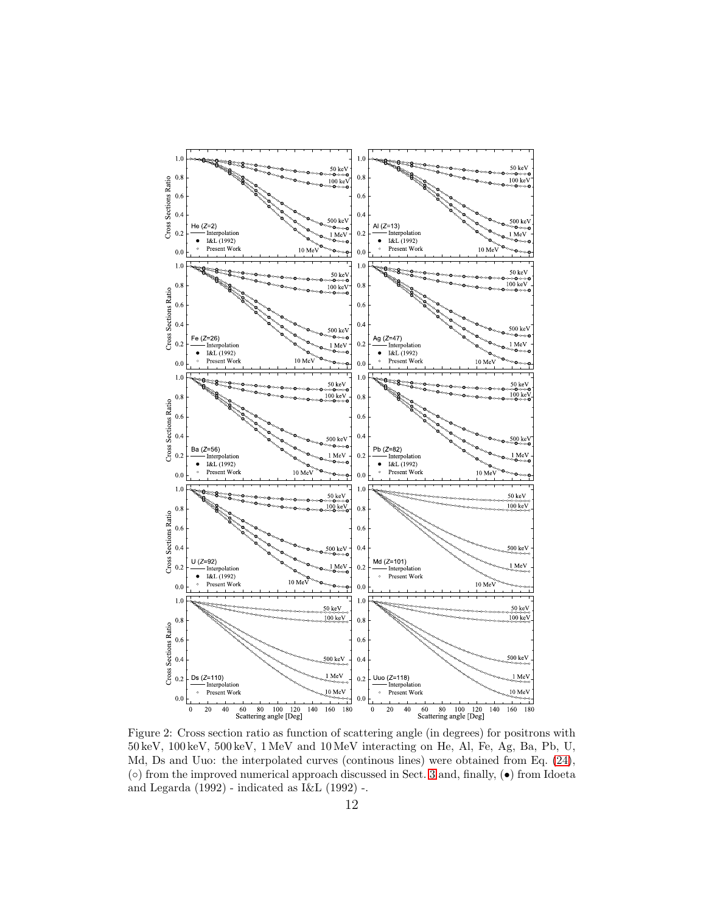Figure 2: Cross section ratio as function of scattering angle (in degrees) for positrons with 50 keV, 100 keV, 500 keV, 1 MeV and 10 MeV interacting on He, Al, Fe, Ag, Ba, Pb, U, Md, Ds and Uuo: the interpolated curves (continous lines) were obtained from Eq. (24), (∘) from the improved numerical approach discussed in Sect. 3 and, finally, (•) from Idoeta and Legarda (1992) - indicated as I&L (1992) -.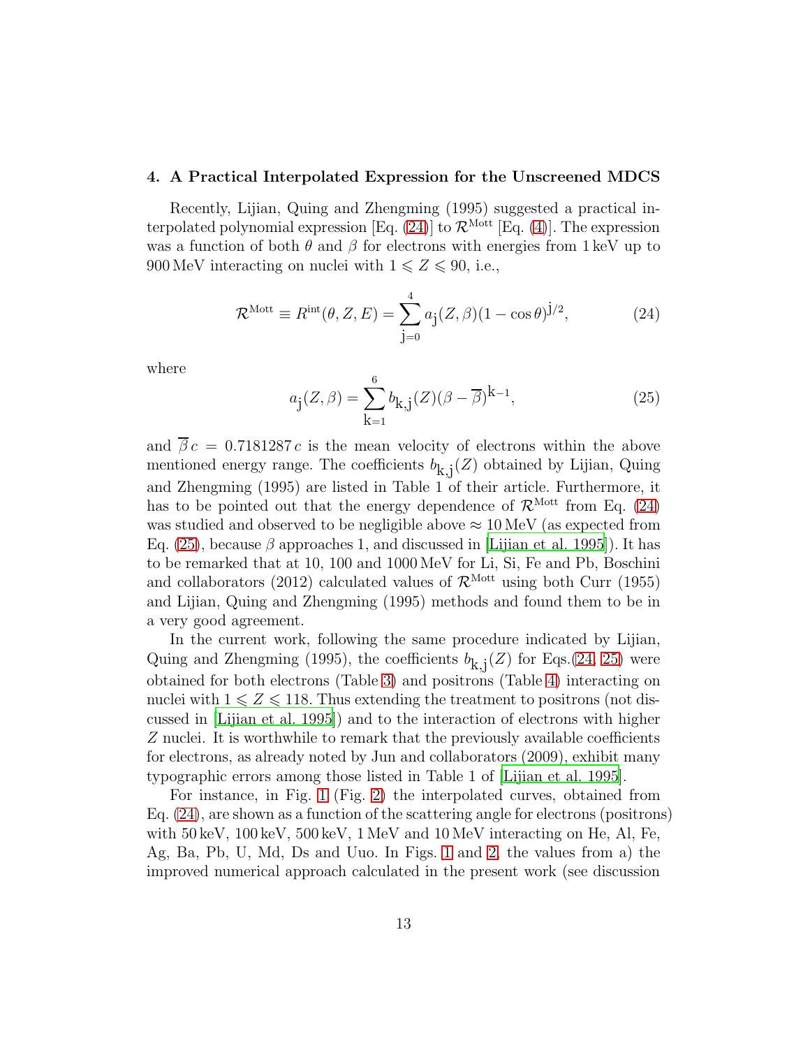## 4. A Practical Interpolated Expression for the Unscreened MDCS

Recently, Lijian, Quing and Zhengming (1995) suggested a practical interpolated polynomial expression [Eq. (24)] to $\mathcal{R}^{\rm Mott}$ [Eq. (4)]. The expression was a function of both $\theta$ and $\beta$ for electrons with energies from 1 keV up to 900 MeV interacting on nuclei with $1 \leqslant Z \leqslant 90$, i.e.,

$$\mathcal{R}^{\rm Mott} \equiv R^{\rm int}(\theta, Z, E) = \sum_{\rm j=0}^{4} a_{\rm j}(Z, \beta)(1 - \cos\theta)^{\rm j/2}, \tag{24}$$

where

$$a_{\rm j}(Z, \beta) = \sum_{\rm k=1}^{6} b_{\rm k,j}(Z)(\beta - \overline{\beta})^{\rm k-1}, \tag{25}$$

and $\overline{\beta}\, c = 0.7181287\, c$ is the mean velocity of electrons within the above mentioned energy range. The coefficients $b_{\rm k,j}(Z)$ obtained by Lijian, Quing and Zhengming (1995) are listed in Table 1 of their article. Furthermore, it has to be pointed out that the energy dependence of $\mathcal{R}^{\rm Mott}$ from Eq. (24) was studied and observed to be negligible above $\approx 10$ MeV (as expected from Eq. (25), because $\beta$ approaches 1, and discussed in [Lijian et al. 1995]). It has to be remarked that at 10, 100 and 1000 MeV for Li, Si, Fe and Pb, Boschini and collaborators (2012) calculated values of $\mathcal{R}^{\rm Mott}$ using both Curr (1955) and Lijian, Quing and Zhengming (1995) methods and found them to be in a very good agreement.

In the current work, following the same procedure indicated by Lijian, Quing and Zhengming (1995), the coefficients $b_{\rm k,j}(Z)$ for Eqs.(24, 25) were obtained for both electrons (Table 3) and positrons (Table 4) interacting on nuclei with $1 \leqslant Z \leqslant 118$. Thus extending the treatment to positrons (not discussed in [Lijian et al. 1995]) and to the interaction of electrons with higher $Z$ nuclei. It is worthwhile to remark that the previously available coefficients for electrons, as already noted by Jun and collaborators (2009), exhibit many typographic errors among those listed in Table 1 of [Lijian et al. 1995].

For instance, in Fig. 1 (Fig. 2) the interpolated curves, obtained from Eq. (24), are shown as a function of the scattering angle for electrons (positrons) with 50 keV, 100 keV, 500 keV, 1 MeV and 10 MeV interacting on He, Al, Fe, Ag, Ba, Pb, U, Md, Ds and Uuo. In Figs. 1 and 2, the values from a) the improved numerical approach calculated in the present work (see discussion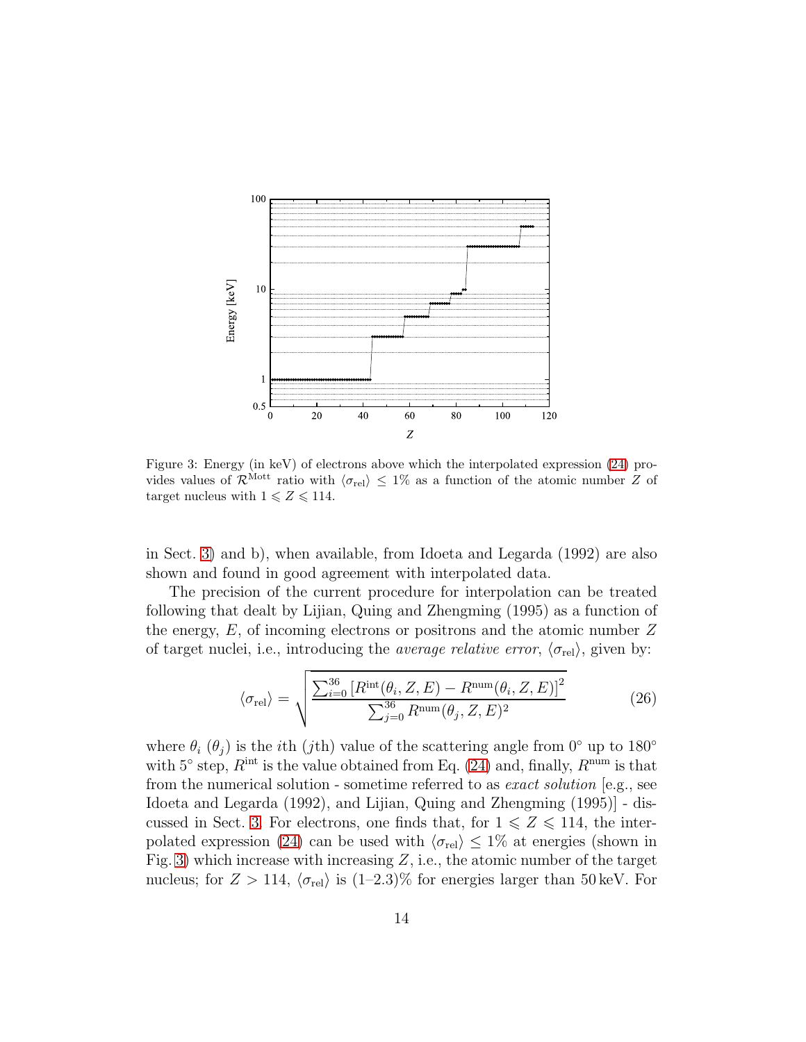Figure 3: Energy (in keV) of electrons above which the interpolated expression (24) provides values of $\mathcal{R}^{\mathrm{Mott}}$ ratio with $\langle\sigma_{\mathrm{rel}}\rangle \leq 1\%$ as a function of the atomic number $Z$ of target nucleus with $1 \leqslant Z \leqslant 114$.

in Sect. 3) and b), when available, from Idoeta and Legarda (1992) are also shown and found in good agreement with interpolated data.

The precision of the current procedure for interpolation can be treated following that dealt by Lijian, Quing and Zhengming (1995) as a function of the energy, $E$, of incoming electrons or positrons and the atomic number $Z$ of target nuclei, i.e., introducing the *average relative error*, $\langle\sigma_{\mathrm{rel}}\rangle$, given by:

$$\langle\sigma_{\mathrm{rel}}\rangle = \sqrt{\frac{\sum_{i=0}^{36}\left[R^{\mathrm{int}}(\theta_i, Z, E) - R^{\mathrm{num}}(\theta_i, Z, E)\right]^2}{\sum_{j=0}^{36} R^{\mathrm{num}}(\theta_j, Z, E)^2}} \tag{26}$$

where $\theta_i$ ($\theta_j$) is the $i$th ($j$th) value of the scattering angle from $0^\circ$ up to $180^\circ$ with $5^\circ$ step, $R^{\mathrm{int}}$ is the value obtained from Eq. (24) and, finally, $R^{\mathrm{num}}$ is that from the numerical solution - sometime referred to as *exact solution* [e.g., see Idoeta and Legarda (1992), and Lijian, Quing and Zhengming (1995)] - discussed in Sect. 3. For electrons, one finds that, for $1 \leqslant Z \leqslant 114$, the interpolated expression (24) can be used with $\langle\sigma_{\mathrm{rel}}\rangle \leq 1\%$ at energies (shown in Fig. 3) which increase with increasing $Z$, i.e., the atomic number of the target nucleus; for $Z > 114$, $\langle\sigma_{\mathrm{rel}}\rangle$ is (1–2.3)% for energies larger than 50 keV. For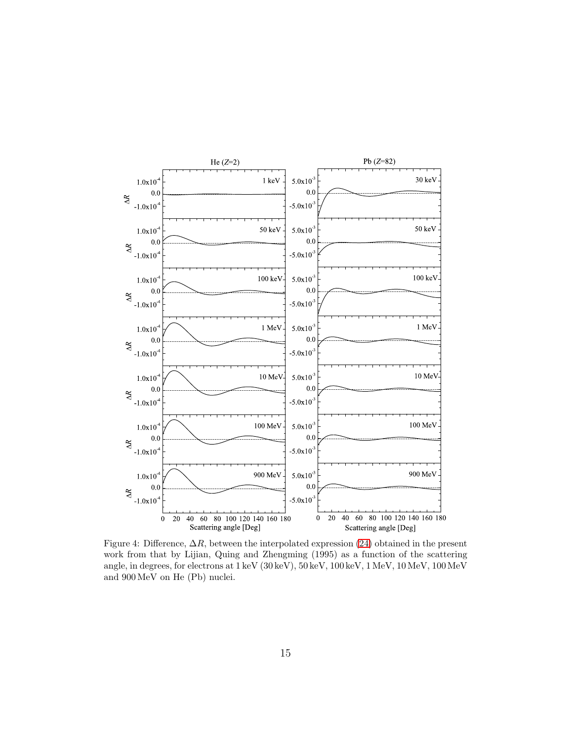Figure 4: Difference, $\Delta R$, between the interpolated expression (24) obtained in the present work from that by Lijian, Quing and Zhengming (1995) as a function of the scattering angle, in degrees, for electrons at 1 keV (30 keV), 50 keV, 100 keV, 1 MeV, 10 MeV, 100 MeV and 900 MeV on He (Pb) nuclei.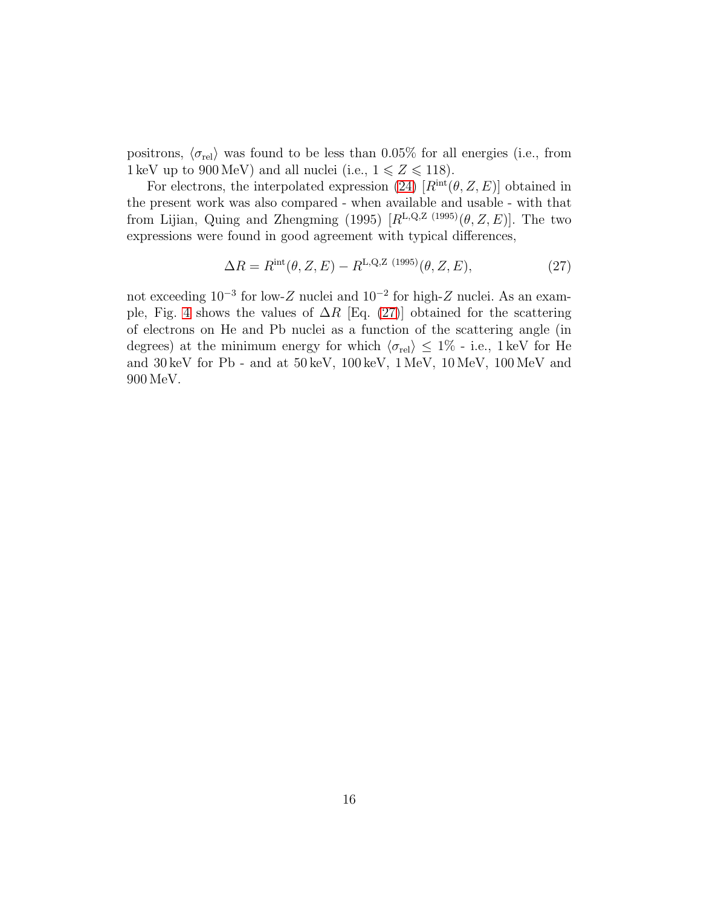positrons, $\langle \sigma_{\rm rel} \rangle$ was found to be less than 0.05% for all energies (i.e., from 1 keV up to 900 MeV) and all nuclei (i.e., $1 \leqslant Z \leqslant 118$).

For electrons, the interpolated expression (24) [$R^{\rm int}(\theta, Z, E)$] obtained in the present work was also compared - when available and usable - with that from Lijian, Quing and Zhengming (1995) [$R^{\rm L,Q,Z~(1995)}(\theta, Z, E)$]. The two expressions were found in good agreement with typical differences,

$$\Delta R = R^{\rm int}(\theta, Z, E) - R^{\rm L,Q,Z~(1995)}(\theta, Z, E), \tag{27}$$

not exceeding $10^{-3}$ for low-$Z$ nuclei and $10^{-2}$ for high-$Z$ nuclei. As an example, Fig. 4 shows the values of $\Delta R$ [Eq. (27)] obtained for the scattering of electrons on He and Pb nuclei as a function of the scattering angle (in degrees) at the minimum energy for which $\langle \sigma_{\rm rel} \rangle \leq 1\%$ - i.e., 1 keV for He and 30 keV for Pb - and at 50 keV, 100 keV, 1 MeV, 10 MeV, 100 MeV and 900 MeV.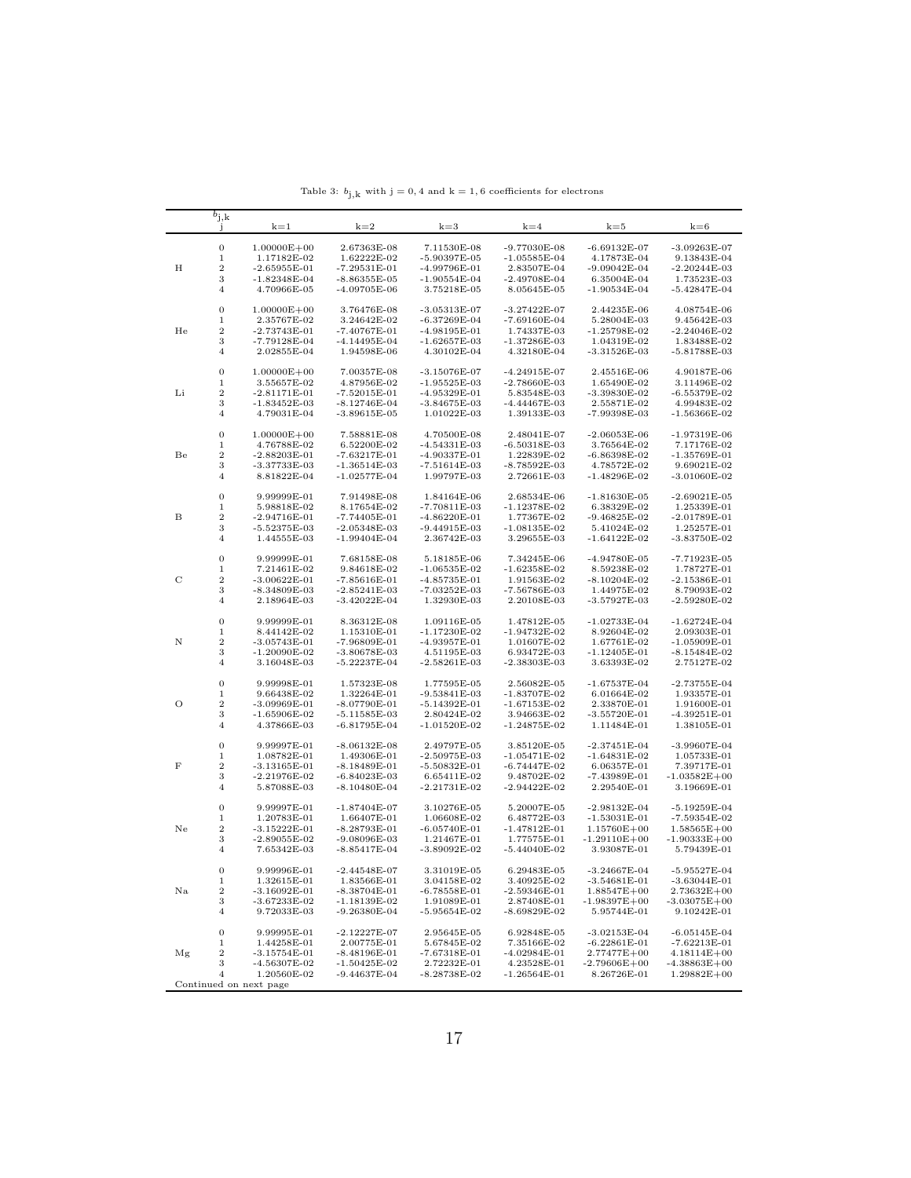Table 3: $b_{\mathrm{j,k}}$ with $\mathrm{j} = 0, 4$ and $\mathrm{k} = 1, 6$ coefficients for electrons

| | $b_{\mathrm{j,k}}$ j | k=1 | k=2 | k=3 | k=4 | k=5 | k=6 |
|---|---|---|---|---|---|---|---|
| | 0 | 1.00000E+00 | 2.67363E-08 | 7.11530E-08 | -9.77030E-08 | -6.69132E-07 | -3.09263E-07 |
| | 1 | 1.17182E-02 | 1.62222E-02 | -5.90397E-05 | -1.05585E-04 | 4.17873E-04 | 9.13843E-04 |
| H | 2 | -2.65955E-01 | -7.29531E-01 | -4.99796E-01 | 2.83507E-04 | -9.09042E-04 | -2.20244E-03 |
| | 3 | -1.82348E-04 | -8.86355E-05 | -1.90554E-04 | -2.49708E-04 | 6.35004E-04 | 1.73523E-03 |
| | 4 | 4.70966E-05 | -4.09705E-06 | 3.75218E-05 | 8.05645E-05 | -1.90534E-04 | -5.42847E-04 |
| | 0 | 1.00000E+00 | 3.76476E-08 | -3.05313E-07 | -3.27422E-07 | 2.44235E-06 | 4.08754E-06 |
| | 1 | 2.35767E-02 | 3.24642E-02 | -6.37269E-04 | -7.69160E-04 | 5.28004E-03 | 9.45642E-03 |
| He | 2 | -2.73743E-01 | -7.40767E-01 | -4.98195E-01 | 1.74337E-03 | -1.25798E-02 | -2.24046E-02 |
| | 3 | -7.79128E-04 | -4.14495E-04 | -1.62657E-03 | -1.37286E-03 | 1.04319E-02 | 1.83488E-02 |
| | 4 | 2.02855E-04 | 1.94598E-06 | 4.30102E-04 | 4.32180E-04 | -3.31526E-03 | -5.81788E-03 |
| | 0 | 1.00000E+00 | 7.00357E-08 | -3.15076E-07 | -4.24915E-07 | 2.45516E-06 | 4.90187E-06 |
| | 1 | 3.55657E-02 | 4.87956E-02 | -1.95525E-03 | -2.78660E-03 | 1.65490E-02 | 3.11496E-02 |
| Li | 2 | -2.81171E-01 | -7.52015E-01 | -4.95329E-01 | 5.83548E-03 | -3.39830E-02 | -6.55379E-02 |
| | 3 | -1.83452E-03 | -8.12746E-04 | -3.84675E-03 | -4.44467E-03 | 2.55871E-02 | 4.99483E-02 |
| | 4 | 4.79031E-04 | -3.89615E-05 | 1.01022E-03 | 1.39133E-03 | -7.99398E-03 | -1.56366E-02 |
| | 0 | 1.00000E+00 | 7.58881E-08 | 4.70500E-08 | 2.48041E-07 | -2.06053E-06 | -1.97319E-06 |
| | 1 | 4.76788E-02 | 6.52200E-02 | -4.54331E-03 | -6.50318E-03 | 3.76564E-02 | 7.17176E-02 |
| Be | 2 | -2.88203E-01 | -7.63217E-01 | -4.90337E-01 | 1.22839E-02 | -6.86398E-02 | -1.35769E-01 |
| | 3 | -3.37733E-03 | -1.36514E-03 | -7.51614E-03 | -8.78592E-03 | 4.78572E-02 | 9.69021E-02 |
| | 4 | 8.81822E-04 | -1.02577E-04 | 1.99797E-03 | 2.72661E-03 | -1.48296E-02 | -3.01060E-02 |
| | 0 | 9.99999E-01 | 7.91498E-08 | 1.84164E-06 | 2.68534E-06 | -1.81630E-05 | -2.69021E-05 |
| | 1 | 5.98818E-02 | 8.17654E-02 | -7.70811E-03 | -1.12378E-02 | 6.38329E-02 | 1.25339E-01 |
| B | 2 | -2.94716E-01 | -7.74405E-01 | -4.86220E-01 | 1.77367E-02 | -9.46825E-02 | -2.01789E-01 |
| | 3 | -5.52375E-03 | -2.05348E-03 | -9.44915E-03 | -1.08135E-02 | 5.41024E-02 | 1.25257E-01 |
| | 4 | 1.44555E-03 | -1.99404E-04 | 2.36742E-03 | 3.29655E-03 | -1.64122E-02 | -3.83750E-02 |
| | 0 | 9.99999E-01 | 7.68158E-08 | 5.18185E-06 | 7.34245E-06 | -4.94780E-05 | -7.71923E-05 |
| | 1 | 7.21461E-02 | 9.84618E-02 | -1.06535E-02 | -1.62358E-02 | 8.59238E-02 | 1.78727E-01 |
| C | 2 | -3.00622E-01 | -7.85616E-01 | -4.85735E-01 | 1.91563E-02 | -8.10204E-02 | -2.15386E-01 |
| | 3 | -8.34809E-03 | -2.85241E-03 | -7.03252E-03 | -7.56786E-03 | 1.44975E-02 | 8.79093E-02 |
| | 4 | 2.18964E-03 | -3.42022E-04 | 1.32930E-03 | 2.20108E-03 | -3.57927E-03 | -2.59280E-02 |
| | 0 | 9.99999E-01 | 8.36312E-08 | 1.09116E-05 | 1.47812E-05 | -1.02733E-04 | -1.62724E-04 |
| | 1 | 8.44142E-02 | 1.15310E-01 | -1.17230E-02 | -1.94732E-02 | 8.92604E-02 | 2.09303E-01 |
| N | 2 | -3.05743E-01 | -7.96809E-01 | -4.93957E-01 | 1.01607E-02 | 1.67761E-02 | -1.05909E-01 |
| | 3 | -1.20090E-02 | -3.80678E-03 | 4.51195E-03 | 6.93472E-03 | -1.12405E-01 | -8.15484E-02 |
| | 4 | 3.16048E-03 | -5.22237E-04 | -2.58261E-03 | -2.38303E-03 | 3.63393E-02 | 2.75127E-02 |
| | 0 | 9.99998E-01 | 1.57323E-08 | 1.77595E-05 | 2.56082E-05 | -1.67537E-04 | -2.73755E-04 |
| | 1 | 9.66438E-02 | 1.32264E-01 | -9.53841E-03 | -1.83707E-02 | 6.01664E-02 | 1.93357E-01 |
| O | 2 | -3.09969E-01 | -8.07790E-01 | -5.14392E-01 | -1.67153E-02 | 2.33870E-01 | 1.91600E-01 |
| | 3 | -1.65906E-02 | -5.11585E-03 | 2.80424E-02 | 3.94663E-02 | -3.55720E-01 | -4.39251E-01 |
| | 4 | 4.37866E-03 | -6.81795E-04 | -1.01520E-02 | -1.24875E-02 | 1.11484E-01 | 1.38105E-01 |
| | 0 | 9.99997E-01 | -8.06132E-08 | 2.49797E-05 | 3.85120E-05 | -2.37451E-04 | -3.99607E-04 |
| | 1 | 1.08782E-01 | 1.49306E-01 | -2.50975E-03 | -1.05471E-02 | -1.64831E-02 | 1.05733E-01 |
| F | 2 | -3.13165E-01 | -8.18489E-01 | -5.50832E-01 | -6.74447E-02 | 6.06357E-01 | 7.39717E-01 |
| | 3 | -2.21976E-02 | -6.84023E-03 | 6.65411E-02 | 9.48702E-02 | -7.43989E-01 | -1.03582E+00 |
| | 4 | 5.87088E-03 | -8.10480E-04 | -2.21731E-02 | -2.94422E-02 | 2.29540E-01 | 3.19669E-01 |
| | 0 | 9.99997E-01 | -1.87404E-07 | 3.10276E-05 | 5.20007E-05 | -2.98132E-04 | -5.19259E-04 |
| | 1 | 1.20783E-01 | 1.66407E-01 | 1.06608E-02 | 6.48772E-03 | -1.53031E-01 | -7.59354E-02 |
| Ne | 2 | -3.15222E-01 | -8.28793E-01 | -6.05740E-01 | -1.47812E-01 | 1.15760E+00 | 1.58565E+00 |
| | 3 | -2.89055E-02 | -9.08096E-03 | 1.21467E-01 | 1.77575E-01 | -1.29110E+00 | -1.90333E+00 |
| | 4 | 7.65342E-03 | -8.85417E-04 | -3.89092E-02 | -5.44040E-02 | 3.93087E-01 | 5.79439E-01 |
| | 0 | 9.99996E-01 | -2.44548E-07 | 3.31019E-05 | 6.29483E-05 | -3.24667E-04 | -5.95527E-04 |
| | 1 | 1.32615E-01 | 1.83566E-01 | 3.04158E-02 | 3.40925E-02 | -3.54681E-01 | -3.63044E-01 |
| Na | 2 | -3.16092E-01 | -8.38704E-01 | -6.78558E-01 | -2.59346E-01 | 1.88547E+00 | 2.73632E+00 |
| | 3 | -3.67233E-02 | -1.18139E-02 | 1.91089E-01 | 2.87408E-01 | -1.98397E+00 | -3.03075E+00 |
| | 4 | 9.72033E-03 | -9.26380E-04 | -5.95654E-02 | -8.69829E-02 | 5.95744E-01 | 9.10242E-01 |
| | 0 | 9.99995E-01 | -2.12227E-07 | 2.95645E-05 | 6.92848E-05 | -3.02153E-04 | -6.05145E-04 |
| | 1 | 1.44258E-01 | 2.00775E-01 | 5.67845E-02 | 7.35166E-02 | -6.22861E-01 | -7.62213E-01 |
| Mg | 2 | -3.15754E-01 | -8.48196E-01 | -7.67318E-01 | -4.02984E-01 | 2.77477E+00 | 4.18114E+00 |
| | 3 | -4.56307E-02 | -1.50425E-02 | 2.72232E-01 | 4.23528E-01 | -2.79606E+00 | -4.38863E+00 |
| | 4 | 1.20560E-02 | -9.44637E-04 | -8.28738E-02 | -1.26564E-01 | 8.26726E-01 | 1.29882E+00 |

Continued on next page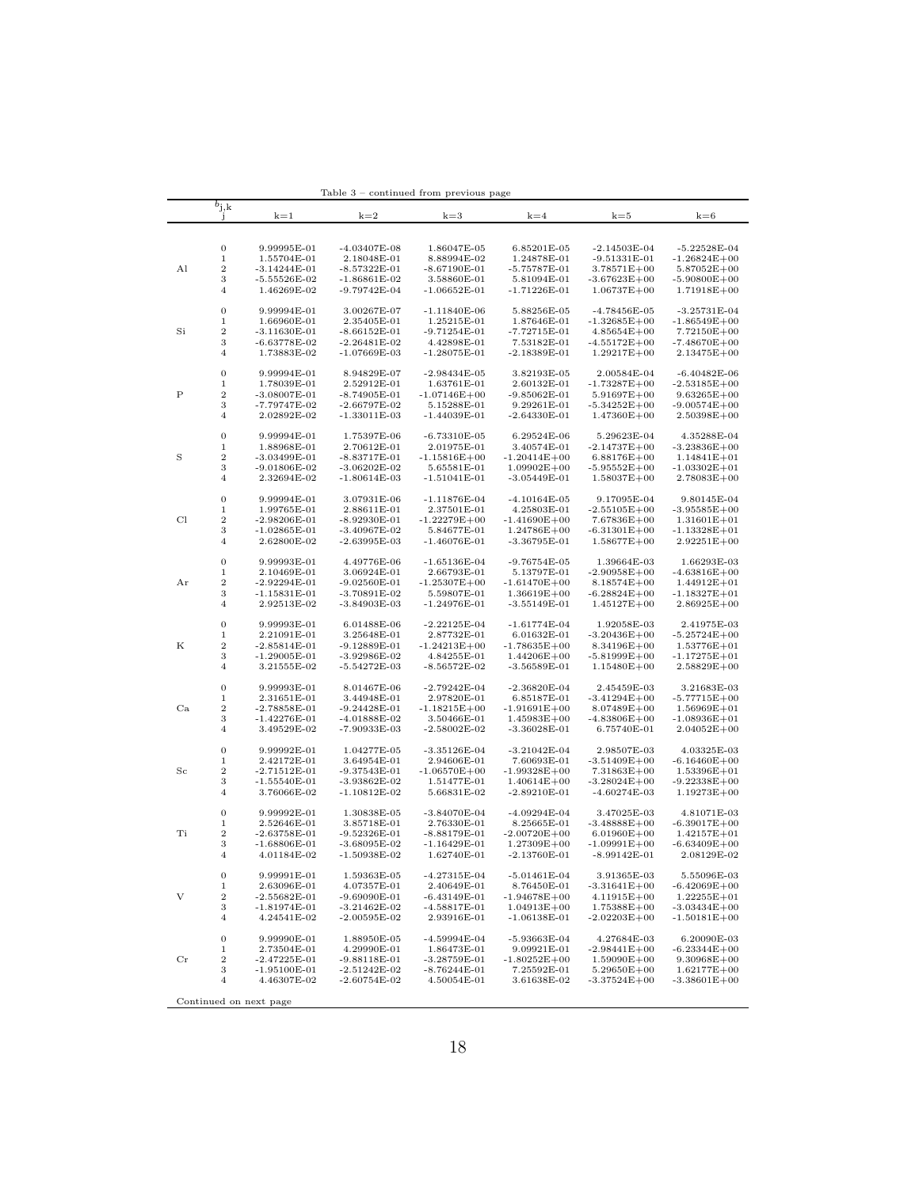Table 3 – continued from previous page

| $b_{j,k}$ | j | k=1 | k=2 | k=3 | k=4 | k=5 | k=6 |
|---|---|---|---|---|---|---|---|
| Al | 0 | 9.99995E-01 | -4.03407E-08 | 1.86047E-05 | 6.85201E-05 | -2.14503E-04 | -5.22528E-04 |
| | 1 | 1.55704E-01 | 2.18048E-01 | 8.88994E-02 | 1.24878E-01 | -9.51331E-01 | -1.26824E+00 |
| | 2 | -3.14244E-01 | -8.57322E-01 | -8.67190E-01 | -5.75787E-01 | 3.78571E+00 | 5.87052E+00 |
| | 3 | -5.55526E-02 | -1.86861E-02 | 3.58860E-01 | 5.81094E-01 | -3.67623E+00 | -5.90800E+00 |
| | 4 | 1.46269E-02 | -9.79742E-04 | -1.06652E-01 | -1.71226E-01 | 1.06737E+00 | 1.71918E+00 |
| Si | 0 | 9.99994E-01 | 3.00267E-07 | -1.11840E-06 | 5.88256E-05 | -4.78456E-05 | -3.25731E-04 |
| | 1 | 1.66960E-01 | 2.35405E-01 | 1.25215E-01 | 1.87646E-01 | -1.32685E+00 | -1.86549E+00 |
| | 2 | -3.11630E-01 | -8.66152E-01 | -9.71254E-01 | -7.72715E-01 | 4.85654E+00 | 7.72150E+00 |
| | 3 | -6.63778E-02 | -2.26481E-02 | 4.42898E-01 | 7.53182E-01 | -4.55172E+00 | -7.48670E+00 |
| | 4 | 1.73883E-02 | -1.07669E-03 | -1.28075E-01 | -2.18389E-01 | 1.29217E+00 | 2.13475E+00 |
| P | 0 | 9.99994E-01 | 8.94829E-07 | -2.98434E-05 | 3.82193E-05 | 2.00584E-04 | -6.40482E-06 |
| | 1 | 1.78039E-01 | 2.52912E-01 | 1.63761E-01 | 2.60132E-01 | -1.73287E+00 | -2.53185E+00 |
| | 2 | -3.08007E-01 | -8.74905E-01 | -1.07146E+00 | -9.85062E-01 | 5.91697E+00 | 9.63265E+00 |
| | 3 | -7.79747E-02 | -2.66797E-02 | 5.15288E-01 | 9.29261E-01 | -5.34252E+00 | -9.00574E+00 |
| | 4 | 2.02892E-02 | -1.33011E-03 | -1.44039E-01 | -2.64330E-01 | 1.47360E+00 | 2.50398E+00 |
| S | 0 | 9.99994E-01 | 1.75397E-06 | -6.73310E-05 | 6.29524E-06 | 5.29623E-04 | 4.35288E-04 |
| | 1 | 1.88968E-01 | 2.70612E-01 | 2.01975E-01 | 3.40574E-01 | -2.14737E+00 | -3.23836E+00 |
| | 2 | -3.03499E-01 | -8.83717E-01 | -1.15816E+00 | -1.20414E+00 | 6.88176E+00 | 1.14841E+01 |
| | 3 | -9.01806E-02 | -3.06202E-02 | 5.65581E-01 | 1.09902E+00 | -5.95552E+00 | -1.03302E+01 |
| | 4 | 2.32694E-02 | -1.80614E-03 | -1.51041E-01 | -3.05449E-01 | 1.58037E+00 | 2.78083E+00 |
| Cl | 0 | 9.99994E-01 | 3.07931E-06 | -1.11876E-04 | -4.10164E-05 | 9.17095E-04 | 9.80145E-04 |
| | 1 | 1.99765E-01 | 2.88611E-01 | 2.37501E-01 | 4.25803E-01 | -2.55105E+00 | -3.95585E+00 |
| | 2 | -2.98206E-01 | -8.92930E-01 | -1.22279E+00 | -1.41690E+00 | 7.67836E+00 | 1.31601E+01 |
| | 3 | -1.02865E-01 | -3.40967E-02 | 5.84677E-01 | 1.24786E+00 | -6.31301E+00 | -1.13328E+01 |
| | 4 | 2.62800E-02 | -2.63995E-03 | -1.46076E-01 | -3.36795E-01 | 1.58677E+00 | 2.92251E+00 |
| Ar | 0 | 9.99993E-01 | 4.49776E-06 | -1.65136E-04 | -9.76754E-05 | 1.39664E-03 | 1.66293E-03 |
| | 1 | 2.10469E-01 | 3.06924E-01 | 2.66793E-01 | 5.13797E-01 | -2.90958E+00 | -4.63816E+00 |
| | 2 | -2.92294E-01 | -9.02560E-01 | -1.25307E+00 | -1.61470E+00 | 8.18574E+00 | 1.44912E+01 |
| | 3 | -1.15831E-01 | -3.70891E-02 | 5.59807E-01 | 1.36619E+00 | -6.28824E+00 | -1.18327E+01 |
| | 4 | 2.92513E-02 | -3.84903E-03 | -1.24976E-01 | -3.55149E-01 | 1.45127E+00 | 2.86925E+00 |
| K | 0 | 9.99993E-01 | 6.01488E-06 | -2.22125E-04 | -1.61774E-04 | 1.92058E-03 | 2.41975E-03 |
| | 1 | 2.21091E-01 | 3.25648E-01 | 2.87732E-01 | 6.01632E-01 | -3.20436E+00 | -5.25724E+00 |
| | 2 | -2.85814E-01 | -9.12889E-01 | -1.24213E+00 | -1.78635E+00 | 8.34196E+00 | 1.53776E+01 |
| | 3 | -1.29005E-01 | -3.92986E-02 | 4.84255E-01 | 1.44206E+00 | -5.81999E+00 | -1.17275E+01 |
| | 4 | 3.21555E-02 | -5.54272E-03 | -8.56572E-02 | -3.56589E-01 | 1.15480E+00 | 2.58829E+00 |
| Ca | 0 | 9.99993E-01 | 8.01467E-06 | -2.79242E-04 | -2.36820E-04 | 2.45459E-03 | 3.21683E-03 |
| | 1 | 2.31651E-01 | 3.44948E-01 | 2.97820E-01 | 6.85187E-01 | -3.41294E+00 | -5.77715E+00 |
| | 2 | -2.78858E-01 | -9.24428E-01 | -1.18215E+00 | -1.91691E+00 | 8.07489E+00 | 1.56969E+01 |
| | 3 | -1.42276E-01 | -4.01888E-02 | 3.50466E-01 | 1.45983E+00 | -4.83806E+00 | -1.08936E+01 |
| | 4 | 3.49529E-02 | -7.90933E-03 | -2.58002E-02 | -3.36028E-01 | 6.75740E-01 | 2.04052E+00 |
| Sc | 0 | 9.99992E-01 | 1.04277E-05 | -3.35126E-04 | -3.21042E-04 | 2.98507E-03 | 4.03325E-03 |
| | 1 | 2.42172E-01 | 3.64954E-01 | 2.94606E-01 | 7.60693E-01 | -3.51409E+00 | -6.16460E+00 |
| | 2 | -2.71512E-01 | -9.37543E-01 | -1.06570E+00 | -1.99328E+00 | 7.31863E+00 | 1.53396E+01 |
| | 3 | -1.55540E-01 | -3.93862E-02 | 1.51477E-01 | 1.40614E+00 | -3.28024E+00 | -9.22338E+00 |
| | 4 | 3.76066E-02 | -1.10812E-02 | 5.66831E-02 | -2.89210E-01 | -4.60274E-03 | 1.19273E+00 |
| Ti | 0 | 9.99992E-01 | 1.30838E-05 | -3.84070E-04 | -4.09294E-04 | 3.47025E-03 | 4.81071E-03 |
| | 1 | 2.52646E-01 | 3.85718E-01 | 2.76330E-01 | 8.25665E-01 | -3.48888E+00 | -6.39017E+00 |
| | 2 | -2.63758E-01 | -9.52326E-01 | -8.88179E-01 | -2.00720E+00 | 6.01960E+00 | 1.42157E+01 |
| | 3 | -1.68806E-01 | -3.68095E-02 | -1.16429E-01 | 1.27309E+00 | -1.09991E+00 | -6.63409E+00 |
| | 4 | 4.01184E-02 | -1.50938E-02 | 1.62740E-01 | -2.13760E-01 | -8.99142E-01 | 2.08129E-02 |
| V | 0 | 9.99991E-01 | 1.59363E-05 | -4.27315E-04 | -5.01461E-04 | 3.91365E-03 | 5.55096E-03 |
| | 1 | 2.63096E-01 | 4.07357E-01 | 2.40649E-01 | 8.76450E-01 | -3.31641E+00 | -6.42069E+00 |
| | 2 | -2.55682E-01 | -9.69090E-01 | -6.43149E-01 | -1.94678E+00 | 4.11915E+00 | 1.22255E+01 |
| | 3 | -1.81974E-01 | -3.21462E-02 | -4.58817E-01 | 1.04913E+00 | 1.75388E+00 | -3.03434E+00 |
| | 4 | 4.24541E-02 | -2.00595E-02 | 2.93916E-01 | -1.06138E-01 | -2.02203E+00 | -1.50181E+00 |
| Cr | 0 | 9.99990E-01 | 1.88950E-05 | -4.59994E-04 | -5.93663E-04 | 4.27684E-03 | 6.20090E-03 |
| | 1 | 2.73504E-01 | 4.29990E-01 | 1.86473E-01 | 9.09921E-01 | -2.98441E+00 | -6.23344E+00 |
| | 2 | -2.47225E-01 | -9.88118E-01 | -3.28759E-01 | -1.80252E+00 | 1.59090E+00 | 9.30968E+00 |
| | 3 | -1.95100E-01 | -2.51242E-02 | -8.76244E-01 | 7.25592E-01 | 5.29650E+00 | 1.62177E+00 |
| | 4 | 4.46307E-02 | -2.60754E-02 | 4.50054E-01 | 3.61638E-02 | -3.37524E+00 | -3.38601E+00 |

Continued on next page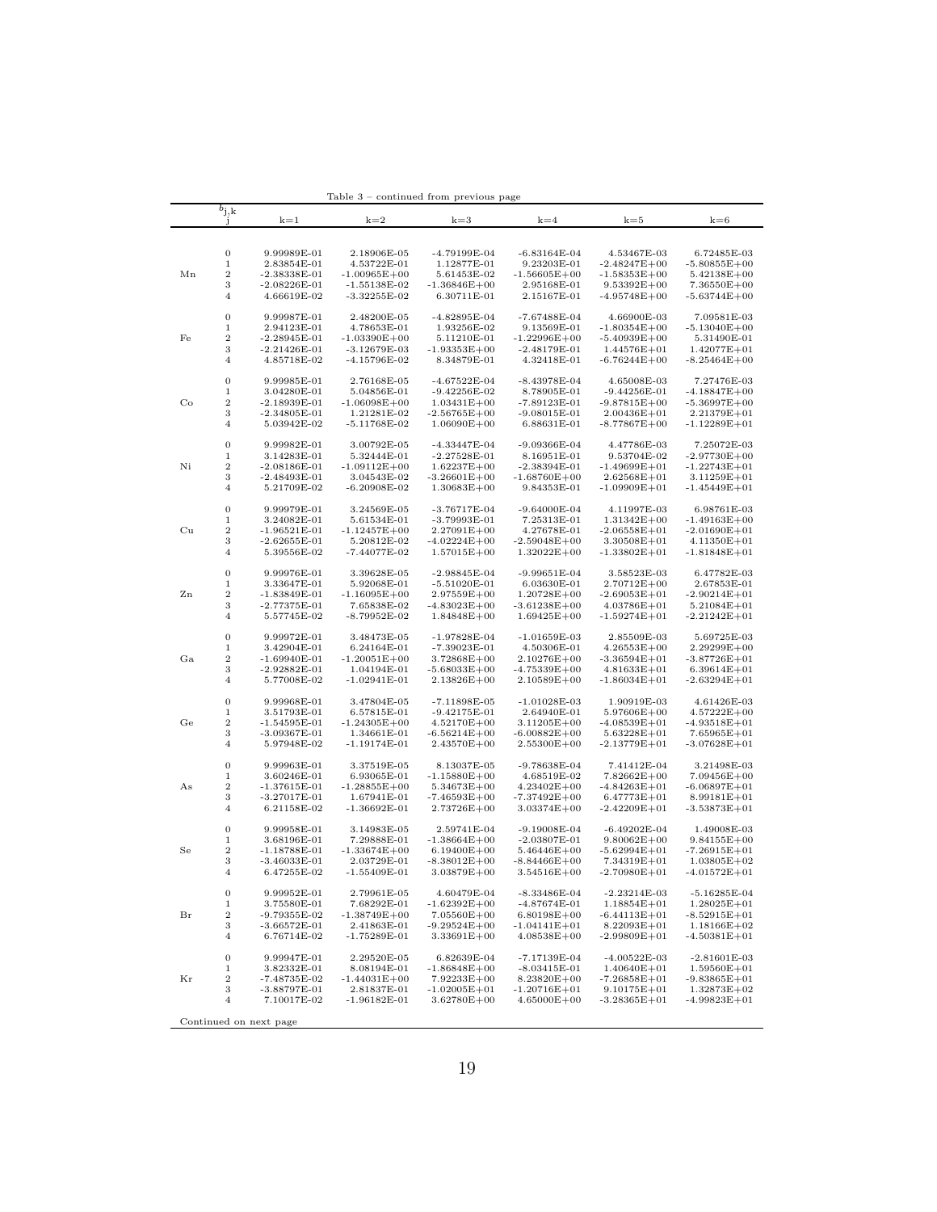Table 3 – continued from previous page

| $b_{j,k}$ | j | k=1 | k=2 | k=3 | k=4 | k=5 | k=6 |
|---|---|---|---|---|---|---|---|
| Mn | 0 | 9.99989E-01 | 2.18906E-05 | -4.79199E-04 | -6.83164E-04 | 4.53467E-03 | 6.72485E-03 |
| | 1 | 2.83854E-01 | 4.53722E-01 | 1.12877E-01 | 9.23203E-01 | -2.48247E+00 | -5.80855E+00 |
| | 2 | -2.38338E-01 | -1.00965E+00 | 5.61453E-02 | -1.56605E+00 | -1.58353E+00 | 5.42138E+00 |
| | 3 | -2.08226E-01 | -1.55138E-02 | -1.36846E+00 | 2.95168E-01 | 9.53392E+00 | 7.36550E+00 |
| | 4 | 4.66619E-02 | -3.32255E-02 | 6.30711E-01 | 2.15167E-01 | -4.95748E+00 | -5.63744E+00 |
| Fe | 0 | 9.99987E-01 | 2.48200E-05 | -4.82895E-04 | -7.67488E-04 | 4.66900E-03 | 7.09581E-03 |
| | 1 | 2.94123E-01 | 4.78653E-01 | 1.93256E-02 | 9.13569E-01 | -1.80354E+00 | -5.13040E+00 |
| | 2 | -2.28945E-01 | -1.03390E+00 | 5.11210E-01 | -1.22996E+00 | -5.40939E+00 | 5.31490E-01 |
| | 3 | -2.21426E-01 | -3.12679E-03 | -1.93353E+00 | -2.48179E-01 | 1.44576E+01 | 1.42077E+01 |
| | 4 | 4.85718E-02 | -4.15796E-02 | 8.34879E-01 | 4.32418E-01 | -6.76244E+00 | -8.25464E+00 |
| Co | 0 | 9.99985E-01 | 2.76168E-05 | -4.67522E-04 | -8.43978E-04 | 4.65008E-03 | 7.27476E-03 |
| | 1 | 3.04280E-01 | 5.04856E-01 | -9.42256E-02 | 8.78905E-01 | -9.44256E-01 | -4.18847E+00 |
| | 2 | -2.18939E-01 | -1.06098E+00 | 1.03431E+00 | -7.89123E-01 | -9.87815E+00 | -5.36997E+00 |
| | 3 | -2.34805E-01 | 1.21281E-02 | -2.56765E+00 | -9.08015E-01 | 2.00436E+01 | 2.21379E+01 |
| | 4 | 5.03942E-02 | -5.11768E-02 | 1.06090E+00 | 6.88631E-01 | -8.77867E+00 | -1.12289E+01 |
| Ni | 0 | 9.99982E-01 | 3.00792E-05 | -4.33447E-04 | -9.09366E-04 | 4.47786E-03 | 7.25072E-03 |
| | 1 | 3.14283E-01 | 5.32444E-01 | -2.27528E-01 | 8.16951E-01 | 9.53704E-02 | -2.97730E+00 |
| | 2 | -2.08186E-01 | -1.09112E+00 | 1.62237E+00 | -2.38394E-01 | -1.49699E+01 | -1.22743E+01 |
| | 3 | -2.48493E-01 | 3.04543E-02 | -3.26601E+00 | -1.68760E+00 | 2.62568E+01 | 3.11259E+01 |
| | 4 | 5.21709E-02 | -6.20908E-02 | 1.30683E+00 | 9.84353E-01 | -1.09909E+01 | -1.45449E+01 |
| Cu | 0 | 9.99979E-01 | 3.24569E-05 | -3.76717E-04 | -9.64000E-04 | 4.11997E-03 | 6.98761E-03 |
| | 1 | 3.24082E-01 | 5.61534E-01 | -3.79993E-01 | 7.25313E-01 | 1.31342E+00 | -1.49163E+00 |
| | 2 | -1.96521E-01 | -1.12457E+00 | 2.27091E+00 | 4.27678E-01 | -2.06558E+01 | -2.01690E+01 |
| | 3 | -2.62655E-01 | 5.20812E-02 | -4.02224E+00 | -2.59048E+00 | 3.30508E+01 | 4.11350E+01 |
| | 4 | 5.39556E-02 | -7.44077E-02 | 1.57015E+00 | 1.32022E+00 | -1.33802E+01 | -1.81848E+01 |
| Zn | 0 | 9.99976E-01 | 3.39628E-05 | -2.98845E-04 | -9.99651E-04 | 3.58523E-03 | 6.47782E-03 |
| | 1 | 3.33647E-01 | 5.92068E-01 | -5.51020E-01 | 6.03630E-01 | 2.70712E+00 | 2.67853E-01 |
| | 2 | -1.83849E-01 | -1.16095E+00 | 2.97559E+00 | 1.20728E+00 | -2.69053E+01 | -2.90214E+01 |
| | 3 | -2.77375E-01 | 7.65838E-02 | -4.83023E+00 | -3.61238E+00 | 4.03786E+01 | 5.21084E+01 |
| | 4 | 5.57745E-02 | -8.79952E-02 | 1.84848E+00 | 1.69425E+00 | -1.59274E+01 | -2.21242E+01 |
| Ga | 0 | 9.99972E-01 | 3.48473E-05 | -1.97828E-04 | -1.01659E-03 | 2.85509E-03 | 5.69725E-03 |
| | 1 | 3.42904E-01 | 6.24164E-01 | -7.39023E-01 | 4.50306E-01 | 4.26553E+00 | 2.29299E+00 |
| | 2 | -1.69940E-01 | -1.20051E+00 | 3.72868E+00 | 2.10276E+00 | -3.36594E+01 | -3.87726E+01 |
| | 3 | -2.92882E-01 | 1.04194E-01 | -5.68033E+00 | -4.75339E+00 | 4.81633E+01 | 6.39614E+01 |
| | 4 | 5.77008E-02 | -1.02941E-01 | 2.13826E+00 | 2.10589E+00 | -1.86034E+01 | -2.63294E+01 |
| Ge | 0 | 9.99968E-01 | 3.47804E-05 | -7.11898E-05 | -1.01028E-03 | 1.90919E-03 | 4.61426E-03 |
| | 1 | 3.51793E-01 | 6.57815E-01 | -9.42175E-01 | 2.64940E-01 | 5.97606E+00 | 4.57222E+00 |
| | 2 | -1.54595E-01 | -1.24305E+00 | 4.52170E+00 | 3.11205E+00 | -4.08539E+01 | -4.93518E+01 |
| | 3 | -3.09367E-01 | 1.34661E-01 | -6.56214E+00 | -6.00882E+00 | 5.63228E+01 | 7.65965E+01 |
| | 4 | 5.97948E-02 | -1.19174E-01 | 2.43570E+00 | 2.55300E+00 | -2.13779E+01 | -3.07628E+01 |
| As | 0 | 9.99963E-01 | 3.37519E-05 | 8.13037E-05 | -9.78638E-04 | 7.41412E-04 | 3.21498E-03 |
| | 1 | 3.60246E-01 | 6.93065E-01 | -1.15880E+00 | 4.68519E-02 | 7.82662E+00 | 7.09456E+00 |
| | 2 | -1.37615E-01 | -1.28855E+00 | 5.34673E+00 | 4.23402E+00 | -4.84263E+01 | -6.06897E+01 |
| | 3 | -3.27017E-01 | 1.67941E-01 | -7.46593E+00 | -7.37492E+00 | 6.47773E+01 | 8.99181E+01 |
| | 4 | 6.21158E-02 | -1.36692E-01 | 2.73726E+00 | 3.03374E+00 | -2.42209E+01 | -3.53873E+01 |
| Se | 0 | 9.99958E-01 | 3.14983E-05 | 2.59741E-04 | -9.19008E-04 | -6.49202E-04 | 1.49008E-03 |
| | 1 | 3.68196E-01 | 7.29888E-01 | -1.38664E+00 | -2.03807E-01 | 9.80062E+00 | 9.84155E+00 |
| | 2 | -1.18788E-01 | -1.33674E+00 | 6.19400E+00 | 5.46446E+00 | -5.62994E+01 | -7.26915E+01 |
| | 3 | -3.46033E-01 | 2.03729E-01 | -8.38012E+00 | -8.84466E+00 | 7.34319E+01 | 1.03805E+02 |
| | 4 | 6.47255E-02 | -1.55409E-01 | 3.03879E+00 | 3.54516E+00 | -2.70980E+01 | -4.01572E+01 |
| Br | 0 | 9.99952E-01 | 2.79961E-05 | 4.60479E-04 | -8.33486E-04 | -2.23214E-03 | -5.16285E-04 |
| | 1 | 3.75580E-01 | 7.68292E-01 | -1.62392E+00 | -4.87674E-01 | 1.18854E+01 | 1.28025E+01 |
| | 2 | -9.79355E-02 | -1.38749E+00 | 7.05560E+00 | 6.80198E+00 | -6.44113E+01 | -8.52915E+01 |
| | 3 | -3.66572E-01 | 2.41863E-01 | -9.29524E+00 | -1.04141E+01 | 8.22093E+01 | 1.18166E+02 |
| | 4 | 6.76714E-02 | -1.75289E-01 | 3.33691E+00 | 4.08538E+00 | -2.99809E+01 | -4.50381E+01 |
| Kr | 0 | 9.99947E-01 | 2.29520E-05 | 6.82639E-04 | -7.17139E-04 | -4.00522E-03 | -2.81601E-03 |
| | 1 | 3.82332E-01 | 8.08194E-01 | -1.86848E+00 | -8.03415E-01 | 1.40640E+01 | 1.59560E+01 |
| | 2 | -7.48735E-02 | -1.44031E+00 | 7.92233E+00 | 8.23820E+00 | -7.26858E+01 | -9.83865E+01 |
| | 3 | -3.88797E-01 | 2.81837E-01 | -1.02005E+01 | -1.20716E+01 | 9.10175E+01 | 1.32873E+02 |
| | 4 | 7.10017E-02 | -1.96182E-01 | 3.62780E+00 | 4.65000E+00 | -3.28365E+01 | -4.99823E+01 |

Continued on next page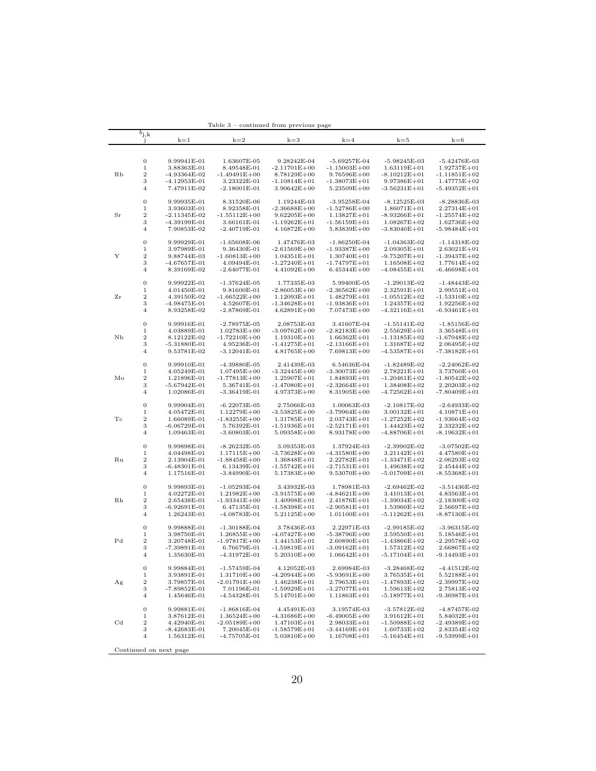Table 3 – continued from previous page

| | $b_{j,k}$ j | k=1 | k=2 | k=3 | k=4 | k=5 | k=6 |
|---|---|---|---|---|---|---|---|
| | 0 | 9.99941E-01 | 1.63607E-05 | 9.28242E-04 | -5.69257E-04 | -5.98245E-03 | -5.42476E-03 |
| | 1 | 3.88363E-01 | 8.49548E-01 | -2.11701E+00 | -1.15003E+00 | 1.63119E+01 | 1.92737E+01 |
| Rb | 2 | -4.93364E-02 | -1.49491E+00 | 8.78129E+00 | 9.76596E+00 | -8.10212E+01 | -1.11851E+02 |
| | 3 | -4.12953E-01 | 3.23322E-01 | -1.10814E+01 | -1.38073E+01 | 9.97386E+01 | 1.47775E+02 |
| | 4 | 7.47911E-02 | -2.18001E-01 | 3.90642E+00 | 5.23509E+00 | -3.56231E+01 | -5.49352E+01 |
| | 0 | 9.99935E-01 | 8.31520E-06 | 1.19244E-03 | -3.95258E-04 | -8.12525E-03 | -8.28836E-03 |
| | 1 | 3.93603E-01 | 8.92358E-01 | -2.36688E+00 | -1.52786E+00 | 1.86071E+01 | 2.27314E+01 |
| Sr | 2 | -2.11345E-02 | -1.55112E+00 | 9.62205E+00 | 1.13827E+01 | -8.93266E+01 | -1.25574E+02 |
| | 3 | -4.39199E-01 | 3.66161E-01 | -1.19262E+01 | -1.56159E+01 | 1.08267E+02 | 1.62736E+02 |
| | 4 | 7.90853E-02 | -2.40719E-01 | 4.16872E+00 | 5.83839E+00 | -3.83040E+01 | -5.98484E+01 |
| | 0 | 9.99929E-01 | -1.65608E-06 | 1.47476E-03 | -1.86250E-04 | -1.04363E-02 | -1.14318E-02 |
| | 1 | 3.97989E-01 | 9.36430E-01 | -2.61569E+00 | -1.93387E+00 | 2.09305E+01 | 2.63021E+01 |
| Y | 2 | 9.88744E-03 | -1.60813E+00 | 1.04351E+01 | 1.30740E+01 | -9.75207E+01 | -1.39437E+02 |
| | 3 | -4.67657E-01 | 4.09494E-01 | -1.27240E+01 | -1.74797E+01 | 1.16508E+02 | 1.77614E+02 |
| | 4 | 8.39169E-02 | -2.64077E-01 | 4.41092E+00 | 6.45344E+00 | -4.08455E+01 | -6.46698E+01 |
| | 0 | 9.99922E-01 | -1.37624E-05 | 1.77335E-03 | 5.99400E-05 | -1.29013E-02 | -1.48443E-02 |
| | 1 | 4.01450E-01 | 9.81600E-01 | -2.86053E+00 | -2.36562E+00 | 2.32591E+01 | 2.99551E+01 |
| Zr | 2 | 4.39150E-02 | -1.66522E+00 | 1.12093E+01 | 1.48279E+01 | -1.05512E+02 | -1.53310E+02 |
| | 3 | -4.98475E-01 | 4.52607E-01 | -1.34628E+01 | -1.93836E+01 | 1.24357E+02 | 1.92256E+02 |
| | 4 | 8.93258E-02 | -2.87869E-01 | 4.62891E+00 | 7.07473E+00 | -4.32116E+01 | -6.93461E+01 |
| | 0 | 9.99916E-01 | -2.78975E-05 | 2.08753E-03 | 3.41607E-04 | -1.55141E-02 | -1.85156E-02 |
| | 1 | 4.03889E-01 | 1.02783E+00 | -3.09762E+00 | -2.82183E+00 | 2.55629E+01 | 3.36548E+01 |
| Nb | 2 | 8.12122E-02 | -1.72210E+00 | 1.19310E+01 | 1.66362E+01 | -1.13185E+02 | -1.67048E+02 |
| | 3 | -5.31880E-01 | 4.95236E-01 | -1.41275E+01 | -2.13166E+01 | 1.31687E+02 | 2.06495E+02 |
| | 4 | 9.53781E-02 | -3.12041E-01 | 4.81765E+00 | 7.69813E+00 | -4.53587E+01 | -7.38182E+01 |
| | 0 | 9.99910E-01 | -4.39880E-05 | 2.41439E-03 | 6.54636E-04 | -1.82489E-02 | -2.24062E-02 |
| | 1 | 4.05249E-01 | 1.07495E+00 | -3.32445E+00 | -3.30073E+00 | 2.78221E+01 | 3.73760E+01 |
| Mo | 2 | 1.21896E-01 | -1.77813E+00 | 1.25907E+01 | 1.84893E+01 | -1.20461E+02 | -1.80542E+02 |
| | 3 | -5.67942E-01 | 5.36741E-01 | -1.47080E+01 | -2.32664E+01 | 1.38408E+02 | 2.20203E+02 |
| | 4 | 1.02086E-01 | -3.36419E-01 | 4.97373E+00 | 8.31905E+00 | -4.72562E+01 | -7.80409E+01 |
| | 0 | 9.99904E-01 | -6.22073E-05 | 2.75066E-03 | 1.00063E-03 | -2.10817E-02 | -2.64933E-02 |
| | 1 | 4.05472E-01 | 1.12279E+00 | -3.53825E+00 | -3.79964E+00 | 3.00132E+01 | 4.10871E+01 |
| Tc | 2 | 1.66089E-01 | -1.83255E+00 | 1.31785E+01 | 2.03743E+01 | -1.27252E+02 | -1.93664E+02 |
| | 3 | -6.06729E-01 | 5.76392E-01 | -1.51936E+01 | -2.52171E+01 | 1.44423E+02 | 2.33232E+02 |
| | 4 | 1.09463E-01 | -3.60803E-01 | 5.09358E+00 | 8.93178E+00 | -4.88706E+01 | -8.19632E+01 |
| | 0 | 9.99898E-01 | -8.26232E-05 | 3.09353E-03 | 1.37924E-03 | -2.39902E-02 | -3.07502E-02 |
| | 1 | 4.04498E-01 | 1.17115E+00 | -3.73628E+00 | -4.31580E+00 | 3.21142E+01 | 4.47580E+01 |
| Ru | 2 | 2.13904E-01 | -1.88458E+00 | 1.36848E+01 | 2.22782E+01 | -1.33471E+02 | -2.06293E+02 |
| | 3 | -6.48301E-01 | 6.13439E-01 | -1.55742E+01 | -2.71531E+01 | 1.49638E+02 | 2.45444E+02 |
| | 4 | 1.17516E-01 | -3.84990E-01 | 5.17383E+00 | 9.53070E+00 | -5.01709E+01 | -8.55368E+01 |
| | 0 | 9.99893E-01 | -1.05293E-04 | 3.43932E-03 | 1.78981E-03 | -2.69462E-02 | -3.51436E-02 |
| | 1 | 4.02272E-01 | 1.21982E+00 | -3.91575E+00 | -4.84621E+00 | 3.41013E+01 | 4.83563E+01 |
| Rh | 2 | 2.65438E-01 | -1.93341E+00 | 1.40998E+01 | 2.41876E+01 | -1.39034E+02 | -2.18300E+02 |
| | 3 | -6.92691E-01 | 6.47135E-01 | -1.58398E+01 | -2.90581E+01 | 1.53960E+02 | 2.56697E+02 |
| | 4 | 1.26243E-01 | -4.08783E-01 | 5.21125E+00 | 1.01100E+01 | -5.11262E+01 | -8.87130E+01 |
| | 0 | 9.99888E-01 | -1.30188E-04 | 3.78436E-03 | 2.22971E-03 | -2.99185E-02 | -3.96315E-02 |
| | 1 | 3.98750E-01 | 1.26855E+00 | -4.07427E+00 | -5.38796E+00 | 3.59550E+01 | 5.18546E+01 |
| Pd | 2 | 3.20748E-01 | -1.97817E+00 | 1.44153E+01 | 2.60890E+01 | -1.43866E+02 | -2.29578E+02 |
| | 3 | -7.39891E-01 | 6.76679E-01 | -1.59819E+01 | -3.09162E+01 | 1.57312E+02 | 2.66867E+02 |
| | 4 | 1.35630E-01 | -4.31972E-01 | 5.20310E+00 | 1.06642E+01 | -5.17104E+01 | -9.14493E+01 |
| | 0 | 9.99884E-01 | -1.57459E-04 | 4.12052E-03 | 2.69984E-03 | -3.28468E-02 | -4.41512E-02 |
| | 1 | 3.93891E-01 | 1.31710E+00 | -4.20944E+00 | -5.93691E+00 | 3.76535E+01 | 5.52188E+01 |
| Ag | 2 | 3.79857E-01 | -2.01791E+00 | 1.46238E+01 | 2.79653E+01 | -1.47893E+02 | -2.39997E+02 |
| | 3 | -7.89852E-01 | 7.01196E-01 | -1.59929E+01 | -3.27077E+01 | 1.59613E+02 | 2.75813E+02 |
| | 4 | 1.45646E-01 | -4.54328E-01 | 5.14701E+00 | 1.11863E+01 | -5.18977E+01 | -9.36987E+01 |
| | 0 | 9.99881E-01 | -1.86816E-04 | 4.45491E-03 | 3.19574E-03 | -3.57812E-02 | -4.87457E-02 |
| | 1 | 3.87612E-01 | 1.36524E+00 | -4.31686E+00 | -6.49005E+00 | 3.91612E+01 | 5.84032E+01 |
| Cd | 2 | 4.42940E-01 | -2.05189E+00 | 1.47103E+01 | 2.98033E+01 | -1.50988E+02 | -2.49389E+02 |
| | 3 | -8.42683E-01 | 7.20045E-01 | -1.58579E+01 | -3.44169E+01 | 1.60733E+02 | 2.83354E+02 |
| | 4 | 1.56312E-01 | -4.75705E-01 | 5.03810E+00 | 1.16708E+01 | -5.16454E+01 | -9.53999E+01 |

Continued on next page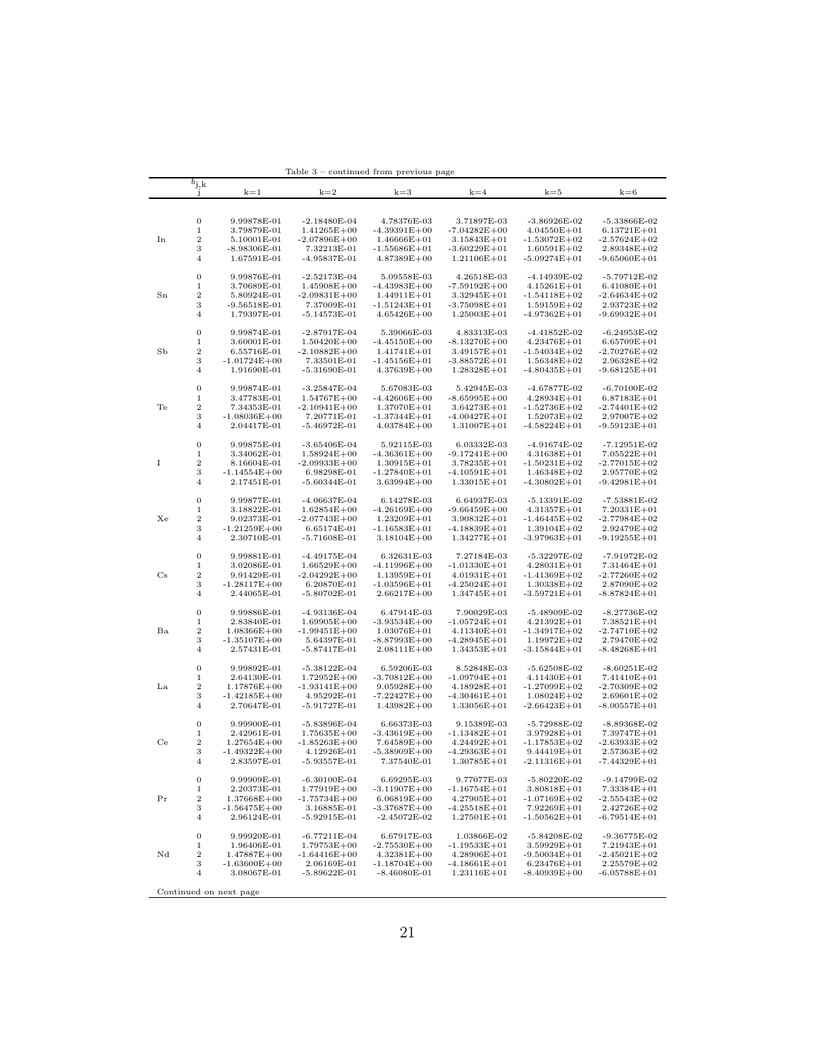Table 3 – continued from previous page

| | $b_{j,k}$ j | k=1 | k=2 | k=3 | k=4 | k=5 | k=6 |
|---|---|---|---|---|---|---|---|
| In | 0 | 9.99878E-01 | -2.18480E-04 | 4.78376E-03 | 3.71897E-03 | -3.86926E-02 | -5.33866E-02 |
| | 1 | 3.79879E-01 | 1.41265E+00 | -4.39391E+00 | -7.04282E+00 | 4.04550E+01 | 6.13721E+01 |
| | 2 | 5.10001E-01 | -2.07896E+00 | 1.46666E+01 | 3.15843E+01 | -1.53072E+02 | -2.57624E+02 |
| | 3 | -8.98306E-01 | 7.32213E-01 | -1.55686E+01 | -3.60229E+01 | 1.60591E+02 | 2.89348E+02 |
| | 4 | 1.67591E-01 | -4.95837E-01 | 4.87389E+00 | 1.21106E+01 | -5.09274E+01 | -9.65060E+01 |
| Sn | 0 | 9.99876E-01 | -2.52173E-04 | 5.09558E-03 | 4.26518E-03 | -4.14939E-02 | -5.79712E-02 |
| | 1 | 3.70689E-01 | 1.45908E+00 | -4.43983E+00 | -7.59192E+00 | 4.15261E+01 | 6.41080E+01 |
| | 2 | 5.80924E-01 | -2.09831E+00 | 1.44911E+01 | 3.32945E+01 | -1.54118E+02 | -2.64634E+02 |
| | 3 | -9.56518E-01 | 7.37009E-01 | -1.51243E+01 | -3.75098E+01 | 1.59159E+02 | 2.93723E+02 |
| | 4 | 1.79397E-01 | -5.14573E-01 | 4.65426E+00 | 1.25003E+01 | -4.97362E+01 | -9.69932E+01 |
| Sb | 0 | 9.99874E-01 | -2.87917E-04 | 5.39066E-03 | 4.83313E-03 | -4.41852E-02 | -6.24953E-02 |
| | 1 | 3.60001E-01 | 1.50420E+00 | -4.45150E+00 | -8.13270E+00 | 4.23476E+01 | 6.65709E+01 |
| | 2 | 6.55716E-01 | -2.10882E+00 | 1.41741E+01 | 3.49157E+01 | -1.54034E+02 | -2.70276E+02 |
| | 3 | -1.01724E+00 | 7.33501E-01 | -1.45156E+01 | -3.88572E+01 | 1.56348E+02 | 2.96328E+02 |
| | 4 | 1.91690E-01 | -5.31690E-01 | 4.37639E+00 | 1.28328E+01 | -4.80435E+01 | -9.68125E+01 |
| Te | 0 | 9.99874E-01 | -3.25847E-04 | 5.67083E-03 | 5.42945E-03 | -4.67877E-02 | -6.70100E-02 |
| | 1 | 3.47783E-01 | 1.54767E+00 | -4.42606E+00 | -8.65995E+00 | 4.28934E+01 | 6.87183E+01 |
| | 2 | 7.34353E-01 | -2.10941E+00 | 1.37070E+01 | 3.64273E+01 | -1.52736E+02 | -2.74401E+02 |
| | 3 | -1.08036E+00 | 7.20771E-01 | -1.37344E+01 | -4.00427E+01 | 1.52073E+02 | 2.97007E+02 |
| | 4 | 2.04417E-01 | -5.46972E-01 | 4.03784E+00 | 1.31007E+01 | -4.58224E+01 | -9.59123E+01 |
| I | 0 | 9.99875E-01 | -3.65406E-04 | 5.92115E-03 | 6.03332E-03 | -4.91674E-02 | -7.12951E-02 |
| | 1 | 3.34062E-01 | 1.58924E+00 | -4.36361E+00 | -9.17241E+00 | 4.31638E+01 | 7.05522E+01 |
| | 2 | 8.16604E-01 | -2.09933E+00 | 1.30915E+01 | 3.78235E+01 | -1.50231E+02 | -2.77015E+02 |
| | 3 | -1.14554E+00 | 6.98298E-01 | -1.27840E+01 | -4.10591E+01 | 1.46348E+02 | 2.95770E+02 |
| | 4 | 2.17451E-01 | -5.60344E-01 | 3.63994E+00 | 1.33015E+01 | -4.30802E+01 | -9.42981E+01 |
| Xe | 0 | 9.99877E-01 | -4.06637E-04 | 6.14278E-03 | 6.64937E-03 | -5.13391E-02 | -7.53881E-02 |
| | 1 | 3.18822E-01 | 1.62854E+00 | -4.26169E+00 | -9.66459E+00 | 4.31357E+01 | 7.20331E+01 |
| | 2 | 9.02373E-01 | -2.07743E+00 | 1.23209E+01 | 3.90832E+01 | -1.46445E+02 | -2.77984E+02 |
| | 3 | -1.21259E+00 | 6.65174E-01 | -1.16583E+01 | -4.18839E+01 | 1.39104E+02 | 2.92479E+02 |
| | 4 | 2.30710E-01 | -5.71608E-01 | 3.18104E+00 | 1.34277E+01 | -3.97963E+01 | -9.19255E+01 |
| Cs | 0 | 9.99881E-01 | -4.49175E-04 | 6.32631E-03 | 7.27184E-03 | -5.32297E-02 | -7.91972E-02 |
| | 1 | 3.02086E-01 | 1.66529E+00 | -4.11996E+00 | -1.01330E+01 | 4.28031E+01 | 7.31464E+01 |
| | 2 | 9.91429E-01 | -2.04292E+00 | 1.13959E+01 | 4.01931E+01 | -1.41369E+02 | -2.77260E+02 |
| | 3 | -1.28117E+00 | 6.20870E-01 | -1.03596E+01 | -4.25024E+01 | 1.30338E+02 | 2.87090E+02 |
| | 4 | 2.44065E-01 | -5.80702E-01 | 2.66217E+00 | 1.34745E+01 | -3.59721E+01 | -8.87824E+01 |
| Ba | 0 | 9.99886E-01 | -4.93136E-04 | 6.47914E-03 | 7.90029E-03 | -5.48909E-02 | -8.27736E-02 |
| | 1 | 2.83840E-01 | 1.69905E+00 | -3.93534E+00 | -1.05724E+01 | 4.21392E+01 | 7.38521E+01 |
| | 2 | 1.08366E+00 | -1.99451E+00 | 1.03076E+01 | 4.11340E+01 | -1.34917E+02 | -2.74710E+02 |
| | 3 | -1.35107E+00 | 5.64397E-01 | -8.87993E+00 | -4.28945E+01 | 1.19972E+02 | 2.79470E+02 |
| | 4 | 2.57431E-01 | -5.87417E-01 | 2.08111E+00 | 1.34353E+01 | -3.15844E+01 | -8.48268E+01 |
| La | 0 | 9.99892E-01 | -5.38122E-04 | 6.59206E-03 | 8.52848E-03 | -5.62508E-02 | -8.60251E-02 |
| | 1 | 2.64130E-01 | 1.72952E+00 | -3.70812E+00 | -1.09794E+01 | 4.11430E+01 | 7.41410E+01 |
| | 2 | 1.17876E+00 | -1.93141E+00 | 9.05928E+00 | 4.18928E+01 | -1.27099E+02 | -2.70309E+02 |
| | 3 | -1.42185E+00 | 4.95292E-01 | -7.22427E+00 | -4.30461E+01 | 1.08024E+02 | 2.69601E+02 |
| | 4 | 2.70647E-01 | -5.91727E-01 | 1.43982E+00 | 1.33056E+01 | -2.66423E+01 | -8.00557E+01 |
| Ce | 0 | 9.99900E-01 | -5.83896E-04 | 6.66373E-03 | 9.15389E-03 | -5.72988E-02 | -8.89368E-02 |
| | 1 | 2.42961E-01 | 1.75635E+00 | -3.43619E+00 | -1.13482E+01 | 3.97928E+01 | 7.39747E+01 |
| | 2 | 1.27654E+00 | -1.85263E+00 | 7.64589E+00 | 4.24492E+01 | -1.17853E+02 | -2.63933E+02 |
| | 3 | -1.49322E+00 | 4.12926E-01 | -5.38909E+00 | -4.29363E+01 | 9.44419E+01 | 2.57363E+02 |
| | 4 | 2.83597E-01 | -5.93557E-01 | 7.37540E-01 | 1.30785E+01 | -2.11316E+01 | -7.44329E+01 |
| Pr | 0 | 9.99909E-01 | -6.30100E-04 | 6.69295E-03 | 9.77077E-03 | -5.80220E-02 | -9.14799E-02 |
| | 1 | 2.20373E-01 | 1.77919E+00 | -3.11907E+00 | -1.16754E+01 | 3.80818E+01 | 7.33384E+01 |
| | 2 | 1.37668E+00 | -1.75734E+00 | 6.06819E+00 | 4.27905E+01 | -1.07169E+02 | -2.55543E+02 |
| | 3 | -1.56475E+00 | 3.16885E-01 | -3.37687E+00 | -4.25518E+01 | 7.92269E+01 | 2.42726E+02 |
| | 4 | 2.96124E-01 | -5.92915E-01 | -2.45072E-02 | 1.27501E+01 | -1.50562E+01 | -6.79514E+01 |
| Nd | 0 | 9.99920E-01 | -6.77211E-04 | 6.67917E-03 | 1.03866E-02 | -5.84208E-02 | -9.36775E-02 |
| | 1 | 1.96406E-01 | 1.79753E+00 | -2.75530E+00 | -1.19533E+01 | 3.59929E+01 | 7.21943E+01 |
| | 2 | 1.47887E+00 | -1.64416E+00 | 4.32381E+00 | 4.28906E+01 | -9.50034E+01 | -2.45021E+02 |
| | 3 | -1.63600E+00 | 2.06169E-01 | -1.18704E+00 | -4.18661E+01 | 6.23476E+01 | 2.25579E+02 |
| | 4 | 3.08067E-01 | -5.89622E-01 | -8.46080E-01 | 1.23116E+01 | -8.40939E+00 | -6.05788E+01 |

Continued on next page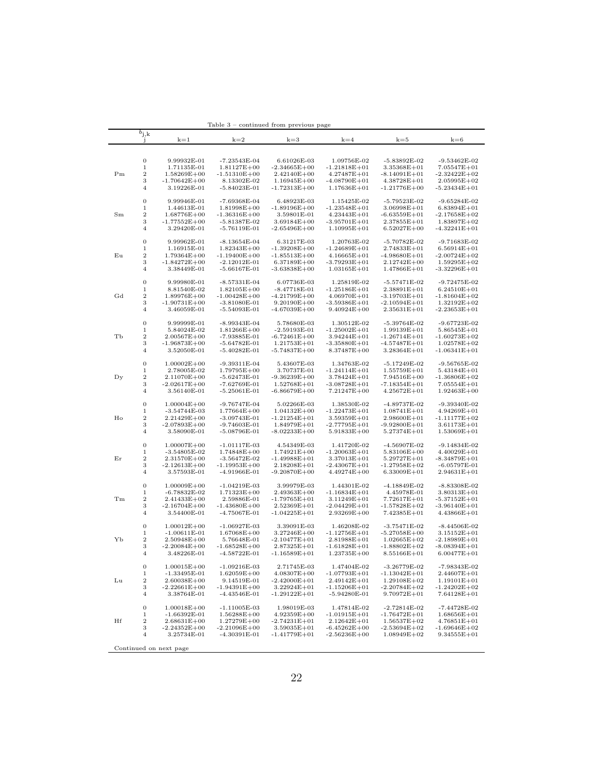Table 3 – continued from previous page

| | $b_{j,k}$ j | k=1 | k=2 | k=3 | k=4 | k=5 | k=6 |
|---|---|---|---|---|---|---|---|
| Pm | 0 | 9.99932E-01 | -7.23543E-04 | 6.61026E-03 | 1.09756E-02 | -5.83892E-02 | -9.53462E-02 |
| | 1 | 1.71135E-01 | 1.81127E+00 | -2.34665E+00 | -1.21818E+01 | 3.35368E+01 | 7.05547E+01 |
| | 2 | 1.58269E+00 | -1.51310E+00 | 2.42140E+00 | 4.27487E+01 | -8.14091E+01 | -2.32422E+02 |
| | 3 | -1.70642E+00 | 8.13302E-02 | 1.16945E+00 | -4.08790E+01 | 4.38728E+01 | 2.05995E+02 |
| | 4 | 3.19226E-01 | -5.84023E-01 | -1.72313E+00 | 1.17636E+01 | -1.21776E+00 | -5.23434E+01 |
| Sm | 0 | 9.99946E-01 | -7.69368E-04 | 6.48923E-03 | 1.15425E-02 | -5.79523E-02 | -9.65284E-02 |
| | 1 | 1.44613E-01 | 1.81998E+00 | -1.89196E+00 | -1.23548E+01 | 3.06998E+01 | 6.83894E+01 |
| | 2 | 1.68776E+00 | -1.36316E+00 | 3.59801E-01 | 4.23443E+01 | -6.63559E+01 | -2.17658E+02 |
| | 3 | -1.77552E+00 | -5.81387E-02 | 3.69184E+00 | -3.95701E+01 | 2.37855E+01 | 1.83897E+02 |
| | 4 | 3.29420E-01 | -5.76119E-01 | -2.65496E+00 | 1.10995E+01 | 6.52027E+00 | -4.32241E+01 |
| Eu | 0 | 9.99962E-01 | -8.13654E-04 | 6.31217E-03 | 1.20763E-02 | -5.70782E-02 | -9.71683E-02 |
| | 1 | 1.16915E-01 | 1.82343E+00 | -1.39208E+00 | -1.24689E+01 | 2.74833E+01 | 6.56914E+01 |
| | 2 | 1.79364E+00 | -1.19400E+00 | -1.85513E+00 | 4.16665E+01 | -4.98680E+01 | -2.00724E+02 |
| | 3 | -1.84272E+00 | -2.12012E-01 | 6.37189E+00 | -3.79293E+01 | 2.12742E+00 | 1.59295E+02 |
| | 4 | 3.38449E-01 | -5.66167E-01 | -3.63838E+00 | 1.03165E+01 | 1.47866E+01 | -3.32296E+01 |
| Gd | 0 | 9.99980E-01 | -8.57331E-04 | 6.07736E-03 | 1.25819E-02 | -5.57471E-02 | -9.72475E-02 |
| | 1 | 8.81540E-02 | 1.82105E+00 | -8.47718E-01 | -1.25186E+01 | 2.38891E+01 | 6.24510E+01 |
| | 2 | 1.89976E+00 | -1.00428E+00 | -4.21799E+00 | 4.06970E+01 | -3.19703E+01 | -1.81604E+02 |
| | 3 | -1.90731E+00 | -3.81080E-01 | 9.20190E+00 | -3.59386E+01 | -2.10594E+01 | 1.32192E+02 |
| | 4 | 3.46059E-01 | -5.54093E-01 | -4.67039E+00 | 9.40924E+00 | 2.35631E+01 | -2.23653E+01 |
| Tb | 0 | 9.99999E-01 | -8.99343E-04 | 5.78680E-03 | 1.30512E-02 | -5.39764E-02 | -9.67723E-02 |
| | 1 | 5.84024E-02 | 1.81266E+00 | -2.59193E-01 | -1.25002E+01 | 1.99139E+01 | 5.86545E+01 |
| | 2 | 2.00567E+00 | -7.93885E-01 | -6.72461E+00 | 3.94244E+01 | -1.26714E+01 | -1.60273E+02 |
| | 3 | -1.96873E+00 | -5.64782E-01 | 1.21753E+01 | -3.35880E+01 | -4.57487E+01 | 1.02578E+02 |
| | 4 | 3.52050E-01 | -5.40282E-01 | -5.74837E+00 | 8.37487E+00 | 3.28364E+01 | -1.06341E+01 |
| Dy | 0 | 1.00002E+00 | -9.39311E-04 | 5.43607E-03 | 1.34763E-02 | -5.17249E-02 | -9.56765E-02 |
| | 1 | 2.78005E-02 | 1.79795E+00 | 3.70737E-01 | -1.24114E+01 | 1.55759E+01 | 5.43184E+01 |
| | 2 | 2.11070E+00 | -5.62473E-01 | -9.36239E+00 | 3.78424E+01 | 7.94516E+00 | -1.36806E+02 |
| | 3 | -2.02617E+00 | -7.62769E-01 | 1.52768E+01 | -3.08728E+01 | -7.18354E+01 | 7.05554E+01 |
| | 4 | 3.56140E-01 | -5.25061E-01 | -6.86679E+00 | 7.21247E+00 | 4.25672E+01 | 1.92463E+00 |
| Ho | 0 | 1.00004E+00 | -9.76747E-04 | 5.02266E-03 | 1.38530E-02 | -4.89737E-02 | -9.39340E-02 |
| | 1 | -3.54744E-03 | 1.77664E+00 | 1.04132E+00 | -1.22473E+01 | 1.08741E+01 | 4.94269E+01 |
| | 2 | 2.21429E+00 | -3.09743E-01 | -1.21254E+01 | 3.59359E+01 | 2.98600E+01 | -1.11177E+02 |
| | 3 | -2.07893E+00 | -9.74603E-01 | 1.84979E+01 | -2.77795E+01 | -9.92800E+01 | 3.61173E+01 |
| | 4 | 3.58090E-01 | -5.08796E-01 | -8.02233E+00 | 5.91833E+00 | 5.27374E+01 | 1.53069E+01 |
| Er | 0 | 1.00007E+00 | -1.01117E-03 | 4.54349E-03 | 1.41720E-02 | -4.56907E-02 | -9.14834E-02 |
| | 1 | -3.54805E-02 | 1.74848E+00 | 1.74921E+00 | -1.20063E+01 | 5.83106E+00 | 4.40029E+01 |
| | 2 | 2.31570E+00 | -3.56472E-02 | -1.49988E+01 | 3.37013E+01 | 5.29727E+01 | -8.34879E+01 |
| | 3 | -2.12613E+00 | -1.19953E+00 | 2.18208E+01 | -2.43067E+01 | -1.27958E+02 | -6.05797E-01 |
| | 4 | 3.57593E-01 | -4.91966E-01 | -9.20870E+00 | 4.49274E+00 | 6.33009E+01 | 2.94631E+01 |
| Tm | 0 | 1.00009E+00 | -1.04219E-03 | 3.99979E-03 | 1.44301E-02 | -4.18849E-02 | -8.83308E-02 |
| | 1 | -6.78832E-02 | 1.71323E+00 | 2.49363E+00 | -1.16834E+01 | 4.45978E-01 | 3.80313E+01 |
| | 2 | 2.41433E+00 | 2.59886E-01 | -1.79765E+01 | 3.11249E+01 | 7.72617E+01 | -5.37152E+01 |
| | 3 | -2.16704E+00 | -1.43680E+00 | 2.52369E+01 | -2.04429E+01 | -1.57828E+02 | -3.96140E+01 |
| | 4 | 3.54400E-01 | -4.75067E-01 | -1.04225E+01 | 2.93269E+00 | 7.42385E+01 | 4.43866E+01 |
| Yb | 0 | 1.00012E+00 | -1.06927E-03 | 3.39091E-03 | 1.46208E-02 | -3.75471E-02 | -8.44506E-02 |
| | 1 | -1.00611E-01 | 1.67068E+00 | 3.27246E+00 | -1.12756E+01 | -5.27058E+00 | 3.15152E+01 |
| | 2 | 2.50948E+00 | 5.76648E-01 | -2.10477E+01 | 2.81988E+01 | 1.02665E+02 | -2.18989E+01 |
| | 3 | -2.20084E+00 | -1.68528E+00 | 2.87325E+01 | -1.61828E+01 | -1.88802E+02 | -8.08394E+01 |
| | 4 | 3.48226E-01 | -4.58722E-01 | -1.16589E+01 | 1.23735E+00 | 8.55166E+01 | 6.00477E+01 |
| Lu | 0 | 1.00015E+00 | -1.09216E-03 | 2.71745E-03 | 1.47404E-02 | -3.26779E-02 | -7.98343E-02 |
| | 1 | -1.33495E-01 | 1.62059E+00 | 4.08307E+00 | -1.07793E+01 | -1.13042E+01 | 2.44607E+01 |
| | 2 | 2.60038E+00 | 9.14519E-01 | -2.42000E+01 | 2.49142E+01 | 1.29108E+02 | 1.19101E+01 |
| | 3 | -2.22661E+00 | -1.94391E+00 | 3.22924E+01 | -1.15206E+01 | -2.20784E+02 | -1.24202E+02 |
| | 4 | 3.38764E-01 | -4.43546E-01 | -1.29122E+01 | -5.94280E-01 | 9.70972E+01 | 7.64128E+01 |
| Hf | 0 | 1.00018E+00 | -1.11005E-03 | 1.98019E-03 | 1.47814E-02 | -2.72814E-02 | -7.44728E-02 |
| | 1 | -1.66392E-01 | 1.56288E+00 | 4.92359E+00 | -1.01915E+01 | -1.76472E+01 | 1.68656E+01 |
| | 2 | 2.68631E+00 | 1.27279E+00 | -2.74231E+01 | 2.12642E+01 | 1.56537E+02 | 4.76851E+01 |
| | 3 | -2.24352E+00 | -2.21096E+00 | 3.59035E+01 | -6.45262E+00 | -2.53694E+02 | -1.69646E+02 |
| | 4 | 3.25734E-01 | -4.30391E-01 | -1.41779E+01 | -2.56236E+00 | 1.08949E+02 | 9.34555E+01 |

Continued on next page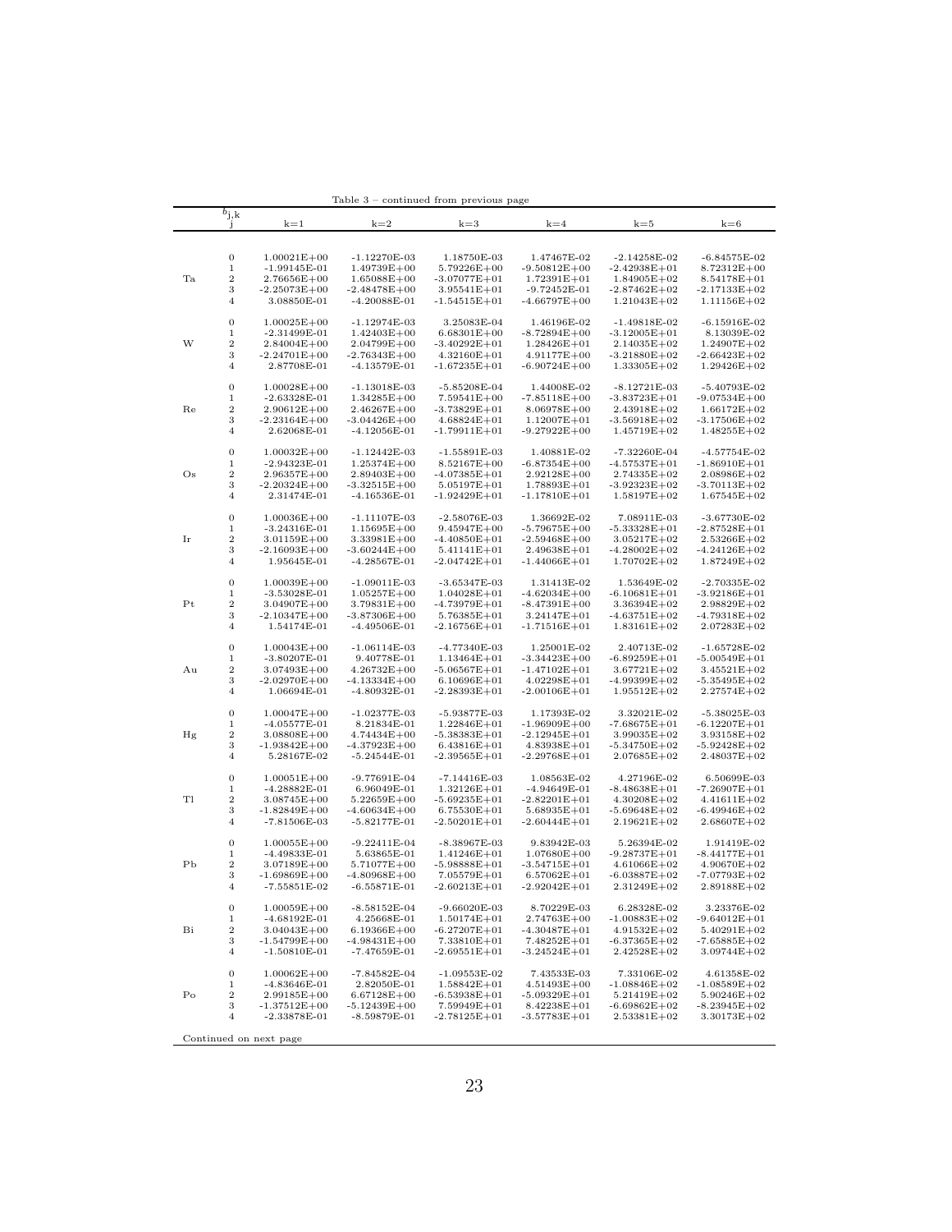Table 3 – continued from previous page

| $b_{j,k}$ | j | k=1 | k=2 | k=3 | k=4 | k=5 | k=6 |
|---|---|---|---|---|---|---|---|
| | 0 | 1.00021E+00 | -1.12270E-03 | 1.18750E-03 | 1.47467E-02 | -2.14258E-02 | -6.84575E-02 |
| | 1 | -1.99145E-01 | 1.49739E+00 | 5.79226E+00 | -9.50812E+00 | -2.42938E+01 | 8.72312E+00 |
| Ta | 2 | 2.76656E+00 | 1.65088E+00 | -3.07077E+01 | 1.72391E+01 | 1.84905E+02 | 8.54178E+01 |
| | 3 | -2.25073E+00 | -2.48478E+00 | 3.95541E+01 | -9.72452E-01 | -2.87462E+02 | -2.17133E+02 |
| | 4 | 3.08850E-01 | -4.20088E-01 | -1.54515E+01 | -4.66797E+00 | 1.21043E+02 | 1.11156E+02 |
| | 0 | 1.00025E+00 | -1.12974E-03 | 3.25083E-04 | 1.46196E-02 | -1.49818E-02 | -6.15916E-02 |
| | 1 | -2.31499E-01 | 1.42403E+00 | 6.68301E+00 | -8.72894E+00 | -3.12005E+01 | 8.13039E-02 |
| W | 2 | 2.84004E+00 | 2.04799E+00 | -3.40292E+01 | 1.28426E+01 | 2.14035E+02 | 1.24907E+02 |
| | 3 | -2.24701E+00 | -2.76343E+00 | 4.32160E+01 | 4.91177E+00 | -3.21880E+02 | -2.66423E+02 |
| | 4 | 2.87708E-01 | -4.13579E-01 | -1.67235E+01 | -6.90724E+00 | 1.33305E+02 | 1.29426E+02 |
| | 0 | 1.00028E+00 | -1.13018E-03 | -5.85208E-04 | 1.44008E-02 | -8.12721E-03 | -5.40793E-02 |
| | 1 | -2.63328E-01 | 1.34285E+00 | 7.59541E+00 | -7.85118E+00 | -3.83723E+01 | -9.07534E+00 |
| Re | 2 | 2.90612E+00 | 2.46267E+00 | -3.73829E+01 | 8.06978E+00 | 2.43918E+02 | 1.66172E+02 |
| | 3 | -2.23164E+00 | -3.04426E+00 | 4.68824E+01 | 1.12007E+01 | -3.56918E+02 | -3.17506E+02 |
| | 4 | 2.62068E-01 | -4.12056E-01 | -1.79911E+01 | -9.27922E+00 | 1.45719E+02 | 1.48255E+02 |
| | 0 | 1.00032E+00 | -1.12442E-03 | -1.55891E-03 | 1.40881E-02 | -7.32260E-04 | -4.57754E-02 |
| | 1 | -2.94323E-01 | 1.25374E+00 | 8.52167E+00 | -6.87354E+00 | -4.57537E+01 | -1.86910E+01 |
| Os | 2 | 2.96357E+00 | 2.89403E+00 | -4.07385E+01 | 2.92128E+00 | 2.74335E+02 | 2.08986E+02 |
| | 3 | -2.20324E+00 | -3.32515E+00 | 5.05197E+01 | 1.78893E+01 | -3.92323E+02 | -3.70113E+02 |
| | 4 | 2.31474E-01 | -4.16536E-01 | -1.92429E+01 | -1.17810E+01 | 1.58197E+02 | 1.67545E+02 |
| | 0 | 1.00036E+00 | -1.11107E-03 | -2.58076E-03 | 1.36692E-02 | 7.08911E-03 | -3.67730E-02 |
| | 1 | -3.24316E-01 | 1.15695E+00 | 9.45947E+00 | -5.79675E+00 | -5.33328E+01 | -2.87528E+01 |
| Ir | 2 | 3.01159E+00 | 3.33981E+00 | -4.40850E+01 | -2.59468E+00 | 3.05217E+02 | 2.53266E+02 |
| | 3 | -2.16093E+00 | -3.60244E+00 | 5.41141E+01 | 2.49638E+01 | -4.28002E+02 | -4.24126E+02 |
| | 4 | 1.95645E-01 | -4.28567E-01 | -2.04742E+01 | -1.44066E+01 | 1.70702E+02 | 1.87249E+02 |
| | 0 | 1.00039E+00 | -1.09011E-03 | -3.65347E-03 | 1.31413E-02 | 1.53649E-02 | -2.70335E-02 |
| | 1 | -3.53028E-01 | 1.05257E+00 | 1.04028E+01 | -4.62034E+00 | -6.10681E+01 | -3.92186E+01 |
| Pt | 2 | 3.04907E+00 | 3.79831E+00 | -4.73979E+01 | -8.47391E+00 | 3.36394E+02 | 2.98829E+02 |
| | 3 | -2.10347E+00 | -3.87306E+00 | 5.76385E+01 | 3.24147E+01 | -4.63751E+02 | -4.79318E+02 |
| | 4 | 1.54174E-01 | -4.49506E-01 | -2.16756E+01 | -1.71516E+01 | 1.83161E+02 | 2.07283E+02 |
| | 0 | 1.00043E+00 | -1.06114E-03 | -4.77340E-03 | 1.25001E-02 | 2.40713E-02 | -1.65728E-02 |
| | 1 | -3.80207E-01 | 9.40778E-01 | 1.13464E+01 | -3.34423E+00 | -6.89259E+01 | -5.00549E+01 |
| Au | 2 | 3.07493E+00 | 4.26732E+00 | -5.06567E+01 | -1.47102E+01 | 3.67721E+02 | 3.45521E+02 |
| | 3 | -2.02970E+00 | -4.13334E+00 | 6.10696E+01 | 4.02298E+01 | -4.99399E+02 | -5.35495E+02 |
| | 4 | 1.06694E-01 | -4.80932E-01 | -2.28393E+01 | -2.00106E+01 | 1.95512E+02 | 2.27574E+02 |
| | 0 | 1.00047E+00 | -1.02377E-03 | -5.93877E-03 | 1.17393E-02 | 3.32021E-02 | -5.38025E-03 |
| | 1 | -4.05577E-01 | 8.21834E-01 | 1.22846E+01 | -1.96909E+00 | -7.68675E+01 | -6.12207E+01 |
| Hg | 2 | 3.08808E+00 | 4.74434E+00 | -5.38383E+01 | -2.12945E+01 | 3.99035E+02 | 3.93158E+02 |
| | 3 | -1.93842E+00 | -4.37923E+00 | 6.43816E+01 | 4.83938E+01 | -5.34750E+02 | -5.92428E+02 |
| | 4 | 5.28167E-02 | -5.24544E-01 | -2.39565E+01 | -2.29768E+01 | 2.07685E+02 | 2.48037E+02 |
| | 0 | 1.00051E+00 | -9.77691E-04 | -7.14416E-03 | 1.08563E-02 | 4.27196E-02 | 6.50699E-03 |
| | 1 | -4.28882E-01 | 6.96049E-01 | 1.32126E+01 | -4.94649E-01 | -8.48638E+01 | -7.26907E+01 |
| Tl | 2 | 3.08745E+00 | 5.22659E+00 | -5.69235E+01 | -2.82201E+01 | 4.30208E+02 | 4.41611E+02 |
| | 3 | -1.82849E+00 | -4.60634E+00 | 6.75530E+01 | 5.68935E+01 | -5.69648E+02 | -6.49946E+02 |
| | 4 | -7.81506E-03 | -5.82177E-01 | -2.50201E+01 | -2.60444E+01 | 2.19621E+02 | 2.68607E+02 |
| | 0 | 1.00055E+00 | -9.22411E-04 | -8.38967E-03 | 9.83942E-03 | 5.26394E-02 | 1.91419E-02 |
| | 1 | -4.49833E-01 | 5.63865E-01 | 1.41246E+01 | 1.07680E+00 | -9.28737E+01 | -8.44177E+01 |
| Pb | 2 | 3.07189E+00 | 5.71077E+00 | -5.98888E+01 | -3.54715E+01 | 4.61066E+02 | 4.90670E+02 |
| | 3 | -1.69869E+00 | -4.80968E+00 | 7.05579E+01 | 6.57062E+01 | -6.03887E+02 | -7.07793E+02 |
| | 4 | -7.55851E-02 | -6.55871E-01 | -2.60213E+01 | -2.92042E+01 | 2.31249E+02 | 2.89188E+02 |
| | 0 | 1.00059E+00 | -8.58152E-04 | -9.66020E-03 | 8.70229E-03 | 6.28328E-02 | 3.23376E-02 |
| | 1 | -4.68192E-01 | 4.25668E-01 | 1.50174E+01 | 2.74763E+00 | -1.00883E+02 | -9.64012E+01 |
| Bi | 2 | 3.04043E+00 | 6.19366E+00 | -6.27207E+01 | -4.30487E+01 | 4.91532E+02 | 5.40291E+02 |
| | 3 | -1.54799E+00 | -4.98431E+00 | 7.33810E+01 | 7.48252E+01 | -6.37365E+02 | -7.65885E+02 |
| | 4 | -1.50810E-01 | -7.47659E-01 | -2.69551E+01 | -3.24524E+01 | 2.42528E+02 | 3.09744E+02 |
| | 0 | 1.00062E+00 | -7.84582E-04 | -1.09553E-02 | 7.43533E-03 | 7.33106E-02 | 4.61358E-02 |
| | 1 | -4.83646E-01 | 2.82050E-01 | 1.58842E+01 | 4.51493E+00 | -1.08846E+02 | -1.08589E+02 |
| Po | 2 | 2.99185E+00 | 6.67128E+00 | -6.53938E+01 | -5.09329E+01 | 5.21419E+02 | 5.90246E+02 |
| | 3 | -1.37512E+00 | -5.12439E+00 | 7.59949E+01 | 8.42238E+01 | -6.69862E+02 | -8.23945E+02 |
| | 4 | -2.33878E-01 | -8.59879E-01 | -2.78125E+01 | -3.57783E+01 | 2.53381E+02 | 3.30173E+02 |

Continued on next page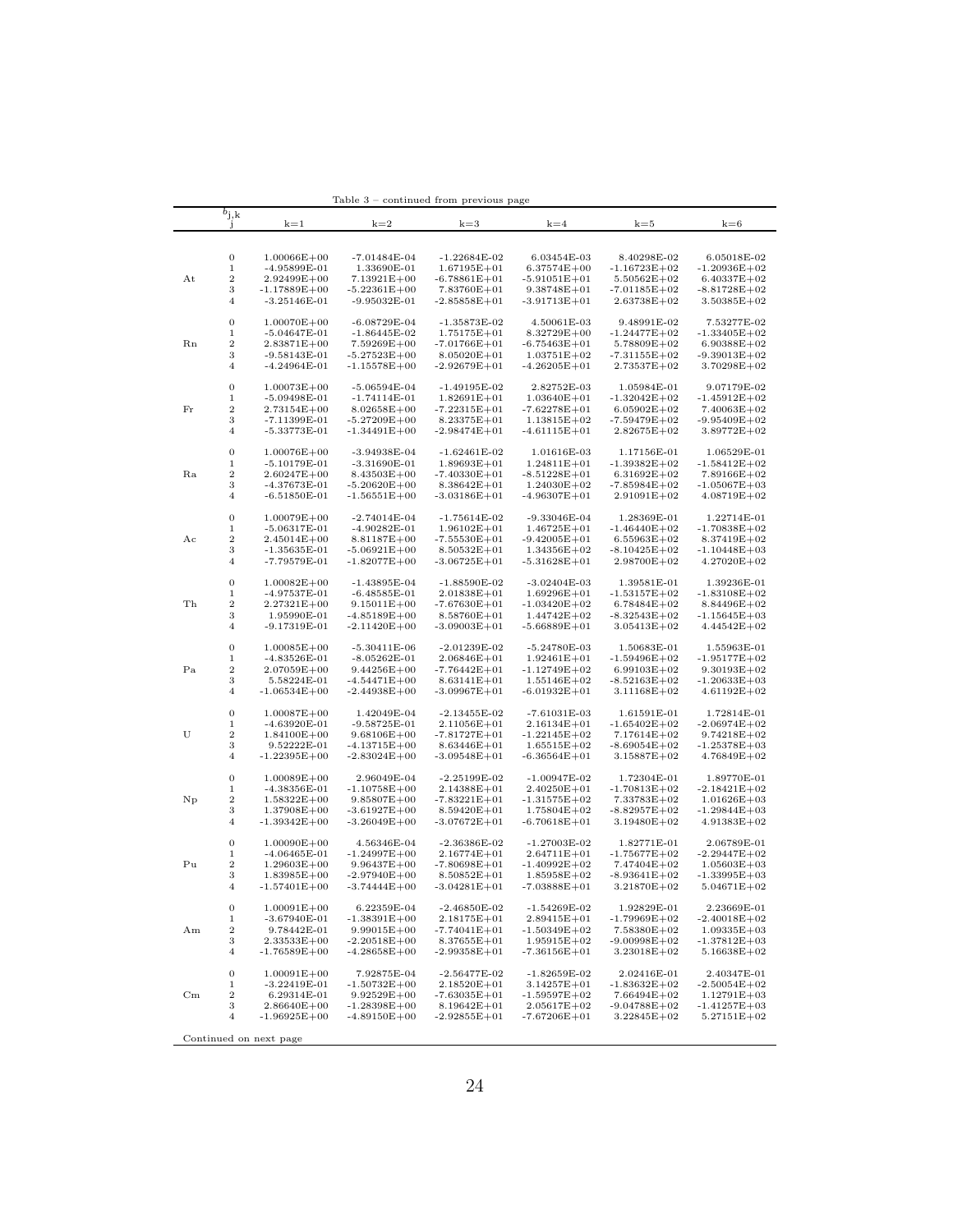Table 3 – continued from previous page

| $b_{j,k}$ | j | k=1 | k=2 | k=3 | k=4 | k=5 | k=6 |
|---|---|---|---|---|---|---|---|
| At | 0 | 1.00066E+00 | -7.01484E-04 | -1.22684E-02 | 6.03454E-03 | 8.40298E-02 | 6.05018E-02 |
| | 1 | -4.95899E-01 | 1.33690E-01 | 1.67195E+01 | 6.37574E+00 | -1.16723E+02 | -1.20936E+02 |
| | 2 | 2.92499E+00 | 7.13921E+00 | -6.78861E+01 | -5.91051E+01 | 5.50562E+02 | 6.40337E+02 |
| | 3 | -1.17889E+00 | -5.22361E+00 | 7.83760E+01 | 9.38748E+01 | -7.01185E+02 | -8.81728E+02 |
| | 4 | -3.25146E-01 | -9.95032E-01 | -2.85858E+01 | -3.91713E+01 | 2.63738E+02 | 3.50385E+02 |
| Rn | 0 | 1.00070E+00 | -6.08729E-04 | -1.35873E-02 | 4.50061E-03 | 9.48991E-02 | 7.53277E-02 |
| | 1 | -5.04647E-01 | -1.86445E-02 | 1.75175E+01 | 8.32729E+00 | -1.24477E+02 | -1.33405E+02 |
| | 2 | 2.83871E+00 | 7.59269E+00 | -7.01766E+01 | -6.75463E+01 | 5.78809E+02 | 6.90388E+02 |
| | 3 | -9.58143E-01 | -5.27523E+00 | 8.05020E+01 | 1.03751E+02 | -7.31155E+02 | -9.39013E+02 |
| | 4 | -4.24964E-01 | -1.15578E+00 | -2.92679E+01 | -4.26205E+01 | 2.73537E+02 | 3.70298E+02 |
| Fr | 0 | 1.00073E+00 | -5.06594E-04 | -1.49195E-02 | 2.82752E-03 | 1.05984E-01 | 9.07179E-02 |
| | 1 | -5.09498E-01 | -1.74114E-01 | 1.82691E+01 | 1.03640E+01 | -1.32042E+02 | -1.45912E+02 |
| | 2 | 2.73154E+00 | 8.02658E+00 | -7.22315E+01 | -7.62278E+01 | 6.05902E+02 | 7.40063E+02 |
| | 3 | -7.11399E-01 | -5.27209E+00 | 8.23375E+01 | 1.13815E+02 | -7.59479E+02 | -9.95409E+02 |
| | 4 | -5.33773E-01 | -1.34491E+00 | -2.98474E+01 | -4.61115E+01 | 2.82675E+02 | 3.89772E+02 |
| Ra | 0 | 1.00076E+00 | -3.94938E-04 | -1.62461E-02 | 1.01616E-03 | 1.17156E-01 | 1.06529E-01 |
| | 1 | -5.10179E-01 | -3.31690E-01 | 1.89693E+01 | 1.24811E+01 | -1.39382E+02 | -1.58412E+02 |
| | 2 | 2.60247E+00 | 8.43503E+00 | -7.40330E+01 | -8.51228E+01 | 6.31692E+02 | 7.89166E+02 |
| | 3 | -4.37673E-01 | -5.20620E+00 | 8.38642E+01 | 1.24030E+02 | -7.85984E+02 | -1.05067E+03 |
| | 4 | -6.51850E-01 | -1.56551E+00 | -3.03186E+01 | -4.96307E+01 | 2.91091E+02 | 4.08719E+02 |
| Ac | 0 | 1.00079E+00 | -2.74014E-04 | -1.75614E-02 | -9.33046E-04 | 1.28369E-01 | 1.22714E-01 |
| | 1 | -5.06317E-01 | -4.90282E-01 | 1.96102E+01 | 1.46725E+01 | -1.46440E+02 | -1.70838E+02 |
| | 2 | 2.45014E+00 | 8.81187E+00 | -7.55530E+01 | -9.42005E+01 | 6.55963E+02 | 8.37419E+02 |
| | 3 | -1.35635E-01 | -5.06921E+00 | 8.50532E+01 | 1.34356E+02 | -8.10425E+02 | -1.10448E+03 |
| | 4 | -7.79579E-01 | -1.82077E+00 | -3.06725E+01 | -5.31628E+01 | 2.98700E+02 | 4.27020E+02 |
| Th | 0 | 1.00082E+00 | -1.43895E-04 | -1.88590E-02 | -3.02404E-03 | 1.39581E-01 | 1.39236E-01 |
| | 1 | -4.97537E-01 | -6.48585E-01 | 2.01838E+01 | 1.69296E+01 | -1.53157E+02 | -1.83108E+02 |
| | 2 | 2.27321E+00 | 9.15011E+00 | -7.67630E+01 | -1.03420E+02 | 6.78484E+02 | 8.84496E+02 |
| | 3 | 1.95990E-01 | -4.85189E+00 | 8.58760E+01 | 1.44742E+02 | -8.32543E+02 | -1.15645E+03 |
| | 4 | -9.17319E-01 | -2.11420E+00 | -3.09003E+01 | -5.66889E+01 | 3.05413E+02 | 4.44542E+02 |
| Pa | 0 | 1.00085E+00 | -5.30411E-06 | -2.01239E-02 | -5.24780E-03 | 1.50683E-01 | 1.55963E-01 |
| | 1 | -4.83526E-01 | -8.05262E-01 | 2.06846E+01 | 1.92461E+01 | -1.59496E+02 | -1.95177E+02 |
| | 2 | 2.07059E+00 | 9.44256E+00 | -7.76442E+01 | -1.12749E+02 | 6.99103E+02 | 9.30193E+02 |
| | 3 | 5.58224E-01 | -4.54471E+00 | 8.63141E+01 | 1.55146E+02 | -8.52163E+02 | -1.20633E+03 |
| | 4 | -1.06534E+00 | -2.44938E+00 | -3.09967E+01 | -6.01932E+01 | 3.11168E+02 | 4.61192E+02 |
| U | 0 | 1.00087E+00 | 1.42049E-04 | -2.13455E-02 | -7.61031E-03 | 1.61591E-01 | 1.72814E-01 |
| | 1 | -4.63920E-01 | -9.58725E-01 | 2.11056E+01 | 2.16134E+01 | -1.65402E+02 | -2.06974E+02 |
| | 2 | 1.84100E+00 | 9.68106E+00 | -7.81727E+01 | -1.22145E+02 | 7.17614E+02 | 9.74218E+02 |
| | 3 | 9.52222E-01 | -4.13715E+00 | 8.63446E+01 | 1.65515E+02 | -8.69054E+02 | -1.25378E+03 |
| | 4 | -1.22395E+00 | -2.83024E+00 | -3.09548E+01 | -6.36564E+01 | 3.15887E+02 | 4.76849E+02 |
| Np | 0 | 1.00089E+00 | 2.96049E-04 | -2.25199E-02 | -1.00947E-02 | 1.72304E-01 | 1.89770E-01 |
| | 1 | -4.38356E-01 | -1.10758E+00 | 2.14388E+01 | 2.40250E+01 | -1.70813E+02 | -2.18421E+02 |
| | 2 | 1.58322E+00 | 9.85807E+00 | -7.83221E+01 | -1.31575E+02 | 7.33783E+02 | 1.01626E+03 |
| | 3 | 1.37908E+00 | -3.61927E+00 | 8.59420E+01 | 1.75804E+02 | -8.82957E+02 | -1.29844E+03 |
| | 4 | -1.39342E+00 | -3.26049E+00 | -3.07672E+01 | -6.70618E+01 | 3.19480E+02 | 4.91383E+02 |
| Pu | 0 | 1.00090E+00 | 4.56346E-04 | -2.36386E-02 | -1.27003E-02 | 1.82771E-01 | 2.06789E-01 |
| | 1 | -4.06465E-01 | -1.24997E+00 | 2.16774E+01 | 2.64711E+01 | -1.75677E+02 | -2.29447E+02 |
| | 2 | 1.29603E+00 | 9.96437E+00 | -7.80698E+01 | -1.40992E+02 | 7.47404E+02 | 1.05603E+03 |
| | 3 | 1.83985E+00 | -2.97940E+00 | 8.50852E+01 | 1.85958E+02 | -8.93641E+02 | -1.33995E+03 |
| | 4 | -1.57401E+00 | -3.74444E+00 | -3.04281E+01 | -7.03888E+01 | 3.21870E+02 | 5.04671E+02 |
| Am | 0 | 1.00091E+00 | 6.22359E-04 | -2.46850E-02 | -1.54269E-02 | 1.92829E-01 | 2.23669E-01 |
| | 1 | -3.67940E-01 | -1.38391E+00 | 2.18175E+01 | 2.89415E+01 | -1.79969E+02 | -2.40018E+02 |
| | 2 | 9.78442E-01 | 9.99015E+00 | -7.74041E+01 | -1.50349E+02 | 7.58380E+02 | 1.09335E+03 |
| | 3 | 2.33533E+00 | -2.20518E+00 | 8.37655E+01 | 1.95915E+02 | -9.00998E+02 | -1.37812E+03 |
| | 4 | -1.76589E+00 | -4.28658E+00 | -2.99358E+01 | -7.36156E+01 | 3.23018E+02 | 5.16638E+02 |
| Cm | 0 | 1.00091E+00 | 7.92875E-04 | -2.56477E-02 | -1.82659E-02 | 2.02416E-01 | 2.40347E-01 |
| | 1 | -3.22419E-01 | -1.50732E+00 | 2.18520E+01 | 3.14257E+01 | -1.83632E+02 | -2.50054E+02 |
| | 2 | 6.29314E-01 | 9.92529E+00 | -7.63035E+01 | -1.59597E+02 | 7.66494E+02 | 1.12791E+03 |
| | 3 | 2.86640E+00 | -1.28398E+00 | 8.19642E+01 | 2.05617E+02 | -9.04788E+02 | -1.41257E+03 |
| | 4 | -1.96925E+00 | -4.89150E+00 | -2.92855E+01 | -7.67206E+01 | 3.22845E+02 | 5.27151E+02 |

Continued on next page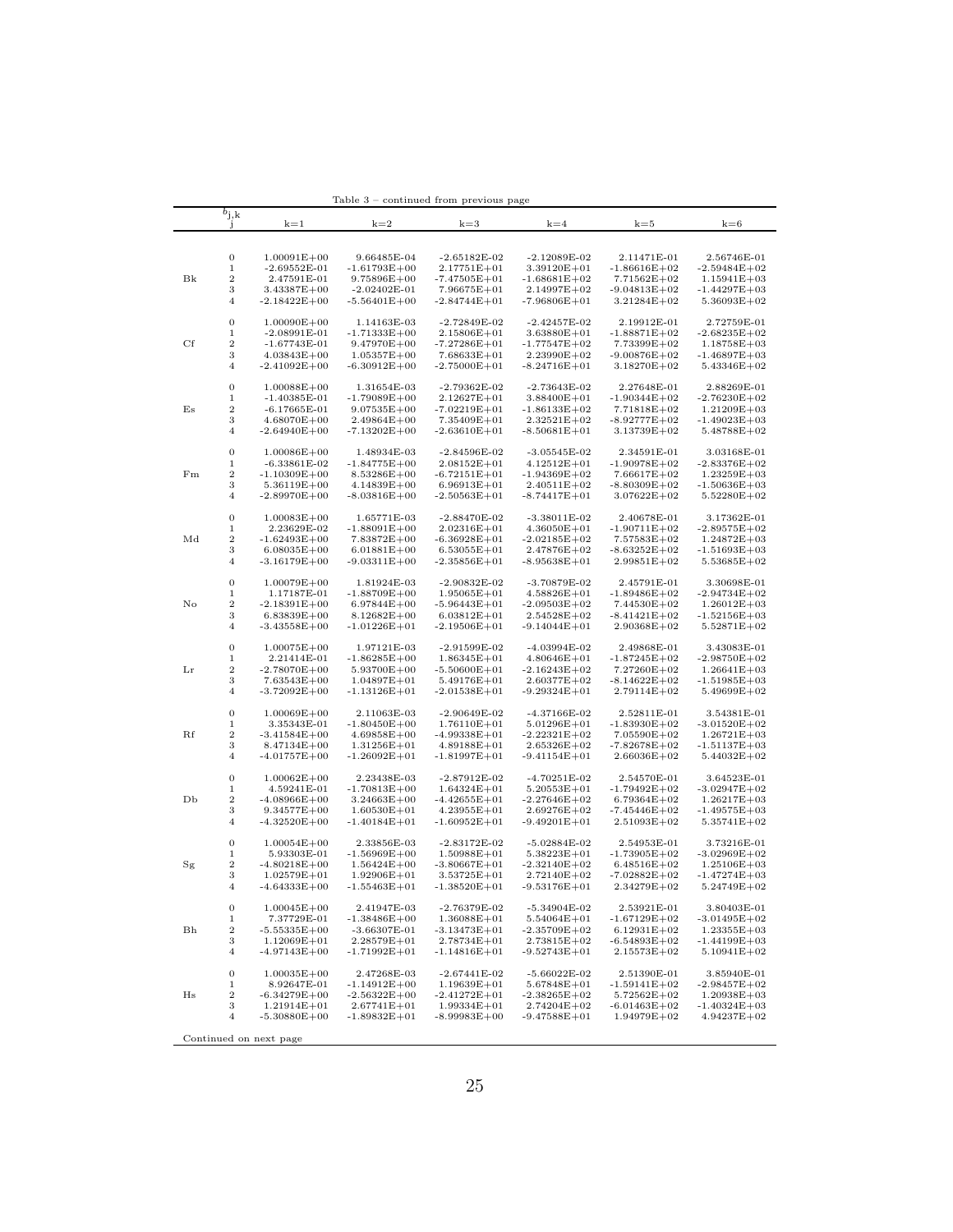Table 3 – continued from previous page

| | $b_{j,k}$ j | k=1 | k=2 | k=3 | k=4 | k=5 | k=6 |
|---|---|---|---|---|---|---|---|
| | 0 | 1.00091E+00 | 9.66485E-04 | -2.65182E-02 | -2.12089E-02 | 2.11471E-01 | 2.56746E-01 |
| | 1 | -2.69552E-01 | -1.61793E+00 | 2.17751E+01 | 3.39120E+01 | -1.86616E+02 | -2.59484E+02 |
| Bk | 2 | 2.47591E-01 | 9.75896E+00 | -7.47505E+01 | -1.68681E+02 | 7.71562E+02 | 1.15941E+03 |
| | 3 | 3.43387E+00 | -2.02402E-01 | 7.96675E+01 | 2.14997E+02 | -9.04813E+02 | -1.44297E+03 |
| | 4 | -2.18422E+00 | -5.56401E+00 | -2.84744E+01 | -7.96806E+01 | 3.21284E+02 | 5.36093E+02 |
| | 0 | 1.00090E+00 | 1.14163E-03 | -2.72849E-02 | -2.42457E-02 | 2.19912E-01 | 2.72759E-01 |
| | 1 | -2.08991E-01 | -1.71333E+00 | 2.15806E+01 | 3.63880E+01 | -1.88871E+02 | -2.68235E+02 |
| Cf | 2 | -1.67743E-01 | 9.47970E+00 | -7.27286E+01 | -1.77547E+02 | 7.73399E+02 | 1.18758E+03 |
| | 3 | 4.03843E+00 | 1.05357E+00 | 7.68633E+01 | 2.23990E+02 | -9.00876E+02 | -1.46897E+03 |
| | 4 | -2.41092E+00 | -6.30912E+00 | -2.75000E+01 | -8.24716E+01 | 3.18270E+02 | 5.43346E+02 |
| | 0 | 1.00088E+00 | 1.31654E-03 | -2.79362E-02 | -2.73643E-02 | 2.27648E-01 | 2.88269E-01 |
| | 1 | -1.40385E-01 | -1.79089E+00 | 2.12627E+01 | 3.88400E+01 | -1.90344E+02 | -2.76230E+02 |
| Es | 2 | -6.17665E-01 | 9.07535E+00 | -7.02219E+01 | -1.86133E+02 | 7.71818E+02 | 1.21209E+03 |
| | 3 | 4.68070E+00 | 2.49864E+00 | 7.35409E+01 | 2.32521E+02 | -8.92777E+02 | -1.49023E+03 |
| | 4 | -2.64940E+00 | -7.13202E+00 | -2.63610E+01 | -8.50681E+01 | 3.13739E+02 | 5.48788E+02 |
| | 0 | 1.00086E+00 | 1.48934E-03 | -2.84596E-02 | -3.05545E-02 | 2.34591E-01 | 3.03168E-01 |
| | 1 | -6.33861E-02 | -1.84775E+00 | 2.08152E+01 | 4.12512E+01 | -1.90978E+02 | -2.83376E+02 |
| Fm | 2 | -1.10309E+00 | 8.53286E+00 | -6.72151E+01 | -1.94369E+02 | 7.66617E+02 | 1.23259E+03 |
| | 3 | 5.36119E+00 | 4.14839E+00 | 6.96913E+01 | 2.40511E+02 | -8.80309E+02 | -1.50636E+03 |
| | 4 | -2.89970E+00 | -8.03816E+00 | -2.50563E+01 | -8.74417E+01 | 3.07622E+02 | 5.52280E+02 |
| | 0 | 1.00083E+00 | 1.65771E-03 | -2.88470E-02 | -3.38011E-02 | 2.40678E-01 | 3.17362E-01 |
| | 1 | 2.23629E-02 | -1.88091E+00 | 2.02316E+01 | 4.36050E+01 | -1.90711E+02 | -2.89575E+02 |
| Md | 2 | -1.62493E+00 | 7.83872E+00 | -6.36928E+01 | -2.02185E+02 | 7.57583E+02 | 1.24872E+03 |
| | 3 | 6.08035E+00 | 6.01881E+00 | 6.53055E+01 | 2.47876E+02 | -8.63252E+02 | -1.51693E+03 |
| | 4 | -3.16179E+00 | -9.03311E+00 | -2.35856E+01 | -8.95638E+01 | 2.99851E+02 | 5.53685E+02 |
| | 0 | 1.00079E+00 | 1.81924E-03 | -2.90832E-02 | -3.70879E-02 | 2.45791E-01 | 3.30698E-01 |
| | 1 | 1.17187E-01 | -1.88709E+00 | 1.95065E+01 | 4.58826E+01 | -1.89486E+02 | -2.94734E+02 |
| No | 2 | -2.18391E+00 | 6.97844E+00 | -5.96443E+01 | -2.09503E+02 | 7.44530E+02 | 1.26012E+03 |
| | 3 | 6.83839E+00 | 8.12682E+00 | 6.03812E+01 | 2.54528E+02 | -8.41421E+02 | -1.52156E+03 |
| | 4 | -3.43558E+00 | -1.01226E+01 | -2.19506E+01 | -9.14044E+01 | 2.90368E+02 | 5.52871E+02 |
| | 0 | 1.00075E+00 | 1.97121E-03 | -2.91599E-02 | -4.03994E-02 | 2.49868E-01 | 3.43083E-01 |
| | 1 | 2.21414E-01 | -1.86285E+00 | 1.86345E+01 | 4.80646E+01 | -1.87245E+02 | -2.98750E+02 |
| Lr | 2 | -2.78070E+00 | 5.93700E+00 | -5.50600E+01 | -2.16243E+02 | 7.27260E+02 | 1.26641E+03 |
| | 3 | 7.63543E+00 | 1.04897E+01 | 5.49176E+01 | 2.60377E+02 | -8.14622E+02 | -1.51985E+03 |
| | 4 | -3.72092E+00 | -1.13126E+01 | -2.01538E+01 | -9.29324E+01 | 2.79114E+02 | 5.49699E+02 |
| | 0 | 1.00069E+00 | 2.11063E-03 | -2.90649E-02 | -4.37166E-02 | 2.52811E-01 | 3.54381E-01 |
| | 1 | 3.35343E-01 | -1.80450E+00 | 1.76110E+01 | 5.01296E+01 | -1.83930E+02 | -3.01520E+02 |
| Rf | 2 | -3.41584E+00 | 4.69858E+00 | -4.99338E+01 | -2.22321E+02 | 7.05590E+02 | 1.26721E+03 |
| | 3 | 8.47134E+00 | 1.31256E+01 | 4.89188E+01 | 2.65326E+02 | -7.82678E+02 | -1.51137E+03 |
| | 4 | -4.01757E+00 | -1.26092E+01 | -1.81997E+01 | -9.41154E+01 | 2.66036E+02 | 5.44032E+02 |
| | 0 | 1.00062E+00 | 2.23438E-03 | -2.87912E-02 | -4.70251E-02 | 2.54570E-01 | 3.64523E-01 |
| | 1 | 4.59241E-01 | -1.70813E+00 | 1.64324E+01 | 5.20553E+01 | -1.79492E+02 | -3.02947E+02 |
| Db | 2 | -4.08966E+00 | 3.24663E+00 | -4.42655E+01 | -2.27646E+02 | 6.79364E+02 | 1.26217E+03 |
| | 3 | 9.34577E+00 | 1.60530E+01 | 4.23955E+01 | 2.69276E+02 | -7.45446E+02 | -1.49575E+03 |
| | 4 | -4.32520E+00 | -1.40184E+01 | -1.60952E+01 | -9.49201E+01 | 2.51093E+02 | 5.35741E+02 |
| | 0 | 1.00054E+00 | 2.33856E-03 | -2.83172E-02 | -5.02884E-02 | 2.54953E-01 | 3.73216E-01 |
| | 1 | 5.93303E-01 | -1.56969E+00 | 1.50988E+01 | 5.38223E+01 | -1.73905E+02 | -3.02969E+02 |
| Sg | 2 | -4.80218E+00 | 1.56424E+00 | -3.80667E+01 | -2.32140E+02 | 6.48516E+02 | 1.25106E+03 |
| | 3 | 1.02579E+01 | 1.92906E+01 | 3.53725E+01 | 2.72140E+02 | -7.02882E+02 | -1.47274E+03 |
| | 4 | -4.64333E+00 | -1.55463E+01 | -1.38520E+01 | -9.53176E+01 | 2.34279E+02 | 5.24749E+02 |
| | 0 | 1.00045E+00 | 2.41947E-03 | -2.76379E-02 | -5.34904E-02 | 2.53921E-01 | 3.80403E-01 |
| | 1 | 7.37729E-01 | -1.38486E+00 | 1.36088E+01 | 5.54064E+01 | -1.67129E+02 | -3.01495E+02 |
| Bh | 2 | -5.55335E+00 | -3.66307E-01 | -3.13473E+01 | -2.35709E+02 | 6.12931E+02 | 1.23355E+03 |
| | 3 | 1.12069E+01 | 2.28579E+01 | 2.78734E+01 | 2.73815E+02 | -6.54893E+02 | -1.44199E+03 |
| | 4 | -4.97143E+00 | -1.71992E+01 | -1.14816E+01 | -9.52743E+01 | 2.15573E+02 | 5.10941E+02 |
| | 0 | 1.00035E+00 | 2.47268E-03 | -2.67441E-02 | -5.66022E-02 | 2.51390E-01 | 3.85940E-01 |
| | 1 | 8.92647E-01 | -1.14912E+00 | 1.19639E+01 | 5.67848E+01 | -1.59141E+02 | -2.98457E+02 |
| Hs | 2 | -6.34279E+00 | -2.56322E+00 | -2.41272E+01 | -2.38265E+02 | 5.72562E+02 | 1.20938E+03 |
| | 3 | 1.21914E+01 | 2.67741E+01 | 1.99334E+01 | 2.74204E+02 | -6.01463E+02 | -1.40324E+03 |
| | 4 | -5.30880E+00 | -1.89832E+01 | -8.99983E+00 | -9.47588E+01 | 1.94979E+02 | 4.94237E+02 |

Continued on next page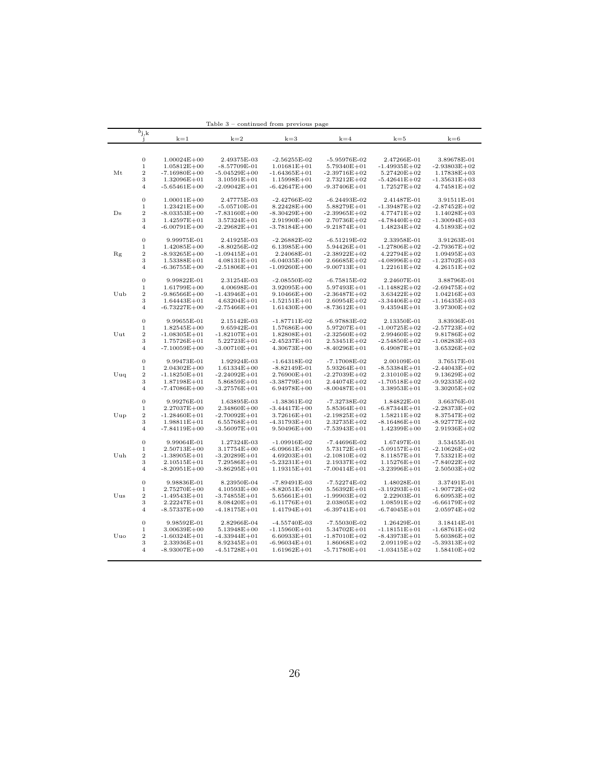Table 3 – continued from previous page

| $b_{j,k}$ | j | k=1 | k=2 | k=3 | k=4 | k=5 | k=6 |
|---|---|---|---|---|---|---|---|
| | 0 | 1.00024E+00 | 2.49375E-03 | -2.56255E-02 | -5.95976E-02 | 2.47266E-01 | 3.89678E-01 |
| | 1 | 1.05812E+00 | -8.57709E-01 | 1.01681E+01 | 5.79340E+01 | -1.49935E+02 | -2.93803E+02 |
| Mt | 2 | -7.16980E+00 | -5.04529E+00 | -1.64365E+01 | -2.39716E+02 | 5.27420E+02 | 1.17838E+03 |
| | 3 | 1.32096E+01 | 3.10591E+01 | 1.15998E+01 | 2.73212E+02 | -5.42641E+02 | -1.35631E+03 |
| | 4 | -5.65461E+00 | -2.09042E+01 | -6.42647E+00 | -9.37406E+01 | 1.72527E+02 | 4.74581E+02 |
| | 0 | 1.00011E+00 | 2.47775E-03 | -2.42766E-02 | -6.24493E-02 | 2.41487E-01 | 3.91511E-01 |
| | 1 | 1.23421E+00 | -5.05710E-01 | 8.22428E+00 | 5.88279E+01 | -1.39487E+02 | -2.87452E+02 |
| Ds | 2 | -8.03353E+00 | -7.83160E+00 | -8.30429E+00 | -2.39965E+02 | 4.77471E+02 | 1.14028E+03 |
| | 3 | 1.42597E+01 | 3.57324E+01 | 2.91990E+00 | 2.70736E+02 | -4.78440E+02 | -1.30094E+03 |
| | 4 | -6.00791E+00 | -2.29682E+01 | -3.78184E+00 | -9.21874E+01 | 1.48234E+02 | 4.51893E+02 |
| | 0 | 9.99975E-01 | 2.41925E-03 | -2.26882E-02 | -6.51219E-02 | 2.33958E-01 | 3.91263E-01 |
| | 1 | 1.42085E+00 | -8.80256E-02 | 6.13985E+00 | 5.94426E+01 | -1.27806E+02 | -2.79367E+02 |
| Rg | 2 | -8.93265E+00 | -1.09415E+01 | 2.24068E-01 | -2.38922E+02 | 4.22794E+02 | 1.09495E+03 |
| | 3 | 1.53388E+01 | 4.08131E+01 | -6.04035E+00 | 2.66685E+02 | -4.08996E+02 | -1.23702E+03 |
| | 4 | -6.36755E+00 | -2.51806E+01 | -1.09260E+00 | -9.00713E+01 | 1.22161E+02 | 4.26151E+02 |
| | 0 | 9.99822E-01 | 2.31254E-03 | -2.08550E-02 | -6.75815E-02 | 2.24607E-01 | 3.88796E-01 |
| | 1 | 1.61799E+00 | 4.00698E-01 | 3.92095E+00 | 5.97493E+01 | -1.14882E+02 | -2.69475E+02 |
| Uub | 2 | -9.86566E+00 | -1.43946E+01 | 9.10466E+00 | -2.36487E+02 | 3.63422E+02 | 1.04216E+03 |
| | 3 | 1.64443E+01 | 4.63204E+01 | -1.52151E+01 | 2.60954E+02 | -3.34406E+02 | -1.16435E+03 |
| | 4 | -6.73227E+00 | -2.75466E+01 | 1.61430E+00 | -8.73612E+01 | 9.43594E+01 | 3.97300E+02 |
| | 0 | 9.99655E-01 | 2.15142E-03 | -1.87711E-02 | -6.97883E-02 | 2.13350E-01 | 3.83936E-01 |
| | 1 | 1.82545E+00 | 9.65942E-01 | 1.57686E+00 | 5.97207E+01 | -1.00725E+02 | -2.57723E+02 |
| Uut | 2 | -1.08305E+01 | -1.82107E+01 | 1.82808E+01 | -2.32560E+02 | 2.99460E+02 | 9.81786E+02 |
| | 3 | 1.75726E+01 | 5.22723E+01 | -2.45237E+01 | 2.53451E+02 | -2.54850E+02 | -1.08283E+03 |
| | 4 | -7.10059E+00 | -3.00710E+01 | 4.30673E+00 | -8.40296E+01 | 6.49087E+01 | 3.65326E+02 |
| | 0 | 9.99473E-01 | 1.92924E-03 | -1.64318E-02 | -7.17008E-02 | 2.00109E-01 | 3.76517E-01 |
| | 1 | 2.04302E+00 | 1.61334E+00 | -8.82149E-01 | 5.93264E+01 | -8.53384E+01 | -2.44043E+02 |
| Uuq | 2 | -1.18250E+01 | -2.24092E+01 | 2.76900E+01 | -2.27039E+02 | 2.31010E+02 | 9.13629E+02 |
| | 3 | 1.87198E+01 | 5.86859E+01 | -3.38779E+01 | 2.44074E+02 | -1.70518E+02 | -9.92335E+02 |
| | 4 | -7.47086E+00 | -3.27576E+01 | 6.94978E+00 | -8.00487E+01 | 3.38953E+01 | 3.30205E+02 |
| | 0 | 9.99276E-01 | 1.63895E-03 | -1.38361E-02 | -7.32738E-02 | 1.84822E-01 | 3.66376E-01 |
| | 1 | 2.27037E+00 | 2.34860E+00 | -3.44417E+00 | 5.85364E+01 | -6.87344E+01 | -2.28373E+02 |
| Uup | 2 | -1.28460E+01 | -2.70092E+01 | 3.72616E+01 | -2.19825E+02 | 1.58211E+02 | 8.37547E+02 |
| | 3 | 1.98811E+01 | 6.55768E+01 | -4.31793E+01 | 2.32735E+02 | -8.16486E+01 | -8.92777E+02 |
| | 4 | -7.84119E+00 | -3.56097E+01 | 9.50496E+00 | -7.53943E+01 | 1.42399E+00 | 2.91936E+02 |
| | 0 | 9.99064E-01 | 1.27324E-03 | -1.09916E-02 | -7.44696E-02 | 1.67497E-01 | 3.53455E-01 |
| | 1 | 2.50713E+00 | 3.17754E+00 | -6.09661E+00 | 5.73172E+01 | -5.09157E+01 | -2.10626E+02 |
| Uuh | 2 | -1.38905E+01 | -3.20289E+01 | 4.69203E+01 | -2.10810E+02 | 8.11857E+01 | 7.53321E+02 |
| | 3 | 2.10515E+01 | 7.29586E+01 | -5.23231E+01 | 2.19337E+02 | 1.15276E+01 | -7.84022E+02 |
| | 4 | -8.20951E+00 | -3.86295E+01 | 1.19315E+01 | -7.00414E+01 | -3.23996E+01 | 2.50503E+02 |
| | 0 | 9.98836E-01 | 8.23950E-04 | -7.89491E-03 | -7.52274E-02 | 1.48028E-01 | 3.37491E-01 |
| | 1 | 2.75270E+00 | 4.10593E+00 | -8.82051E+00 | 5.56392E+01 | -3.19293E+01 | -1.90772E+02 |
| Uus | 2 | -1.49543E+01 | -3.74855E+01 | 5.65661E+01 | -1.99903E+02 | 2.22903E-01 | 6.60953E+02 |
| | 3 | 2.22247E+01 | 8.08420E+01 | -6.11776E+01 | 2.03805E+02 | 1.08591E+02 | -6.66179E+02 |
| | 4 | -8.57337E+00 | -4.18175E+01 | 1.41794E+01 | -6.39741E+01 | -6.74045E+01 | 2.05974E+02 |
| | 0 | 9.98592E-01 | 2.82966E-04 | -4.55740E-03 | -7.55030E-02 | 1.26429E-01 | 3.18414E-01 |
| | 1 | 3.00639E+00 | 5.13948E+00 | -1.15960E+01 | 5.34702E+01 | -1.18151E+01 | -1.68761E+02 |
| Uuo | 2 | -1.60324E+01 | -4.33944E+01 | 6.60933E+01 | -1.87010E+02 | -8.43973E+01 | 5.60386E+02 |
| | 3 | 2.33936E+01 | 8.92345E+01 | -6.96034E+01 | 1.86068E+02 | 2.09119E+02 | -5.39313E+02 |
| | 4 | -8.93007E+00 | -4.51728E+01 | 1.61962E+01 | -5.71780E+01 | -1.03415E+02 | 1.58410E+02 |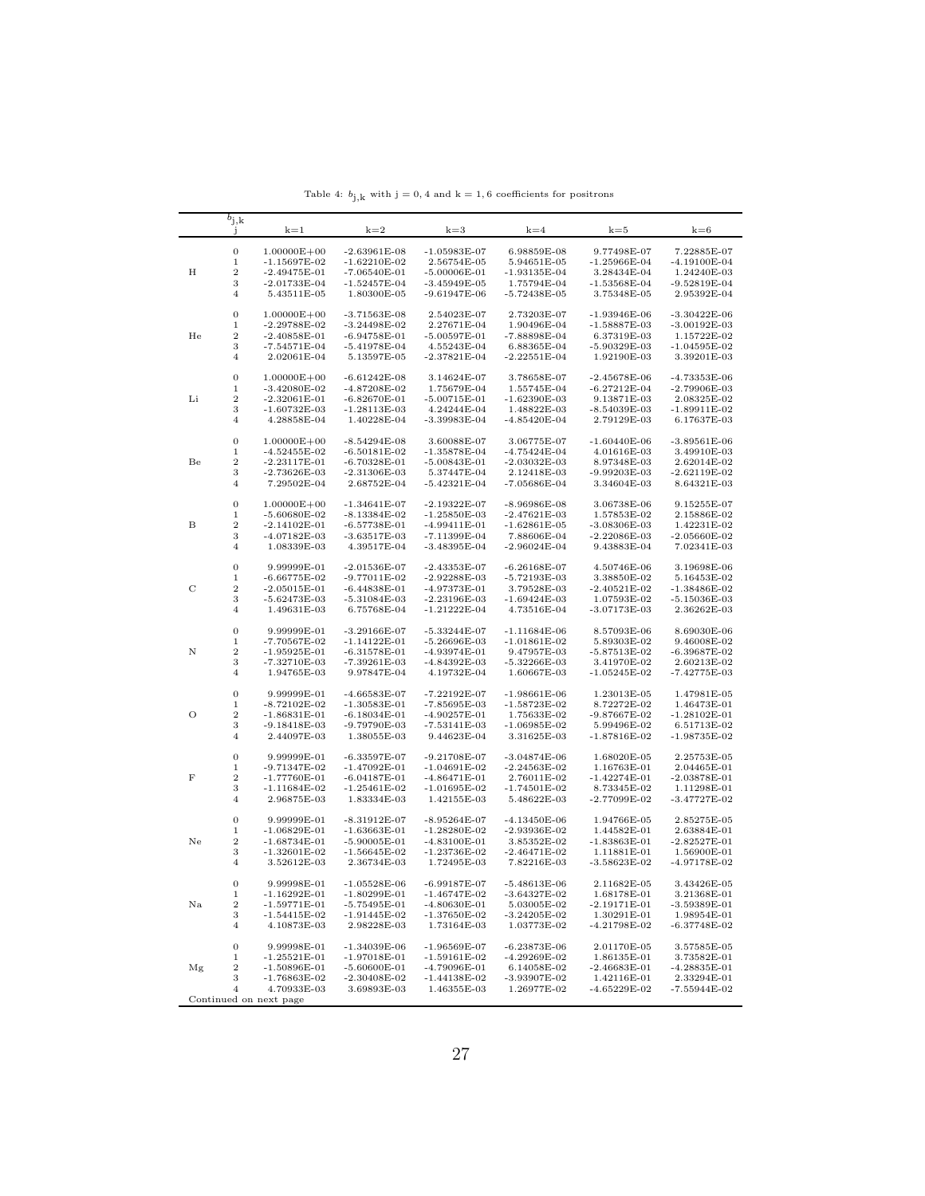Table 4: $b_{\mathrm{j,k}}$ with $\mathrm{j} = 0, 4$ and $\mathrm{k} = 1, 6$ coefficients for positrons

| | $b_{\mathrm{j,k}}$ j | k=1 | k=2 | k=3 | k=4 | k=5 | k=6 |
|---|---|---|---|---|---|---|---|
| H | 0 | 1.00000E+00 | -2.63961E-08 | -1.05983E-07 | 6.98859E-08 | 9.77498E-07 | 7.22885E-07 |
| | 1 | -1.15697E-02 | -1.62210E-02 | 2.56754E-05 | 5.94651E-05 | -1.25966E-04 | -4.19100E-04 |
| | 2 | -2.49475E-01 | -7.06540E-01 | -5.00006E-01 | -1.93135E-04 | 3.28434E-04 | 1.24240E-03 |
| | 3 | -2.01733E-04 | -1.52457E-04 | -3.45949E-05 | 1.75794E-04 | -1.53568E-04 | -9.52819E-04 |
| | 4 | 5.43511E-05 | 1.80300E-05 | -9.61947E-06 | -5.72438E-05 | 3.75348E-05 | 2.95392E-04 |
| He | 0 | 1.00000E+00 | -3.71563E-08 | 2.54023E-07 | 2.73203E-07 | -1.93946E-06 | -3.30422E-06 |
| | 1 | -2.29788E-02 | -3.24498E-02 | 2.27671E-04 | 1.90496E-04 | -1.58887E-03 | -3.00192E-03 |
| | 2 | -2.40858E-01 | -6.94758E-01 | -5.00597E-01 | -7.88898E-04 | 6.37319E-03 | 1.15722E-02 |
| | 3 | -7.54571E-04 | -5.41978E-04 | 4.55243E-04 | 6.88365E-04 | -5.90329E-03 | -1.04595E-02 |
| | 4 | 2.02061E-04 | 5.13597E-05 | -2.37821E-04 | -2.22551E-04 | 1.92190E-03 | 3.39201E-03 |
| Li | 0 | 1.00000E+00 | -6.61242E-08 | 3.14624E-07 | 3.78658E-07 | -2.45678E-06 | -4.73353E-06 |
| | 1 | -3.42080E-02 | -4.87208E-02 | 1.75679E-04 | 1.55745E-04 | -6.27212E-04 | -2.79906E-03 |
| | 2 | -2.32061E-01 | -6.82670E-01 | -5.00715E-01 | -1.62390E-03 | 9.13871E-03 | 2.08325E-02 |
| | 3 | -1.60732E-03 | -1.28113E-03 | 4.24244E-04 | 1.48822E-03 | -8.54039E-03 | -1.89911E-02 |
| | 4 | 4.28858E-04 | 1.40228E-04 | -3.39983E-04 | -4.85420E-04 | 2.79129E-03 | 6.17637E-03 |
| Be | 0 | 1.00000E+00 | -8.54294E-08 | 3.60088E-07 | 3.06775E-07 | -1.60440E-06 | -3.89561E-06 |
| | 1 | -4.52455E-02 | -6.50181E-02 | -1.35878E-04 | -4.75424E-04 | 4.01616E-03 | 3.49910E-03 |
| | 2 | -2.23117E-01 | -6.70328E-01 | -5.00843E-01 | -2.03032E-03 | 8.97348E-03 | 2.62014E-02 |
| | 3 | -2.73626E-03 | -2.31306E-03 | 5.37447E-04 | 2.12418E-03 | -9.99203E-03 | -2.62119E-02 |
| | 4 | 7.29502E-04 | 2.68752E-04 | -5.42321E-04 | -7.05686E-04 | 3.34604E-03 | 8.64321E-03 |
| B | 0 | 1.00000E+00 | -1.34641E-07 | -2.19322E-07 | -8.96986E-08 | 3.06738E-06 | 9.15255E-07 |
| | 1 | -5.60680E-02 | -8.13384E-02 | -1.25850E-03 | -2.47621E-03 | 1.57853E-02 | 2.15886E-02 |
| | 2 | -2.14102E-01 | -6.57738E-01 | -4.99411E-01 | -1.62861E-05 | -3.08306E-03 | 1.42231E-02 |
| | 3 | -4.07182E-03 | -3.63517E-03 | -7.11399E-04 | 7.88606E-04 | -2.22086E-03 | -2.05660E-02 |
| | 4 | 1.08339E-03 | 4.39517E-04 | -3.48395E-04 | -2.96024E-04 | 9.43883E-04 | 7.02341E-03 |
| C | 0 | 9.99999E-01 | -2.01536E-07 | -2.43353E-07 | -6.26168E-07 | 4.50746E-06 | 3.19698E-06 |
| | 1 | -6.66775E-02 | -9.77011E-02 | -2.92288E-03 | -5.72193E-03 | 3.38850E-02 | 5.16453E-02 |
| | 2 | -2.05015E-01 | -6.44838E-01 | -4.97373E-01 | 3.79528E-03 | -2.40521E-02 | -1.38486E-02 |
| | 3 | -5.62473E-03 | -5.31084E-03 | -2.23196E-03 | -1.69424E-03 | 1.07593E-02 | -5.15036E-03 |
| | 4 | 1.49631E-03 | 6.75768E-04 | -1.21222E-04 | 4.73516E-04 | -3.07173E-03 | 2.36262E-03 |
| N | 0 | 9.99999E-01 | -3.29166E-07 | -5.33244E-07 | -1.11684E-06 | 8.57093E-06 | 8.69030E-06 |
| | 1 | -7.70567E-02 | -1.14122E-01 | -5.26696E-03 | -1.01861E-02 | 5.89303E-02 | 9.46008E-02 |
| | 2 | -1.95925E-01 | -6.31578E-01 | -4.93974E-01 | 9.47957E-03 | -5.87513E-02 | -6.39687E-02 |
| | 3 | -7.32710E-03 | -7.39261E-03 | -4.84392E-03 | -5.32266E-03 | 3.41970E-02 | 2.60213E-02 |
| | 4 | 1.94765E-03 | 9.97847E-04 | 4.19732E-04 | 1.60667E-03 | -1.05245E-02 | -7.42775E-03 |
| O | 0 | 9.99999E-01 | -4.66583E-07 | -7.22192E-07 | -1.98661E-06 | 1.23013E-05 | 1.47981E-05 |
| | 1 | -8.72102E-02 | -1.30583E-01 | -7.85695E-03 | -1.58723E-02 | 8.72272E-02 | 1.46473E-01 |
| | 2 | -1.86831E-01 | -6.18034E-01 | -4.90257E-01 | 1.75633E-02 | -9.87667E-02 | -1.28102E-01 |
| | 3 | -9.18418E-03 | -9.79790E-03 | -7.53141E-03 | -1.06985E-02 | 5.99496E-02 | 6.51713E-02 |
| | 4 | 2.44097E-03 | 1.38055E-03 | 9.44623E-04 | 3.31625E-03 | -1.87816E-02 | -1.98735E-02 |
| F | 0 | 9.99999E-01 | -6.33597E-07 | -9.21708E-07 | -3.04874E-06 | 1.68020E-05 | 2.25753E-05 |
| | 1 | -9.71347E-02 | -1.47092E-01 | -1.04691E-02 | -2.24563E-02 | 1.16763E-01 | 2.04465E-01 |
| | 2 | -1.77760E-01 | -6.04187E-01 | -4.86471E-01 | 2.76011E-02 | -1.42274E-01 | -2.03878E-01 |
| | 3 | -1.11684E-02 | -1.25461E-02 | -1.01695E-02 | -1.74501E-02 | 8.73345E-02 | 1.11298E-01 |
| | 4 | 2.96875E-03 | 1.83334E-03 | 1.42155E-03 | 5.48622E-03 | -2.77099E-02 | -3.47727E-02 |
| Ne | 0 | 9.99999E-01 | -8.31912E-07 | -8.95264E-07 | -4.13450E-06 | 1.94766E-05 | 2.85275E-05 |
| | 1 | -1.06829E-01 | -1.63663E-01 | -1.28280E-02 | -2.93936E-02 | 1.44582E-01 | 2.63884E-01 |
| | 2 | -1.68734E-01 | -5.90005E-01 | -4.83100E-01 | 3.85352E-02 | -1.83863E-01 | -2.82527E-01 |
| | 3 | -1.32601E-02 | -1.56645E-02 | -1.23736E-02 | -2.46471E-02 | 1.11881E-01 | 1.56900E-01 |
| | 4 | 3.52612E-03 | 2.36734E-03 | 1.72495E-03 | 7.82216E-03 | -3.58623E-02 | -4.97178E-02 |
| Na | 0 | 9.99998E-01 | -1.05528E-06 | -6.99187E-07 | -5.48613E-06 | 2.11682E-05 | 3.43426E-05 |
| | 1 | -1.16292E-01 | -1.80299E-01 | -1.46747E-02 | -3.64327E-02 | 1.68178E-01 | 3.21368E-01 |
| | 2 | -1.59771E-01 | -5.75495E-01 | -4.80630E-01 | 5.03005E-02 | -2.19171E-01 | -3.59389E-01 |
| | 3 | -1.54415E-02 | -1.91445E-02 | -1.37650E-02 | -3.24205E-02 | 1.30291E-01 | 1.98954E-01 |
| | 4 | 4.10873E-03 | 2.98228E-03 | 1.73164E-03 | 1.03773E-02 | -4.21798E-02 | -6.37748E-02 |
| Mg | 0 | 9.99998E-01 | -1.34039E-06 | -1.96569E-07 | -6.23873E-06 | 2.01170E-05 | 3.57585E-05 |
| | 1 | -1.25521E-01 | -1.97018E-01 | -1.59161E-02 | -4.29269E-02 | 1.86135E-01 | 3.73582E-01 |
| | 2 | -1.50896E-01 | -5.60600E-01 | -4.79096E-01 | 6.14058E-02 | -2.46683E-01 | -4.28835E-01 |
| | 3 | -1.76863E-02 | -2.30408E-02 | -1.44138E-02 | -3.93907E-02 | 1.42116E-01 | 2.33294E-01 |
| | 4 | 4.70933E-03 | 3.69893E-03 | 1.46355E-03 | 1.26977E-02 | -4.65229E-02 | -7.55944E-02 |

Continued on next page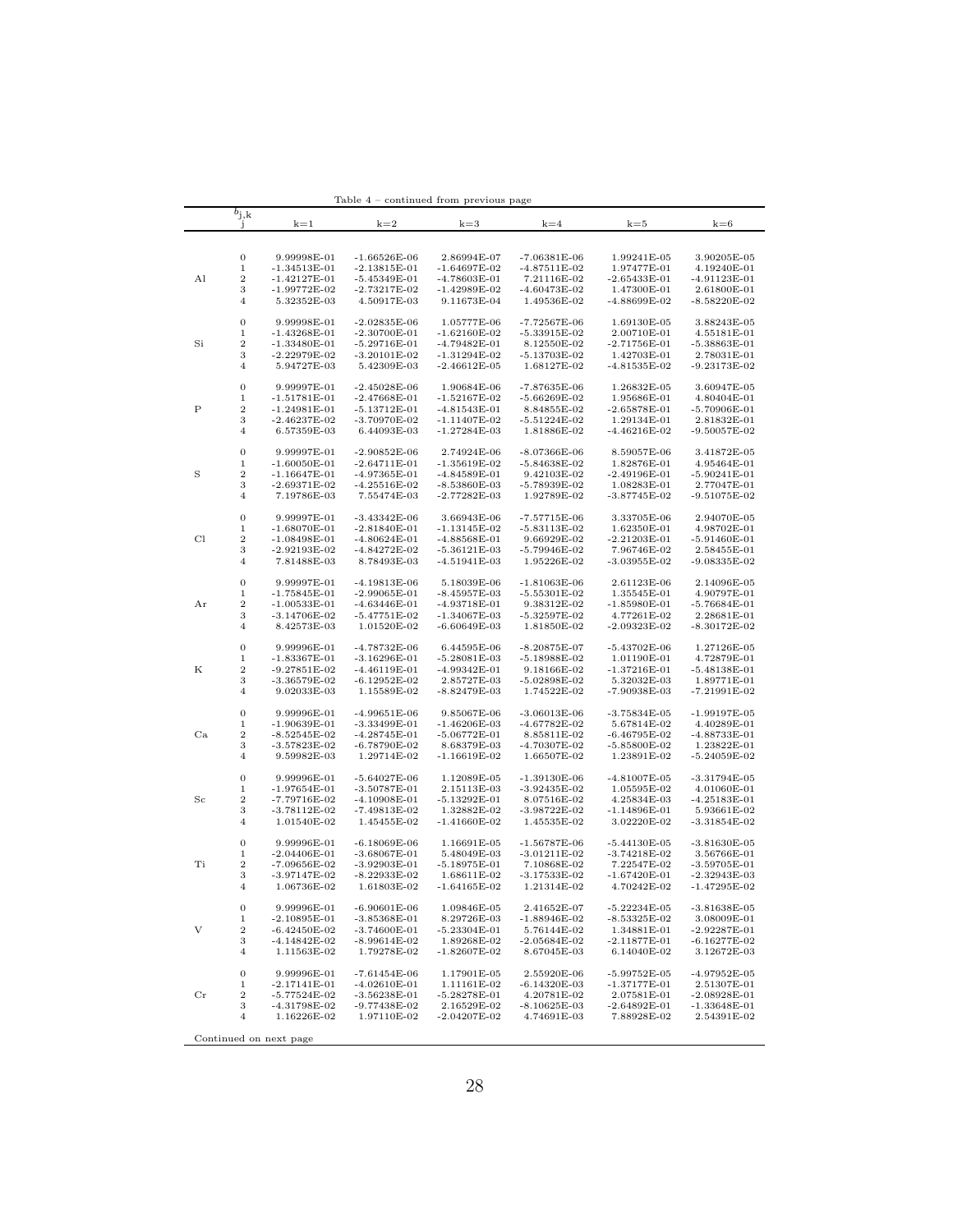Table 4 – continued from previous page

| | $b_{j,k}$ j | k=1 | k=2 | k=3 | k=4 | k=5 | k=6 |
|---|---|---|---|---|---|---|---|
| Al | 0 | 9.99998E-01 | -1.66526E-06 | 2.86994E-07 | -7.06381E-06 | 1.99241E-05 | 3.90205E-05 |
| | 1 | -1.34513E-01 | -2.13815E-01 | -1.64697E-02 | -4.87511E-02 | 1.97477E-01 | 4.19240E-01 |
| | 2 | -1.42127E-01 | -5.45349E-01 | -4.78603E-01 | 7.21116E-02 | -2.65433E-01 | -4.91123E-01 |
| | 3 | -1.99772E-02 | -2.73217E-02 | -1.42989E-02 | -4.60473E-02 | 1.47300E-01 | 2.61800E-01 |
| | 4 | 5.32352E-03 | 4.50917E-03 | 9.11673E-04 | 1.49536E-02 | -4.88699E-02 | -8.58220E-02 |
| Si | 0 | 9.99998E-01 | -2.02835E-06 | 1.05777E-06 | -7.72567E-06 | 1.69130E-05 | 3.88243E-05 |
| | 1 | -1.43268E-01 | -2.30700E-01 | -1.62160E-02 | -5.33915E-02 | 2.00710E-01 | 4.55181E-01 |
| | 2 | -1.33480E-01 | -5.29716E-01 | -4.79482E-01 | 8.12550E-02 | -2.71756E-01 | -5.38863E-01 |
| | 3 | -2.22979E-02 | -3.20101E-02 | -1.31294E-02 | -5.13703E-02 | 1.42703E-01 | 2.78031E-01 |
| | 4 | 5.94727E-03 | 5.42309E-03 | -2.46612E-05 | 1.68127E-02 | -4.81535E-02 | -9.23173E-02 |
| P | 0 | 9.99997E-01 | -2.45028E-06 | 1.90684E-06 | -7.87635E-06 | 1.26832E-05 | 3.60947E-05 |
| | 1 | -1.51781E-01 | -2.47668E-01 | -1.52167E-02 | -5.66269E-02 | 1.95686E-01 | 4.80404E-01 |
| | 2 | -1.24981E-01 | -5.13712E-01 | -4.81543E-01 | 8.84855E-02 | -2.65878E-01 | -5.70906E-01 |
| | 3 | -2.46237E-02 | -3.70970E-02 | -1.11407E-02 | -5.51224E-02 | 1.29134E-01 | 2.81832E-01 |
| | 4 | 6.57359E-03 | 6.44093E-03 | -1.27284E-03 | 1.81886E-02 | -4.46216E-02 | -9.50057E-02 |
| S | 0 | 9.99997E-01 | -2.90852E-06 | 2.74924E-06 | -8.07366E-06 | 8.59057E-06 | 3.41872E-05 |
| | 1 | -1.60050E-01 | -2.64711E-01 | -1.35619E-02 | -5.84638E-02 | 1.82876E-01 | 4.95464E-01 |
| | 2 | -1.16647E-01 | -4.97365E-01 | -4.84589E-01 | 9.42103E-02 | -2.49196E-01 | -5.90241E-01 |
| | 3 | -2.69371E-02 | -4.25516E-02 | -8.53860E-03 | -5.78939E-02 | 1.08283E-01 | 2.77047E-01 |
| | 4 | 7.19786E-03 | 7.55474E-03 | -2.77282E-03 | 1.92789E-02 | -3.87745E-02 | -9.51075E-02 |
| Cl | 0 | 9.99997E-01 | -3.43342E-06 | 3.66943E-06 | -7.57715E-06 | 3.33705E-06 | 2.94070E-05 |
| | 1 | -1.68070E-01 | -2.81840E-01 | -1.13145E-02 | -5.83113E-02 | 1.62350E-01 | 4.98702E-01 |
| | 2 | -1.08498E-01 | -4.80624E-01 | -4.88568E-01 | 9.66929E-02 | -2.21203E-01 | -5.91460E-01 |
| | 3 | -2.92193E-02 | -4.84272E-02 | -5.36121E-03 | -5.79946E-02 | 7.96746E-02 | 2.58455E-01 |
| | 4 | 7.81488E-03 | 8.78493E-03 | -4.51941E-03 | 1.95226E-02 | -3.03955E-02 | -9.08335E-02 |
| Ar | 0 | 9.99997E-01 | -4.19813E-06 | 5.18039E-06 | -1.81063E-06 | 2.61123E-06 | 2.14096E-05 |
| | 1 | -1.75845E-01 | -2.99065E-01 | -8.45957E-03 | -5.55301E-02 | 1.35545E-01 | 4.90797E-01 |
| | 2 | -1.00533E-01 | -4.63446E-01 | -4.93718E-01 | 9.38312E-02 | -1.85980E-01 | -5.76684E-01 |
| | 3 | -3.14706E-02 | -5.47751E-02 | -1.34067E-03 | -5.32597E-02 | 4.77261E-02 | 2.28681E-01 |
| | 4 | 8.42573E-03 | 1.01520E-02 | -6.60649E-03 | 1.81850E-02 | -2.09323E-02 | -8.30172E-02 |
| K | 0 | 9.99996E-01 | -4.78732E-06 | 6.44595E-06 | -8.20875E-07 | -5.43702E-06 | 1.27126E-05 |
| | 1 | -1.83367E-01 | -3.16296E-01 | -5.28081E-03 | -5.18988E-02 | 1.01190E-01 | 4.72879E-01 |
| | 2 | -9.27851E-02 | -4.46119E-01 | -4.99342E-01 | 9.18166E-02 | -1.37216E-01 | -5.48138E-01 |
| | 3 | -3.36579E-02 | -6.12952E-02 | 2.85727E-03 | -5.02898E-02 | 5.32032E-03 | 1.89771E-01 |
| | 4 | 9.02033E-03 | 1.15589E-02 | -8.82479E-03 | 1.74522E-02 | -7.90938E-03 | -7.21991E-02 |
| Ca | 0 | 9.99996E-01 | -4.99651E-06 | 9.85067E-06 | -3.06013E-06 | -3.75834E-05 | -1.99197E-05 |
| | 1 | -1.90639E-01 | -3.33499E-01 | -1.46206E-03 | -4.67782E-02 | 5.67814E-02 | 4.40289E-01 |
| | 2 | -8.52545E-02 | -4.28745E-01 | -5.06772E-01 | 8.85811E-02 | -6.46795E-02 | -4.88733E-01 |
| | 3 | -3.57823E-02 | -6.78790E-02 | 8.68379E-03 | -4.70307E-02 | -5.85800E-02 | 1.23822E-01 |
| | 4 | 9.59982E-03 | 1.29714E-02 | -1.16619E-02 | 1.66507E-02 | 1.23891E-02 | -5.24059E-02 |
| Sc | 0 | 9.99996E-01 | -5.64027E-06 | 1.12089E-05 | -1.39130E-06 | -4.81007E-05 | -3.31794E-05 |
| | 1 | -1.97654E-01 | -3.50787E-01 | 2.15113E-03 | -3.92435E-02 | 1.05595E-02 | 4.01060E-01 |
| | 2 | -7.79716E-02 | -4.10908E-01 | -5.13292E-01 | 8.07516E-02 | 4.25834E-03 | -4.25183E-01 |
| | 3 | -3.78112E-02 | -7.49813E-02 | 1.32882E-02 | -3.98722E-02 | -1.14896E-01 | 5.93661E-02 |
| | 4 | 1.01540E-02 | 1.45455E-02 | -1.41660E-02 | 1.45535E-02 | 3.02220E-02 | -3.31854E-02 |
| Ti | 0 | 9.99996E-01 | -6.18069E-06 | 1.16691E-05 | -1.56787E-06 | -5.44130E-05 | -3.81630E-05 |
| | 1 | -2.04406E-01 | -3.68067E-01 | 5.48049E-03 | -3.01211E-02 | -3.74218E-02 | 3.56766E-01 |
| | 2 | -7.09656E-02 | -3.92903E-01 | -5.18975E-01 | 7.10868E-02 | 7.22547E-02 | -3.59705E-01 |
| | 3 | -3.97147E-02 | -8.22933E-02 | 1.68611E-02 | -3.17533E-02 | -1.67420E-01 | -2.32943E-03 |
| | 4 | 1.06736E-02 | 1.61803E-02 | -1.64165E-02 | 1.21314E-02 | 4.70242E-02 | -1.47295E-02 |
| V | 0 | 9.99996E-01 | -6.90601E-06 | 1.09846E-05 | 2.41652E-07 | -5.22234E-05 | -3.81638E-05 |
| | 1 | -2.10895E-01 | -3.85368E-01 | 8.29726E-03 | -1.88946E-02 | -8.53325E-02 | 3.08009E-01 |
| | 2 | -6.42450E-02 | -3.74600E-01 | -5.23304E-01 | 5.76144E-02 | 1.34881E-01 | -2.92287E-01 |
| | 3 | -4.14842E-02 | -8.99614E-02 | 1.89268E-02 | -2.05684E-02 | -2.11877E-01 | -6.16277E-02 |
| | 4 | 1.11563E-02 | 1.79278E-02 | -1.82607E-02 | 8.67045E-03 | 6.14040E-02 | 3.12672E-03 |
| Cr | 0 | 9.99996E-01 | -7.61454E-06 | 1.17901E-05 | 2.55920E-06 | -5.99752E-05 | -4.97952E-05 |
| | 1 | -2.17141E-01 | -4.02610E-01 | 1.11161E-02 | -6.14320E-03 | -1.37177E-01 | 2.51307E-01 |
| | 2 | -5.77524E-02 | -3.56238E-01 | -5.28278E-01 | 4.20781E-02 | 2.07581E-01 | -2.08928E-01 |
| | 3 | -4.31798E-02 | -9.77438E-02 | 2.16529E-02 | -8.10625E-03 | -2.64892E-01 | -1.33648E-01 |
| | 4 | 1.16226E-02 | 1.97110E-02 | -2.04207E-02 | 4.74691E-03 | 7.88928E-02 | 2.54391E-02 |

Continued on next page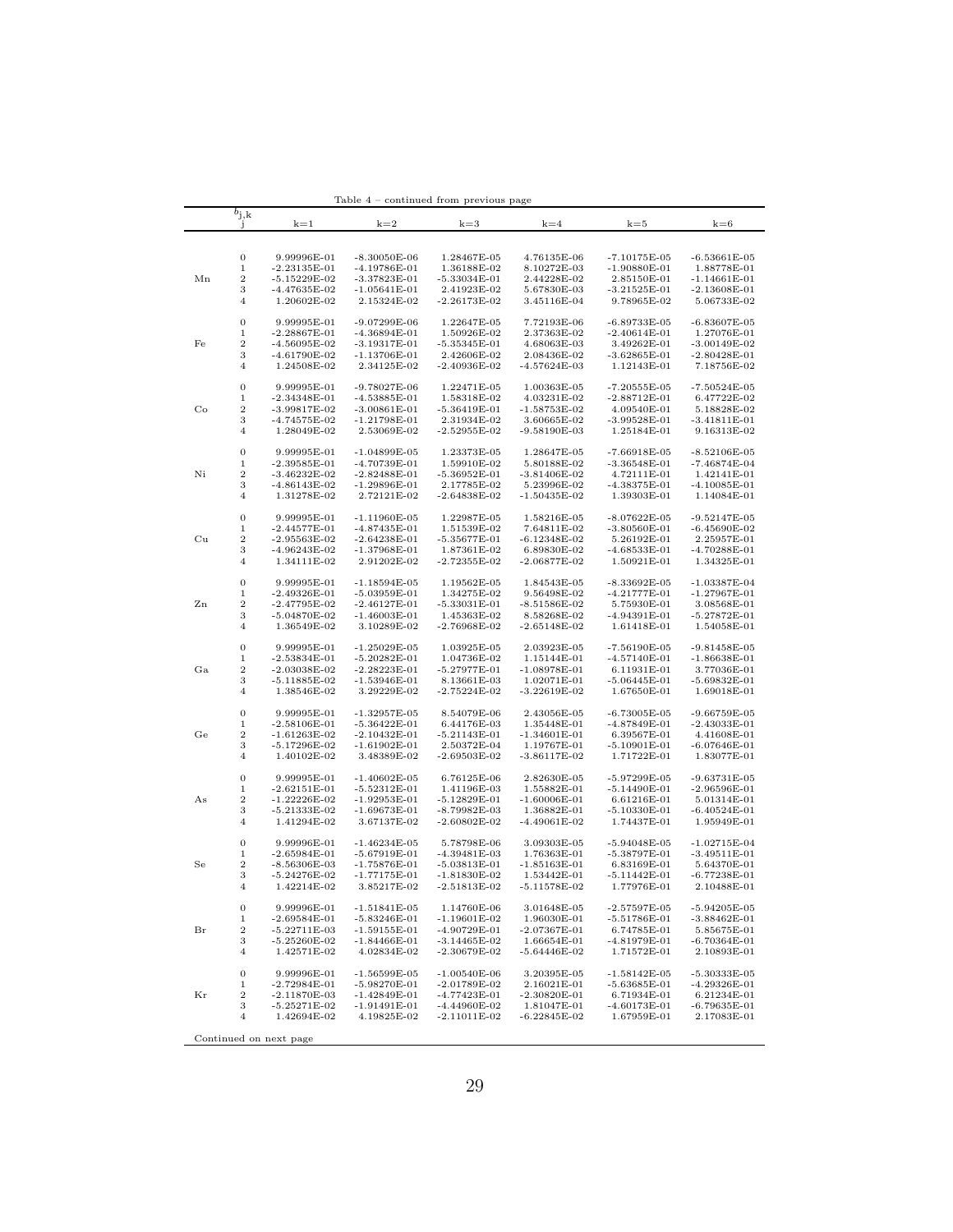Table 4 – continued from previous page

| | $b_{j,k}$ j | k=1 | k=2 | k=3 | k=4 | k=5 | k=6 |
|---|---|---|---|---|---|---|---|
| Mn | 0 | 9.99996E-01 | -8.30050E-06 | 1.28467E-05 | 4.76135E-06 | -7.10175E-05 | -6.53661E-05 |
| | 1 | -2.23135E-01 | -4.19786E-01 | 1.36188E-02 | 8.10272E-03 | -1.90880E-01 | 1.88778E-01 |
| | 2 | -5.15229E-02 | -3.37823E-01 | -5.33034E-01 | 2.44228E-02 | 2.85150E-01 | -1.14661E-01 |
| | 3 | -4.47635E-02 | -1.05641E-01 | 2.41923E-02 | 5.67830E-03 | -3.21525E-01 | -2.13608E-01 |
| | 4 | 1.20602E-02 | 2.15324E-02 | -2.26173E-02 | 3.45116E-04 | 9.78965E-02 | 5.06733E-02 |
| Fe | 0 | 9.99995E-01 | -9.07299E-06 | 1.22647E-05 | 7.72193E-06 | -6.89733E-05 | -6.83607E-05 |
| | 1 | -2.28867E-01 | -4.36894E-01 | 1.50926E-02 | 2.37363E-02 | -2.40614E-01 | 1.27076E-01 |
| | 2 | -4.56095E-02 | -3.19317E-01 | -5.35345E-01 | 4.68063E-03 | 3.49262E-01 | -3.00149E-02 |
| | 3 | -4.61790E-02 | -1.13706E-01 | 2.42606E-02 | 2.08436E-02 | -3.62865E-01 | -2.80428E-01 |
| | 4 | 1.24508E-02 | 2.34125E-02 | -2.40936E-02 | -4.57624E-03 | 1.12143E-01 | 7.18756E-02 |
| Co | 0 | 9.99995E-01 | -9.78027E-06 | 1.22471E-05 | 1.00363E-05 | -7.20555E-05 | -7.50524E-05 |
| | 1 | -2.34348E-01 | -4.53885E-01 | 1.58318E-02 | 4.03231E-02 | -2.88712E-01 | 6.47722E-02 |
| | 2 | -3.99817E-02 | -3.00861E-01 | -5.36419E-01 | -1.58753E-02 | 4.09540E-01 | 5.18828E-02 |
| | 3 | -4.74575E-02 | -1.21798E-01 | 2.31934E-02 | 3.60665E-02 | -3.99528E-01 | -3.41811E-01 |
| | 4 | 1.28049E-02 | 2.53069E-02 | -2.52955E-02 | -9.58190E-03 | 1.25184E-01 | 9.16313E-02 |
| Ni | 0 | 9.99995E-01 | -1.04899E-05 | 1.23373E-05 | 1.28647E-05 | -7.66918E-05 | -8.52106E-05 |
| | 1 | -2.39585E-01 | -4.70739E-01 | 1.59910E-02 | 5.80188E-02 | -3.36548E-01 | -7.46874E-04 |
| | 2 | -3.46232E-02 | -2.82488E-01 | -5.36952E-01 | -3.81406E-02 | 4.72111E-01 | 1.42141E-01 |
| | 3 | -4.86143E-02 | -1.29896E-01 | 2.17785E-02 | 5.23996E-02 | -4.38375E-01 | -4.10085E-01 |
| | 4 | 1.31278E-02 | 2.72121E-02 | -2.64838E-02 | -1.50435E-02 | 1.39303E-01 | 1.14084E-01 |
| Cu | 0 | 9.99995E-01 | -1.11960E-05 | 1.22987E-05 | 1.58216E-05 | -8.07622E-05 | -9.52147E-05 |
| | 1 | -2.44577E-01 | -4.87435E-01 | 1.51539E-02 | 7.64811E-02 | -3.80560E-01 | -6.45690E-02 |
| | 2 | -2.95563E-02 | -2.64238E-01 | -5.35677E-01 | -6.12348E-02 | 5.26192E-01 | 2.25957E-01 |
| | 3 | -4.96243E-02 | -1.37968E-01 | 1.87361E-02 | 6.89830E-02 | -4.68533E-01 | -4.70288E-01 |
| | 4 | 1.34111E-02 | 2.91202E-02 | -2.72355E-02 | -2.06877E-02 | 1.50921E-01 | 1.34325E-01 |
| Zn | 0 | 9.99995E-01 | -1.18594E-05 | 1.19562E-05 | 1.84543E-05 | -8.33692E-05 | -1.03387E-04 |
| | 1 | -2.49326E-01 | -5.03959E-01 | 1.34275E-02 | 9.56498E-02 | -4.21777E-01 | -1.27967E-01 |
| | 2 | -2.47795E-02 | -2.46127E-01 | -5.33031E-01 | -8.51586E-02 | 5.75930E-01 | 3.08568E-01 |
| | 3 | -5.04870E-02 | -1.46003E-01 | 1.45363E-02 | 8.58268E-02 | -4.94391E-01 | -5.27872E-01 |
| | 4 | 1.36549E-02 | 3.10289E-02 | -2.76968E-02 | -2.65148E-02 | 1.61418E-01 | 1.54058E-01 |
| Ga | 0 | 9.99995E-01 | -1.25029E-05 | 1.03925E-05 | 2.03923E-05 | -7.56190E-05 | -9.81458E-05 |
| | 1 | -2.53834E-01 | -5.20282E-01 | 1.04736E-02 | 1.15144E-01 | -4.57140E-01 | -1.86638E-01 |
| | 2 | -2.03038E-02 | -2.28223E-01 | -5.27977E-01 | -1.08978E-01 | 6.11931E-01 | 3.77036E-01 |
| | 3 | -5.11885E-02 | -1.53946E-01 | 8.13661E-03 | 1.02071E-01 | -5.06445E-01 | -5.69832E-01 |
| | 4 | 1.38546E-02 | 3.29229E-02 | -2.75224E-02 | -3.22619E-02 | 1.67650E-01 | 1.69018E-01 |
| Ge | 0 | 9.99995E-01 | -1.32957E-05 | 8.54079E-06 | 2.43056E-05 | -6.73005E-05 | -9.66759E-05 |
| | 1 | -2.58106E-01 | -5.36422E-01 | 6.44176E-03 | 1.35448E-01 | -4.87849E-01 | -2.43033E-01 |
| | 2 | -1.61263E-02 | -2.10432E-01 | -5.21143E-01 | -1.34601E-01 | 6.39567E-01 | 4.41608E-01 |
| | 3 | -5.17296E-02 | -1.61902E-01 | 2.50372E-04 | 1.19767E-01 | -5.10901E-01 | -6.07646E-01 |
| | 4 | 1.40102E-02 | 3.48389E-02 | -2.69503E-02 | -3.86117E-02 | 1.71722E-01 | 1.83077E-01 |
| As | 0 | 9.99995E-01 | -1.40602E-05 | 6.76125E-06 | 2.82630E-05 | -5.97299E-05 | -9.63731E-05 |
| | 1 | -2.62151E-01 | -5.52312E-01 | 1.41196E-03 | 1.55882E-01 | -5.14490E-01 | -2.96596E-01 |
| | 2 | -1.22226E-02 | -1.92953E-01 | -5.12829E-01 | -1.60006E-01 | 6.61216E-01 | 5.01314E-01 |
| | 3 | -5.21333E-02 | -1.69673E-01 | -8.79982E-03 | 1.36882E-01 | -5.10330E-01 | -6.40524E-01 |
| | 4 | 1.41294E-02 | 3.67137E-02 | -2.60802E-02 | -4.49061E-02 | 1.74437E-01 | 1.95949E-01 |
| Se | 0 | 9.99996E-01 | -1.46234E-05 | 5.78798E-06 | 3.09303E-05 | -5.94048E-05 | -1.02715E-04 |
| | 1 | -2.65984E-01 | -5.67919E-01 | -4.39481E-03 | 1.76363E-01 | -5.38797E-01 | -3.49511E-01 |
| | 2 | -8.56306E-03 | -1.75876E-01 | -5.03813E-01 | -1.85163E-01 | 6.83169E-01 | 5.64370E-01 |
| | 3 | -5.24276E-02 | -1.77175E-01 | -1.81830E-02 | 1.53442E-01 | -5.11442E-01 | -6.77238E-01 |
| | 4 | 1.42214E-02 | 3.85217E-02 | -2.51813E-02 | -5.11578E-02 | 1.77976E-01 | 2.10488E-01 |
| Br | 0 | 9.99996E-01 | -1.51841E-05 | 1.14760E-06 | 3.01648E-05 | -2.57597E-05 | -5.94205E-05 |
| | 1 | -2.69584E-01 | -5.83246E-01 | -1.19601E-02 | 1.96030E-01 | -5.51786E-01 | -3.88462E-01 |
| | 2 | -5.22711E-03 | -1.59155E-01 | -4.90729E-01 | -2.07367E-01 | 6.74785E-01 | 5.85675E-01 |
| | 3 | -5.25260E-02 | -1.84466E-01 | -3.14465E-02 | 1.66654E-01 | -4.81979E-01 | -6.70364E-01 |
| | 4 | 1.42571E-02 | 4.02834E-02 | -2.30679E-02 | -5.64446E-02 | 1.71572E-01 | 2.10893E-01 |
| Kr | 0 | 9.99996E-01 | -1.56599E-05 | -1.00540E-06 | 3.20395E-05 | -1.58142E-05 | -5.30333E-05 |
| | 1 | -2.72984E-01 | -5.98270E-01 | -2.01789E-02 | 2.16021E-01 | -5.63685E-01 | -4.29326E-01 |
| | 2 | -2.11870E-03 | -1.42849E-01 | -4.77423E-01 | -2.30820E-01 | 6.71934E-01 | 6.21234E-01 |
| | 3 | -5.25271E-02 | -1.91491E-01 | -4.44960E-02 | 1.81047E-01 | -4.60173E-01 | -6.79635E-01 |
| | 4 | 1.42694E-02 | 4.19825E-02 | -2.11011E-02 | -6.22845E-02 | 1.67959E-01 | 2.17083E-01 |

Continued on next page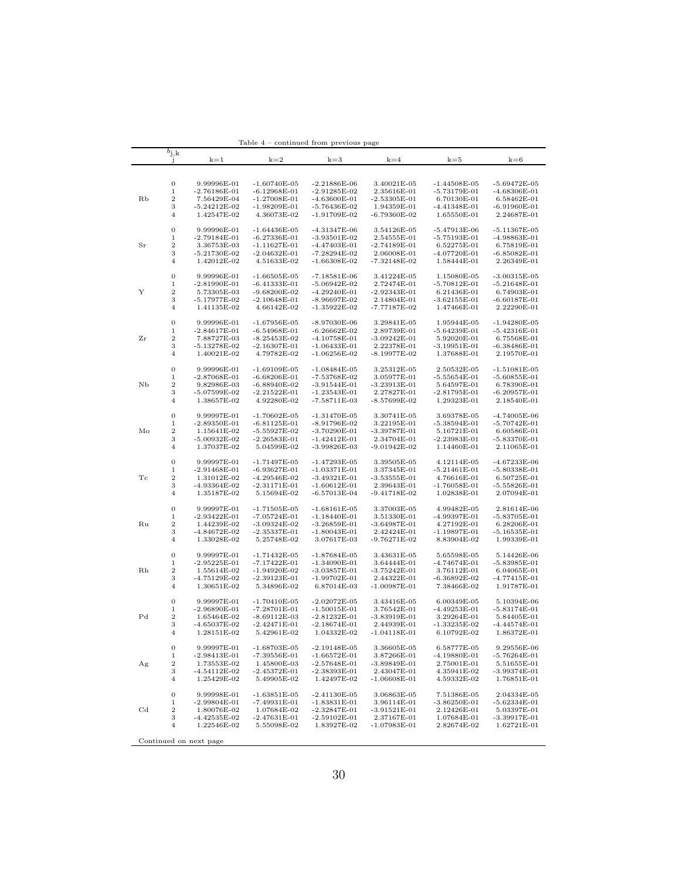Table 4 – continued from previous page

| | $b_{j,k}$ j | k=1 | k=2 | k=3 | k=4 | k=5 | k=6 |
|---|---|---|---|---|---|---|---|
| | 0 | 9.99996E-01 | -1.60740E-05 | -2.21886E-06 | 3.40021E-05 | -1.44508E-05 | -5.69472E-05 |
| | 1 | -2.76186E-01 | -6.12968E-01 | -2.91285E-02 | 2.35616E-01 | -5.73179E-01 | -4.68306E-01 |
| Rb | 2 | 7.56429E-04 | -1.27008E-01 | -4.63600E-01 | -2.53305E-01 | 6.70130E-01 | 6.58462E-01 |
| | 3 | -5.24212E-02 | -1.98209E-01 | -5.76436E-02 | 1.94359E-01 | -4.41348E-01 | -6.91960E-01 |
| | 4 | 1.42547E-02 | 4.36073E-02 | -1.91709E-02 | -6.79360E-02 | 1.65550E-01 | 2.24687E-01 |
| | 0 | 9.99996E-01 | -1.64436E-05 | -4.31347E-06 | 3.54126E-05 | -5.47913E-06 | -5.11367E-05 |
| | 1 | -2.79184E-01 | -6.27336E-01 | -3.93501E-02 | 2.54555E-01 | -5.75193E-01 | -4.98863E-01 |
| Sr | 2 | 3.36753E-03 | -1.11627E-01 | -4.47403E-01 | -2.74189E-01 | 6.52275E-01 | 6.75819E-01 |
| | 3 | -5.21730E-02 | -2.04632E-01 | -7.28294E-02 | 2.06008E-01 | -4.07720E-01 | -6.85082E-01 |
| | 4 | 1.42012E-02 | 4.51633E-02 | -1.66308E-02 | -7.32148E-02 | 1.58444E-01 | 2.26349E-01 |
| | 0 | 9.99996E-01 | -1.66505E-05 | -7.18581E-06 | 3.41224E-05 | 1.15080E-05 | -3.00315E-05 |
| | 1 | -2.81990E-01 | -6.41333E-01 | -5.06942E-02 | 2.72474E-01 | -5.70812E-01 | -5.21648E-01 |
| Y | 2 | 5.73305E-03 | -9.68200E-02 | -4.29240E-01 | -2.92343E-01 | 6.21436E-01 | 6.74903E-01 |
| | 3 | -5.17977E-02 | -2.10648E-01 | -8.96697E-02 | 2.14804E-01 | -3.62155E-01 | -6.60187E-01 |
| | 4 | 1.41135E-02 | 4.66142E-02 | -1.35922E-02 | -7.77187E-02 | 1.47466E-01 | 2.22290E-01 |
| | 0 | 9.99996E-01 | -1.67956E-05 | -8.97030E-06 | 3.29841E-05 | 1.95944E-05 | -1.94280E-05 |
| | 1 | -2.84617E-01 | -6.54968E-01 | -6.26662E-02 | 2.89739E-01 | -5.64239E-01 | -5.42316E-01 |
| Zr | 2 | 7.88727E-03 | -8.25453E-02 | -4.10758E-01 | -3.09242E-01 | 5.92020E-01 | 6.75568E-01 |
| | 3 | -5.13278E-02 | -2.16307E-01 | -1.06433E-01 | 2.22378E-01 | -3.19951E-01 | -6.38486E-01 |
| | 4 | 1.40021E-02 | 4.79782E-02 | -1.06256E-02 | -8.19977E-02 | 1.37688E-01 | 2.19570E-01 |
| | 0 | 9.99996E-01 | -1.69109E-05 | -1.08484E-05 | 3.25312E-05 | 2.50532E-05 | -1.51081E-05 |
| | 1 | -2.87068E-01 | -6.68206E-01 | -7.53768E-02 | 3.05977E-01 | -5.55654E-01 | -5.60855E-01 |
| Nb | 2 | 9.82986E-03 | -6.88940E-02 | -3.91544E-01 | -3.23913E-01 | 5.64597E-01 | 6.78390E-01 |
| | 3 | -5.07599E-02 | -2.21522E-01 | -1.23543E-01 | 2.27827E-01 | -2.81795E-01 | -6.20957E-01 |
| | 4 | 1.38657E-02 | 4.92280E-02 | -7.58711E-03 | -8.57699E-02 | 1.29323E-01 | 2.18540E-01 |
| | 0 | 9.99997E-01 | -1.70602E-05 | -1.31470E-05 | 3.30741E-05 | 3.69378E-05 | -4.74005E-06 |
| | 1 | -2.89350E-01 | -6.81125E-01 | -8.91796E-02 | 3.22195E-01 | -5.38594E-01 | -5.70742E-01 |
| Mo | 2 | 1.15641E-02 | -5.55927E-02 | -3.70290E-01 | -3.39787E-01 | 5.16721E-01 | 6.60586E-01 |
| | 3 | -5.00932E-02 | -2.26583E-01 | -1.42412E-01 | 2.34704E-01 | -2.23983E-01 | -5.83370E-01 |
| | 4 | 1.37037E-02 | 5.04599E-02 | -3.99826E-03 | -9.01942E-02 | 1.14460E-01 | 2.11065E-01 |
| | 0 | 9.99997E-01 | -1.71497E-05 | -1.47293E-05 | 3.39505E-05 | 4.12114E-05 | -4.67233E-06 |
| | 1 | -2.91468E-01 | -6.93627E-01 | -1.03371E-01 | 3.37345E-01 | -5.21461E-01 | -5.80338E-01 |
| Tc | 2 | 1.31012E-02 | -4.29546E-02 | -3.49321E-01 | -3.53555E-01 | 4.76616E-01 | 6.50725E-01 |
| | 3 | -4.93364E-02 | -2.31171E-01 | -1.60612E-01 | 2.39643E-01 | -1.76058E-01 | -5.55826E-01 |
| | 4 | 1.35187E-02 | 5.15694E-02 | -6.57013E-04 | -9.41718E-02 | 1.02838E-01 | 2.07094E-01 |
| | 0 | 9.99997E-01 | -1.71505E-05 | -1.68161E-05 | 3.37003E-05 | 4.99482E-05 | 2.81614E-06 |
| | 1 | -2.93422E-01 | -7.05724E-01 | -1.18440E-01 | 3.51330E-01 | -4.99397E-01 | -5.83705E-01 |
| Ru | 2 | 1.44239E-02 | -3.09324E-02 | -3.26859E-01 | -3.64987E-01 | 4.27192E-01 | 6.28206E-01 |
| | 3 | -4.84672E-02 | -2.35337E-01 | -1.80043E-01 | 2.42424E-01 | -1.19897E-01 | -5.16535E-01 |
| | 4 | 1.33028E-02 | 5.25748E-02 | 3.07617E-03 | -9.76271E-02 | 8.83904E-02 | 1.99339E-01 |
| | 0 | 9.99997E-01 | -1.71432E-05 | -1.87684E-05 | 3.43631E-05 | 5.65598E-05 | 5.14426E-06 |
| | 1 | -2.95225E-01 | -7.17422E-01 | -1.34090E-01 | 3.64444E-01 | -4.74674E-01 | -5.83985E-01 |
| Rh | 2 | 1.55614E-02 | -1.94920E-02 | -3.03857E-01 | -3.75242E-01 | 3.76112E-01 | 6.04065E-01 |
| | 3 | -4.75129E-02 | -2.39123E-01 | -1.99702E-01 | 2.44322E-01 | -6.36892E-02 | -4.77415E-01 |
| | 4 | 1.30651E-02 | 5.34896E-02 | 6.87014E-03 | -1.00987E-01 | 7.38466E-02 | 1.91787E-01 |
| | 0 | 9.99997E-01 | -1.70410E-05 | -2.02072E-05 | 3.43416E-05 | 6.00349E-05 | 5.10394E-06 |
| | 1 | -2.96890E-01 | -7.28701E-01 | -1.50015E-01 | 3.76542E-01 | -4.49253E-01 | -5.83174E-01 |
| Pd | 2 | 1.65464E-02 | -8.69112E-03 | -2.81232E-01 | -3.83919E-01 | 3.29264E-01 | 5.84405E-01 |
| | 3 | -4.65037E-02 | -2.42471E-01 | -2.18674E-01 | 2.44939E-01 | -1.33235E-02 | -4.44574E-01 |
| | 4 | 1.28151E-02 | 5.42961E-02 | 1.04332E-02 | -1.04118E-01 | 6.10792E-02 | 1.86372E-01 |
| | 0 | 9.99997E-01 | -1.68703E-05 | -2.19148E-05 | 3.36605E-05 | 6.58777E-05 | 9.29556E-06 |
| | 1 | -2.98413E-01 | -7.39556E-01 | -1.66572E-01 | 3.87266E-01 | -4.19880E-01 | -5.76264E-01 |
| Ag | 2 | 1.73553E-02 | 1.45800E-03 | -2.57648E-01 | -3.89849E-01 | 2.75001E-01 | 5.51655E-01 |
| | 3 | -4.54112E-02 | -2.45372E-01 | -2.38393E-01 | 2.43047E-01 | 4.35941E-02 | -3.99374E-01 |
| | 4 | 1.25429E-02 | 5.49905E-02 | 1.42497E-02 | -1.06608E-01 | 4.59332E-02 | 1.76851E-01 |
| | 0 | 9.99998E-01 | -1.63851E-05 | -2.41130E-05 | 3.06863E-05 | 7.51386E-05 | 2.04334E-05 |
| | 1 | -2.99804E-01 | -7.49931E-01 | -1.83831E-01 | 3.96114E-01 | -3.86250E-01 | -5.62334E-01 |
| Cd | 2 | 1.80076E-02 | 1.07684E-02 | -2.32847E-01 | -3.91521E-01 | 2.12426E-01 | 5.03397E-01 |
| | 3 | -4.42535E-02 | -2.47631E-01 | -2.59102E-01 | 2.37167E-01 | 1.07684E-01 | -3.39917E-01 |
| | 4 | 1.22546E-02 | 5.55098E-02 | 1.83927E-02 | -1.07983E-01 | 2.82674E-02 | 1.62721E-01 |

Continued on next page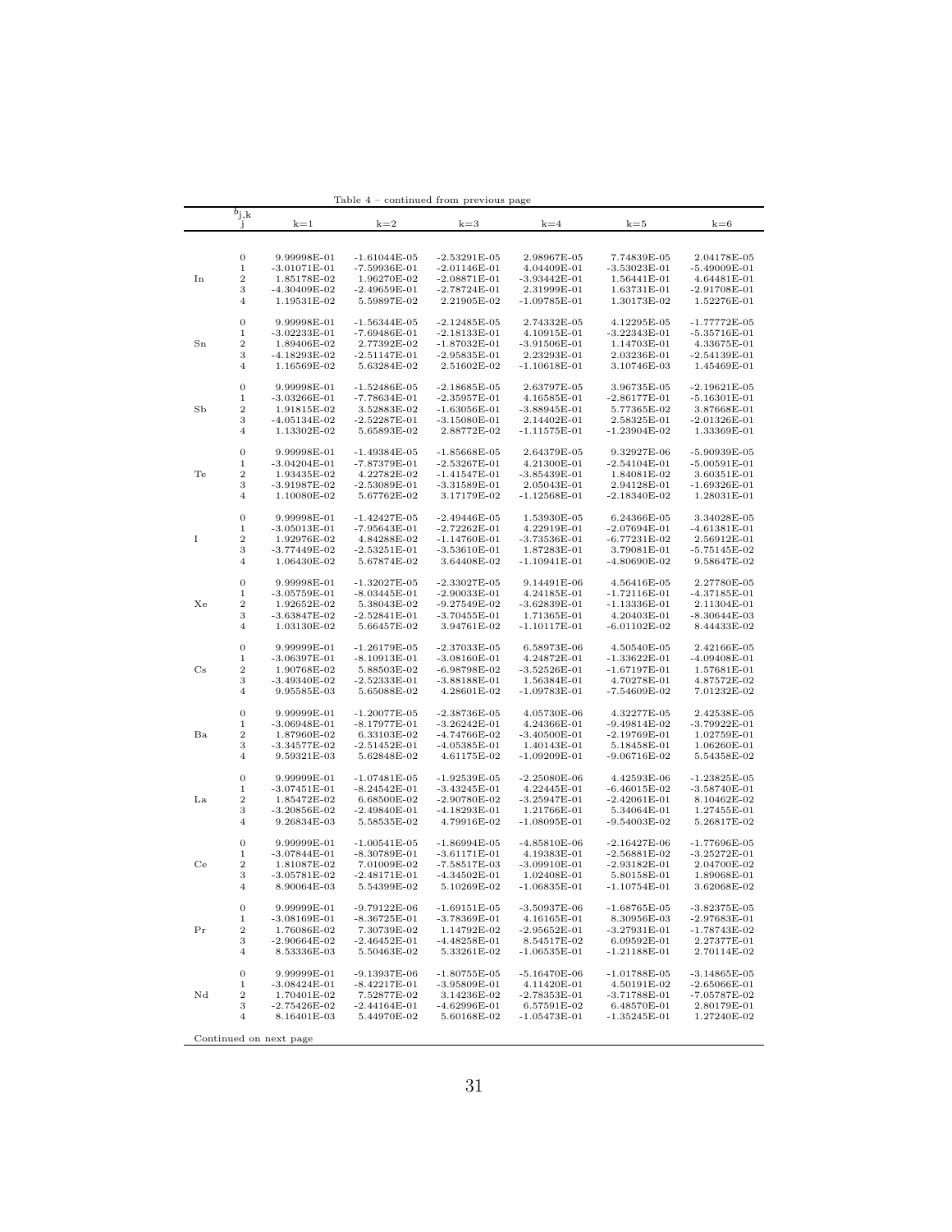Table 4 – continued from previous page

| | $b_{j,k}$ j | k=1 | k=2 | k=3 | k=4 | k=5 | k=6 |
|---|---|---|---|---|---|---|---|
| In | 0 | 9.99998E-01 | -1.61044E-05 | -2.53291E-05 | 2.98967E-05 | 7.74839E-05 | 2.04178E-05 |
| | 1 | -3.01071E-01 | -7.59936E-01 | -2.01146E-01 | 4.04409E-01 | -3.53023E-01 | -5.49009E-01 |
| | 2 | 1.85178E-02 | 1.96270E-02 | -2.08871E-01 | -3.93442E-01 | 1.56441E-01 | 4.64481E-01 |
| | 3 | -4.30409E-02 | -2.49659E-01 | -2.78724E-01 | 2.31999E-01 | 1.63731E-01 | -2.91708E-01 |
| | 4 | 1.19531E-02 | 5.59897E-02 | 2.21905E-02 | -1.09785E-01 | 1.30173E-02 | 1.52276E-01 |
| Sn | 0 | 9.99998E-01 | -1.56344E-05 | -2.12485E-05 | 2.74332E-05 | 4.12295E-05 | -1.77772E-05 |
| | 1 | -3.02233E-01 | -7.69486E-01 | -2.18133E-01 | 4.10915E-01 | -3.22343E-01 | -5.35716E-01 |
| | 2 | 1.89406E-02 | 2.77392E-02 | -1.87032E-01 | -3.91506E-01 | 1.14703E-01 | 4.33675E-01 |
| | 3 | -4.18293E-02 | -2.51147E-01 | -2.95835E-01 | 2.23293E-01 | 2.03236E-01 | -2.54139E-01 |
| | 4 | 1.16569E-02 | 5.63284E-02 | 2.51602E-02 | -1.10618E-01 | 3.10746E-03 | 1.45469E-01 |
| Sb | 0 | 9.99998E-01 | -1.52486E-05 | -2.18685E-05 | 2.63797E-05 | 3.96735E-05 | -2.19621E-05 |
| | 1 | -3.03266E-01 | -7.78634E-01 | -2.35957E-01 | 4.16585E-01 | -2.86177E-01 | -5.16301E-01 |
| | 2 | 1.91815E-02 | 3.52883E-02 | -1.63056E-01 | -3.88945E-01 | 5.77365E-02 | 3.87668E-01 |
| | 3 | -4.05134E-02 | -2.52287E-01 | -3.15080E-01 | 2.14402E-01 | 2.58325E-01 | -2.01326E-01 |
| | 4 | 1.13302E-02 | 5.65893E-02 | 2.88772E-02 | -1.11575E-01 | -1.23904E-02 | 1.33369E-01 |
| Te | 0 | 9.99998E-01 | -1.49384E-05 | -1.85668E-05 | 2.64379E-05 | 9.32927E-06 | -5.90939E-05 |
| | 1 | -3.04204E-01 | -7.87379E-01 | -2.53267E-01 | 4.21300E-01 | -2.54104E-01 | -5.00591E-01 |
| | 2 | 1.93435E-02 | 4.22782E-02 | -1.41547E-01 | -3.85439E-01 | 1.84081E-02 | 3.60351E-01 |
| | 3 | -3.91987E-02 | -2.53089E-01 | -3.31589E-01 | 2.05043E-01 | 2.94128E-01 | -1.69326E-01 |
| | 4 | 1.10080E-02 | 5.67762E-02 | 3.17179E-02 | -1.12568E-01 | -2.18340E-02 | 1.28031E-01 |
| I | 0 | 9.99998E-01 | -1.42427E-05 | -2.49446E-05 | 1.53930E-05 | 6.24366E-05 | 3.34028E-05 |
| | 1 | -3.05013E-01 | -7.95643E-01 | -2.72262E-01 | 4.22919E-01 | -2.07694E-01 | -4.61381E-01 |
| | 2 | 1.92976E-02 | 4.84288E-02 | -1.14760E-01 | -3.73536E-01 | -6.77231E-02 | 2.56912E-01 |
| | 3 | -3.77449E-02 | -2.53251E-01 | -3.53610E-01 | 1.87283E-01 | 3.79081E-01 | -5.75145E-02 |
| | 4 | 1.06430E-02 | 5.67874E-02 | 3.64408E-02 | -1.10941E-01 | -4.80690E-02 | 9.58647E-02 |
| Xe | 0 | 9.99998E-01 | -1.32027E-05 | -2.33027E-05 | 9.14491E-06 | 4.56416E-05 | 2.27780E-05 |
| | 1 | -3.05759E-01 | -8.03445E-01 | -2.90033E-01 | 4.24185E-01 | -1.72116E-01 | -4.37185E-01 |
| | 2 | 1.92652E-02 | 5.38043E-02 | -9.27549E-02 | -3.62839E-01 | -1.13336E-01 | 2.11304E-01 |
| | 3 | -3.63847E-02 | -2.52841E-01 | -3.70455E-01 | 1.71365E-01 | 4.20403E-01 | -8.30644E-03 |
| | 4 | 1.03130E-02 | 5.66457E-02 | 3.94761E-02 | -1.10117E-01 | -6.01102E-02 | 8.44433E-02 |
| Cs | 0 | 9.99999E-01 | -1.26179E-05 | -2.37033E-05 | 6.58973E-06 | 4.50540E-05 | 2.42166E-05 |
| | 1 | -3.06397E-01 | -8.10913E-01 | -3.08160E-01 | 4.24872E-01 | -1.33622E-01 | -4.09408E-01 |
| | 2 | 1.90768E-02 | 5.88503E-02 | -6.98798E-02 | -3.52526E-01 | -1.67197E-01 | 1.57681E-01 |
| | 3 | -3.49340E-02 | -2.52333E-01 | -3.88188E-01 | 1.56384E-01 | 4.70278E-01 | 4.87572E-02 |
| | 4 | 9.95585E-03 | 5.65088E-02 | 4.28601E-02 | -1.09783E-01 | -7.54609E-02 | 7.01232E-02 |
| Ba | 0 | 9.99999E-01 | -1.20077E-05 | -2.38736E-05 | 4.05730E-06 | 4.32277E-05 | 2.42538E-05 |
| | 1 | -3.06948E-01 | -8.17977E-01 | -3.26242E-01 | 4.24366E-01 | -9.49814E-02 | -3.79922E-01 |
| | 2 | 1.87960E-02 | 6.33103E-02 | -4.74766E-02 | -3.40500E-01 | -2.19769E-01 | 1.02759E-01 |
| | 3 | -3.34577E-02 | -2.51452E-01 | -4.05385E-01 | 1.40143E-01 | 5.18458E-01 | 1.06260E-01 |
| | 4 | 9.59321E-03 | 5.62848E-02 | 4.61175E-02 | -1.09209E-01 | -9.06716E-02 | 5.54358E-02 |
| La | 0 | 9.99999E-01 | -1.07481E-05 | -1.92539E-05 | -2.25080E-06 | 4.42593E-06 | -1.23825E-05 |
| | 1 | -3.07451E-01 | -8.24542E-01 | -3.43245E-01 | 4.22445E-01 | -6.46015E-02 | -3.58740E-01 |
| | 2 | 1.85472E-02 | 6.68500E-02 | -2.90780E-02 | -3.25947E-01 | -2.42061E-01 | 8.10462E-02 |
| | 3 | -3.20856E-02 | -2.49840E-01 | -4.18293E-01 | 1.21766E-01 | 5.34064E-01 | 1.27455E-01 |
| | 4 | 9.26834E-03 | 5.58535E-02 | 4.79916E-02 | -1.08095E-01 | -9.54003E-02 | 5.26817E-02 |
| Ce | 0 | 9.99999E-01 | -1.00541E-05 | -1.86994E-05 | -4.85810E-06 | -2.16427E-06 | -1.77696E-05 |
| | 1 | -3.07844E-01 | -8.30789E-01 | -3.61171E-01 | 4.19383E-01 | -2.56881E-02 | -3.25272E-01 |
| | 2 | 1.81087E-02 | 7.01009E-02 | -7.58517E-03 | -3.09910E-01 | -2.93182E-01 | 2.04700E-02 |
| | 3 | -3.05781E-02 | -2.48171E-01 | -4.34502E-01 | 1.02408E-01 | 5.80158E-01 | 1.89068E-01 |
| | 4 | 8.90064E-03 | 5.54399E-02 | 5.10269E-02 | -1.06835E-01 | -1.10754E-01 | 3.62068E-02 |
| Pr | 0 | 9.99999E-01 | -9.79122E-06 | -1.69151E-05 | -3.50937E-06 | -1.68765E-05 | -3.82375E-05 |
| | 1 | -3.08169E-01 | -8.36725E-01 | -3.78369E-01 | 4.16165E-01 | 8.30956E-03 | -2.97683E-01 |
| | 2 | 1.76086E-02 | 7.30739E-02 | 1.14792E-02 | -2.95652E-01 | -3.27931E-01 | -1.78743E-02 |
| | 3 | -2.90664E-02 | -2.46452E-01 | -4.48258E-01 | 8.54517E-02 | 6.09592E-01 | 2.27377E-01 |
| | 4 | 8.53336E-03 | 5.50463E-02 | 5.33261E-02 | -1.06535E-01 | -1.21188E-01 | 2.70114E-02 |
| Nd | 0 | 9.99999E-01 | -9.13937E-06 | -1.80755E-05 | -5.16470E-06 | -1.01788E-05 | -3.14865E-05 |
| | 1 | -3.08424E-01 | -8.42217E-01 | -3.95809E-01 | 4.11420E-01 | 4.50191E-02 | -2.65066E-01 |
| | 2 | 1.70401E-02 | 7.52877E-02 | 3.14236E-02 | -2.78353E-01 | -3.71788E-01 | -7.05787E-02 |
| | 3 | -2.75426E-02 | -2.44164E-01 | -4.62996E-01 | 6.57591E-02 | 6.48570E-01 | 2.80179E-01 |
| | 4 | 8.16401E-03 | 5.44970E-02 | 5.60168E-02 | -1.05473E-01 | -1.35245E-01 | 1.27240E-02 |

Continued on next page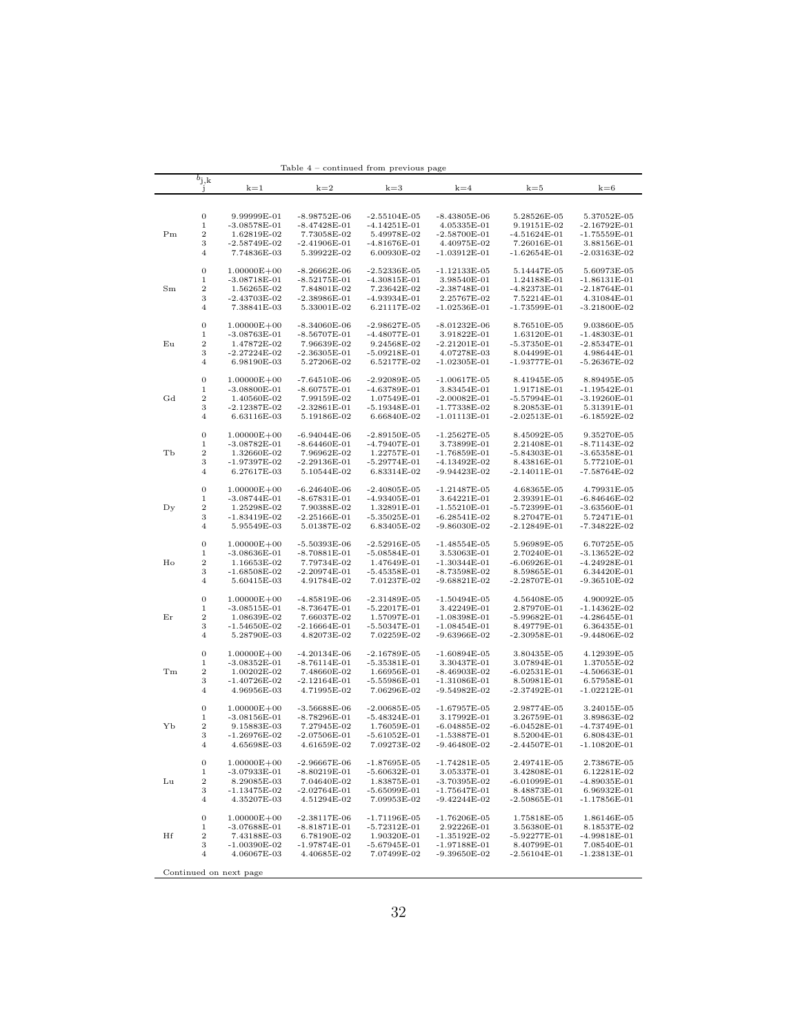Table 4 – continued from previous page

| | $b_{j,k}$ j | k=1 | k=2 | k=3 | k=4 | k=5 | k=6 |
|---|---|---|---|---|---|---|---|
| Pm | 0 | 9.99999E-01 | -8.98752E-06 | -2.55104E-05 | -8.43805E-06 | 5.28526E-05 | 5.37052E-05 |
| | 1 | -3.08578E-01 | -8.47428E-01 | -4.14251E-01 | 4.05335E-01 | 9.19151E-02 | -2.16792E-01 |
| | 2 | 1.62819E-02 | 7.73058E-02 | 5.49978E-02 | -2.58700E-01 | -4.51624E-01 | -1.75559E-01 |
| | 3 | -2.58749E-02 | -2.41906E-01 | -4.81676E-01 | 4.40975E-02 | 7.26016E-01 | 3.88156E-01 |
| | 4 | 7.74836E-03 | 5.39922E-02 | 6.00930E-02 | -1.03912E-01 | -1.62654E-01 | -2.03163E-02 |
| Sm | 0 | 1.00000E+00 | -8.26662E-06 | -2.52336E-05 | -1.12133E-05 | 5.14447E-05 | 5.60973E-05 |
| | 1 | -3.08718E-01 | -8.52175E-01 | -4.30815E-01 | 3.98540E-01 | 1.24188E-01 | -1.86131E-01 |
| | 2 | 1.56265E-02 | 7.84801E-02 | 7.23642E-02 | -2.38748E-01 | -4.82373E-01 | -2.18764E-01 |
| | 3 | -2.43703E-02 | -2.38986E-01 | -4.93934E-01 | 2.25767E-02 | 7.52214E-01 | 4.31084E-01 |
| | 4 | 7.38841E-03 | 5.33001E-02 | 6.21117E-02 | -1.02536E-01 | -1.73599E-01 | -3.21800E-02 |
| Eu | 0 | 1.00000E+00 | -8.34060E-06 | -2.98627E-05 | -8.01232E-06 | 8.76510E-05 | 9.03860E-05 |
| | 1 | -3.08763E-01 | -8.56707E-01 | -4.48077E-01 | 3.91822E-01 | 1.63120E-01 | -1.48303E-01 |
| | 2 | 1.47872E-02 | 7.96639E-02 | 9.24568E-02 | -2.21201E-01 | -5.37350E-01 | -2.85347E-01 |
| | 3 | -2.27224E-02 | -2.36305E-01 | -5.09218E-01 | 4.07278E-03 | 8.04499E-01 | 4.98644E-01 |
| | 4 | 6.98190E-03 | 5.27206E-02 | 6.52177E-02 | -1.02305E-01 | -1.93777E-01 | -5.26367E-02 |
| Gd | 0 | 1.00000E+00 | -7.64510E-06 | -2.92089E-05 | -1.00617E-05 | 8.41945E-05 | 8.89495E-05 |
| | 1 | -3.08800E-01 | -8.60757E-01 | -4.63789E-01 | 3.83454E-01 | 1.91718E-01 | -1.19542E-01 |
| | 2 | 1.40560E-02 | 7.99159E-02 | 1.07549E-01 | -2.00082E-01 | -5.57994E-01 | -3.19260E-01 |
| | 3 | -2.12387E-02 | -2.32861E-01 | -5.19348E-01 | -1.77338E-02 | 8.20853E-01 | 5.31391E-01 |
| | 4 | 6.63116E-03 | 5.19186E-02 | 6.66840E-02 | -1.01113E-01 | -2.02513E-01 | -6.18592E-02 |
| Tb | 0 | 1.00000E+00 | -6.94044E-06 | -2.89150E-05 | -1.25627E-05 | 8.45092E-05 | 9.35270E-05 |
| | 1 | -3.08782E-01 | -8.64460E-01 | -4.79407E-01 | 3.73899E-01 | 2.21408E-01 | -8.71143E-02 |
| | 2 | 1.32660E-02 | 7.96962E-02 | 1.22757E-01 | -1.76859E-01 | -5.84303E-01 | -3.65358E-01 |
| | 3 | -1.97397E-02 | -2.29136E-01 | -5.29774E-01 | -4.13492E-02 | 8.43816E-01 | 5.77210E-01 |
| | 4 | 6.27617E-03 | 5.10544E-02 | 6.83314E-02 | -9.94423E-02 | -2.14011E-01 | -7.58764E-02 |
| Dy | 0 | 1.00000E+00 | -6.24640E-06 | -2.40805E-05 | -1.21487E-05 | 4.68365E-05 | 4.79931E-05 |
| | 1 | -3.08744E-01 | -8.67831E-01 | -4.93405E-01 | 3.64221E-01 | 2.39391E-01 | -6.84646E-02 |
| | 2 | 1.25298E-02 | 7.90388E-02 | 1.32891E-01 | -1.55210E-01 | -5.72399E-01 | -3.63560E-01 |
| | 3 | -1.83419E-02 | -2.25166E-01 | -5.35025E-01 | -6.28541E-02 | 8.27047E-01 | 5.72471E-01 |
| | 4 | 5.95549E-03 | 5.01387E-02 | 6.83405E-02 | -9.86030E-02 | -2.12849E-01 | -7.34822E-02 |
| Ho | 0 | 1.00000E+00 | -5.50393E-06 | -2.52916E-05 | -1.48554E-05 | 5.96989E-05 | 6.70725E-05 |
| | 1 | -3.08636E-01 | -8.70881E-01 | -5.08584E-01 | 3.53063E-01 | 2.70240E-01 | -3.13652E-02 |
| | 2 | 1.16653E-02 | 7.79734E-02 | 1.47649E-01 | -1.30344E-01 | -6.06926E-01 | -4.24928E-01 |
| | 3 | -1.68508E-02 | -2.20974E-01 | -5.45358E-01 | -8.73598E-02 | 8.59865E-01 | 6.34420E-01 |
| | 4 | 5.60415E-03 | 4.91784E-02 | 7.01237E-02 | -9.68821E-02 | -2.28707E-01 | -9.36510E-02 |
| Er | 0 | 1.00000E+00 | -4.85819E-06 | -2.31489E-05 | -1.50494E-05 | 4.56408E-05 | 4.90092E-05 |
| | 1 | -3.08515E-01 | -8.73647E-01 | -5.22017E-01 | 3.42249E-01 | 2.87970E-01 | -1.14362E-02 |
| | 2 | 1.08639E-02 | 7.66037E-02 | 1.57097E-01 | -1.08398E-01 | -5.99682E-01 | -4.28645E-01 |
| | 3 | -1.54650E-02 | -2.16664E-01 | -5.50347E-01 | -1.08454E-01 | 8.49779E-01 | 6.36435E-01 |
| | 4 | 5.28790E-03 | 4.82073E-02 | 7.02259E-02 | -9.63966E-02 | -2.30958E-01 | -9.44806E-02 |
| Tm | 0 | 1.00000E+00 | -4.20134E-06 | -2.16789E-05 | -1.60894E-05 | 3.80435E-05 | 4.12939E-05 |
| | 1 | -3.08352E-01 | -8.76114E-01 | -5.35381E-01 | 3.30437E-01 | 3.07894E-01 | 1.37055E-02 |
| | 2 | 1.00202E-02 | 7.48660E-02 | 1.66956E-01 | -8.46903E-02 | -6.02531E-01 | -4.50663E-01 |
| | 3 | -1.40726E-02 | -2.12164E-01 | -5.55986E-01 | -1.31086E-01 | 8.50981E-01 | 6.57958E-01 |
| | 4 | 4.96956E-03 | 4.71995E-02 | 7.06296E-02 | -9.54982E-02 | -2.37492E-01 | -1.02212E-01 |
| Yb | 0 | 1.00000E+00 | -3.56688E-06 | -2.00685E-05 | -1.67957E-05 | 2.98774E-05 | 3.24015E-05 |
| | 1 | -3.08156E-01 | -8.78296E-01 | -5.48324E-01 | 3.17992E-01 | 3.26759E-01 | 3.89863E-02 |
| | 2 | 9.15883E-03 | 7.27945E-02 | 1.76059E-01 | -6.04885E-02 | -6.04528E-01 | -4.73749E-01 |
| | 3 | -1.26976E-02 | -2.07506E-01 | -5.61052E-01 | -1.53887E-01 | 8.52004E-01 | 6.80843E-01 |
| | 4 | 4.65698E-03 | 4.61659E-02 | 7.09273E-02 | -9.46480E-02 | -2.44507E-01 | -1.10820E-01 |
| Lu | 0 | 1.00000E+00 | -2.96667E-06 | -1.87695E-05 | -1.74281E-05 | 2.49741E-05 | 2.73867E-05 |
| | 1 | -3.07933E-01 | -8.80219E-01 | -5.60632E-01 | 3.05337E-01 | 3.42808E-01 | 6.12281E-02 |
| | 2 | 8.29085E-03 | 7.04640E-02 | 1.83875E-01 | -3.70395E-02 | -6.01099E-01 | -4.89035E-01 |
| | 3 | -1.13475E-02 | -2.02764E-01 | -5.65099E-01 | -1.75647E-01 | 8.48873E-01 | 6.96932E-01 |
| | 4 | 4.35207E-03 | 4.51294E-02 | 7.09953E-02 | -9.42244E-02 | -2.50865E-01 | -1.17856E-01 |
| Hf | 0 | 1.00000E+00 | -2.38117E-06 | -1.71196E-05 | -1.76206E-05 | 1.75818E-05 | 1.86146E-05 |
| | 1 | -3.07688E-01 | -8.81871E-01 | -5.72312E-01 | 2.92226E-01 | 3.56380E-01 | 8.18537E-02 |
| | 2 | 7.43188E-03 | 6.78190E-02 | 1.90320E-01 | -1.35192E-02 | -5.92277E-01 | -4.99818E-01 |
| | 3 | -1.00390E-02 | -1.97874E-01 | -5.67945E-01 | -1.97188E-01 | 8.40799E-01 | 7.08540E-01 |
| | 4 | 4.06067E-03 | 4.40685E-02 | 7.07499E-02 | -9.39650E-02 | -2.56104E-01 | -1.23813E-01 |

Continued on next page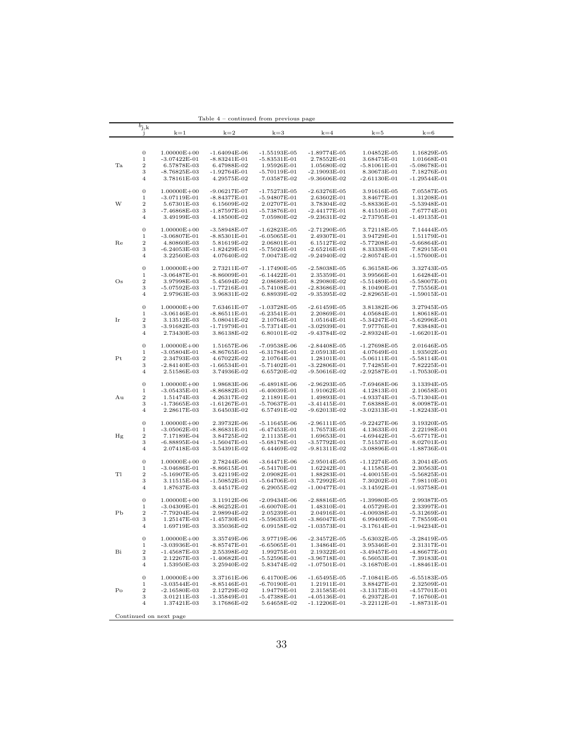Table 4 – continued from previous page

| | $b_{j,k}$ j | k=1 | k=2 | k=3 | k=4 | k=5 | k=6 |
|---|---|---|---|---|---|---|---|
| Ta | 0 | 1.00000E+00 | -1.64094E-06 | -1.55193E-05 | -1.89774E-05 | 1.04852E-05 | 1.16829E-05 |
| | 1 | -3.07422E-01 | -8.83241E-01 | -5.83531E-01 | 2.78552E-01 | 3.68475E-01 | 1.01668E-01 |
| | 2 | 6.57878E-03 | 6.47988E-02 | 1.95926E-01 | 1.05680E-02 | -5.81061E-01 | -5.08678E-01 |
| | 3 | -8.76825E-03 | -1.92764E-01 | -5.70119E-01 | -2.19093E-01 | 8.30673E-01 | 7.18276E-01 |
| | 4 | 3.78161E-03 | 4.29575E-02 | 7.03587E-02 | -9.36606E-02 | -2.61130E-01 | -1.29544E-01 |
| W | 0 | 1.00000E+00 | -9.06217E-07 | -1.75273E-05 | -2.63276E-05 | 3.91616E-05 | 7.05587E-05 |
| | 1 | -3.07119E-01 | -8.84377E-01 | -5.94807E-01 | 2.63602E-01 | 3.84677E-01 | 1.31208E-01 |
| | 2 | 5.67301E-03 | 6.15609E-02 | 2.02707E-01 | 3.78304E-02 | -5.88336E-01 | -5.53948E-01 |
| | 3 | -7.46868E-03 | -1.87597E-01 | -5.73876E-01 | -2.44177E-01 | 8.41510E-01 | 7.67774E-01 |
| | 4 | 3.49199E-03 | 4.18500E-02 | 7.05980E-02 | -9.23631E-02 | -2.73795E-01 | -1.49135E-01 |
| Re | 0 | 1.00000E+00 | -3.58948E-07 | -1.62823E-05 | -2.71290E-05 | 3.72118E-05 | 7.14444E-05 |
| | 1 | -3.06807E-01 | -8.85301E-01 | -6.05065E-01 | 2.49307E-01 | 3.94729E-01 | 1.51179E-01 |
| | 2 | 4.80860E-03 | 5.81619E-02 | 2.06801E-01 | 6.15127E-02 | -5.77208E-01 | -5.66864E-01 |
| | 3 | -6.24053E-03 | -1.82429E-01 | -5.75024E-01 | -2.65216E-01 | 8.33338E-01 | 7.82915E-01 |
| | 4 | 3.22560E-03 | 4.07640E-02 | 7.00473E-02 | -9.24940E-02 | -2.80574E-01 | -1.57600E-01 |
| Os | 0 | 1.00000E+00 | 2.73211E-07 | -1.17490E-05 | -2.58038E-05 | 6.36158E-06 | 3.32743E-05 |
| | 1 | -3.06487E-01 | -8.86009E-01 | -6.14422E-01 | 2.35359E-01 | 3.99566E-01 | 1.64284E-01 |
| | 2 | 3.97998E-03 | 5.45694E-02 | 2.08689E-01 | 8.29080E-02 | -5.51489E-01 | -5.58007E-01 |
| | 3 | -5.07592E-03 | -1.77216E-01 | -5.74108E-01 | -2.83686E-01 | 8.10490E-01 | 7.75556E-01 |
| | 4 | 2.97963E-03 | 3.96831E-02 | 6.88939E-02 | -9.35395E-02 | -2.82965E-01 | -1.59015E-01 |
| Ir | 0 | 1.00000E+00 | 7.63461E-07 | -1.03728E-05 | -2.61459E-05 | 3.81382E-06 | 3.27945E-05 |
| | 1 | -3.06146E-01 | -8.86511E-01 | -6.23541E-01 | 2.20869E-01 | 4.05684E-01 | 1.80618E-01 |
| | 2 | 3.13512E-03 | 5.08041E-02 | 2.10764E-01 | 1.05164E-01 | -5.34247E-01 | -5.62996E-01 |
| | 3 | -3.91682E-03 | -1.71979E-01 | -5.73714E-01 | -3.02939E-01 | 7.97776E-01 | 7.83848E-01 |
| | 4 | 2.73430E-03 | 3.86138E-02 | 6.80101E-02 | -9.43784E-02 | -2.89324E-01 | -1.66201E-01 |
| Pt | 0 | 1.00000E+00 | 1.51657E-06 | -7.09538E-06 | -2.84408E-05 | -1.27698E-05 | 2.01646E-05 |
| | 1 | -3.05804E-01 | -8.86765E-01 | -6.31784E-01 | 2.05913E-01 | 4.07649E-01 | 1.93502E-01 |
| | 2 | 2.34793E-03 | 4.67022E-02 | 2.10764E-01 | 1.28101E-01 | -5.06111E-01 | -5.58114E-01 |
| | 3 | -2.84140E-03 | -1.66534E-01 | -5.71402E-01 | -3.22806E-01 | 7.74285E-01 | 7.82225E-01 |
| | 4 | 2.51586E-03 | 3.74936E-02 | 6.65720E-02 | -9.50616E-02 | -2.92587E-01 | -1.70530E-01 |
| Au | 0 | 1.00000E+00 | 1.98683E-06 | -6.48918E-06 | -2.96293E-05 | -7.69468E-06 | 3.13394E-05 |
| | 1 | -3.05435E-01 | -8.86882E-01 | -6.40039E-01 | 1.91062E-01 | 4.12813E-01 | 2.10658E-01 |
| | 2 | 1.51474E-03 | 4.26317E-02 | 2.11891E-01 | 1.49893E-01 | -4.93374E-01 | -5.71304E-01 |
| | 3 | -1.73665E-03 | -1.61267E-01 | -5.70637E-01 | -3.41415E-01 | 7.68388E-01 | 8.00987E-01 |
| | 4 | 2.28617E-03 | 3.64503E-02 | 6.57491E-02 | -9.62013E-02 | -3.02313E-01 | -1.82243E-01 |
| Hg | 0 | 1.00000E+00 | 2.39732E-06 | -5.11645E-06 | -2.96111E-05 | -9.22427E-06 | 3.19320E-05 |
| | 1 | -3.05062E-01 | -8.86831E-01 | -6.47453E-01 | 1.76573E-01 | 4.13633E-01 | 2.22198E-01 |
| | 2 | 7.17189E-04 | 3.84725E-02 | 2.11135E-01 | 1.69653E-01 | -4.69442E-01 | -5.67717E-01 |
| | 3 | -6.88895E-04 | -1.56047E-01 | -5.68178E-01 | -3.57792E-01 | 7.51537E-01 | 8.02701E-01 |
| | 4 | 2.07418E-03 | 3.54391E-02 | 6.44469E-02 | -9.81311E-02 | -3.08896E-01 | -1.88736E-01 |
| Tl | 0 | 1.00000E+00 | 2.78244E-06 | -3.64471E-06 | -2.95014E-05 | -1.12274E-05 | 3.20414E-05 |
| | 1 | -3.04686E-01 | -8.86615E-01 | -6.54170E-01 | 1.62242E-01 | 4.11585E-01 | 2.30563E-01 |
| | 2 | -5.16907E-05 | 3.42119E-02 | 2.09082E-01 | 1.88283E-01 | -4.40015E-01 | -5.56825E-01 |
| | 3 | 3.11515E-04 | -1.50852E-01 | -5.64706E-01 | -3.72992E-01 | 7.30202E-01 | 7.98110E-01 |
| | 4 | 1.87637E-03 | 3.44517E-02 | 6.29055E-02 | -1.00477E-01 | -3.14592E-01 | -1.93758E-01 |
| Pb | 0 | 1.00000E+00 | 3.11912E-06 | -2.09434E-06 | -2.88816E-05 | -1.39980E-05 | 2.99387E-05 |
| | 1 | -3.04309E-01 | -8.86252E-01 | -6.60070E-01 | 1.48310E-01 | 4.05729E-01 | 2.33997E-01 |
| | 2 | -7.79204E-04 | 2.98994E-02 | 2.05239E-01 | 2.04916E-01 | -4.00938E-01 | -5.31269E-01 |
| | 3 | 1.25147E-03 | -1.45730E-01 | -5.59635E-01 | -3.86047E-01 | 6.99409E-01 | 7.78559E-01 |
| | 4 | 1.69719E-03 | 3.35036E-02 | 6.09158E-02 | -1.03573E-01 | -3.17614E-01 | -1.94234E-01 |
| Bi | 0 | 1.00000E+00 | 3.35749E-06 | 3.97719E-06 | -2.34572E-05 | -5.63032E-05 | -3.28419E-05 |
| | 1 | -3.03936E-01 | -8.85747E-01 | -6.65065E-01 | 1.34864E-01 | 3.95346E-01 | 2.31317E-01 |
| | 2 | -1.45687E-03 | 2.55398E-02 | 1.99275E-01 | 2.19322E-01 | -3.49457E-01 | -4.86677E-01 |
| | 3 | 2.12267E-03 | -1.40682E-01 | -5.52596E-01 | -3.96718E-01 | 6.56053E-01 | 7.39183E-01 |
| | 4 | 1.53950E-03 | 3.25940E-02 | 5.83474E-02 | -1.07501E-01 | -3.16870E-01 | -1.88461E-01 |
| Po | 0 | 1.00000E+00 | 3.37161E-06 | 6.41700E-06 | -1.65495E-05 | -7.10841E-05 | -6.55183E-05 |
| | 1 | -3.03544E-01 | -8.85146E-01 | -6.70190E-01 | 1.21911E-01 | 3.88427E-01 | 2.32509E-01 |
| | 2 | -2.16580E-03 | 2.12729E-02 | 1.94779E-01 | 2.31585E-01 | -3.13173E-01 | -4.57701E-01 |
| | 3 | 3.01211E-03 | -1.35849E-01 | -5.47388E-01 | -4.05136E-01 | 6.29372E-01 | 7.16760E-01 |
| | 4 | 1.37421E-03 | 3.17686E-02 | 5.64658E-02 | -1.12206E-01 | -3.22112E-01 | -1.88731E-01 |

Continued on next page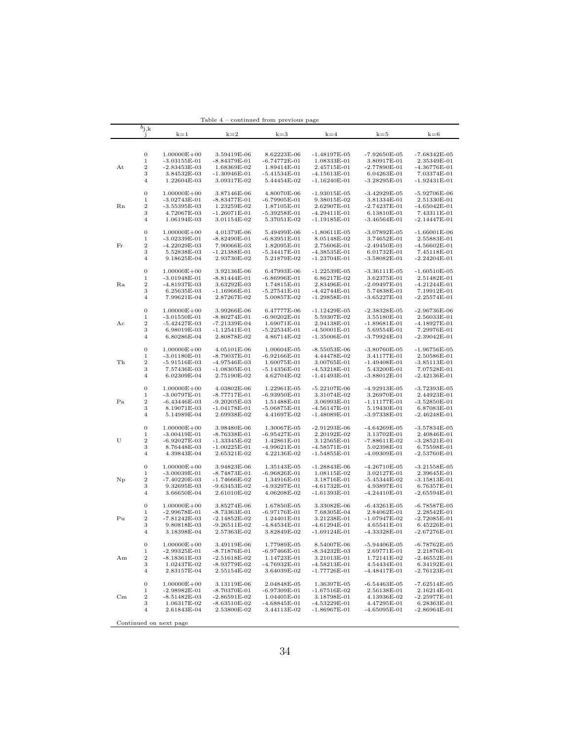Table 4 – continued from previous page

| | $b_{j,k}$ j | k=1 | k=2 | k=3 | k=4 | k=5 | k=6 |
|---|---|---|---|---|---|---|---|
| At | 0 | 1.00000E+00 | 3.59419E-06 | 8.62223E-06 | -1.48197E-05 | -7.92650E-05 | -7.68342E-05 |
| | 1 | -3.03155E-01 | -8.84379E-01 | -6.74772E-01 | 1.08333E-01 | 3.80917E-01 | 2.35349E-01 |
| | 2 | -2.83453E-03 | 1.68369E-02 | 1.89414E-01 | 2.45715E-01 | -2.77890E-01 | -4.36776E-01 |
| | 3 | 3.84532E-03 | -1.30946E-01 | -5.41534E-01 | -4.15613E-01 | 6.04263E-01 | 7.03374E-01 |
| | 4 | 1.22604E-03 | 3.09317E-02 | 5.44454E-02 | -1.16240E-01 | -3.28295E-01 | -1.92431E-01 |
| Rn | 0 | 1.00000E+00 | 3.87146E-06 | 4.80070E-06 | -1.93015E-05 | -3.42929E-05 | -5.92706E-06 |
| | 1 | -3.02743E-01 | -8.83477E-01 | -6.79905E-01 | 9.38015E-02 | 3.81334E-01 | 2.51330E-01 |
| | 2 | -3.55395E-03 | 1.23259E-02 | 1.87105E-01 | 2.62907E-01 | -2.74237E-01 | -4.65042E-01 |
| | 3 | 4.72067E-03 | -1.26071E-01 | -5.39258E-01 | -4.29411E-01 | 6.13810E-01 | 7.43311E-01 |
| | 4 | 1.06194E-03 | 3.01154E-02 | 5.37051E-02 | -1.19185E-01 | -3.46564E-01 | -2.14447E-01 |
| Fr | 0 | 1.00000E+00 | 4.01379E-06 | 5.49499E-06 | -1.80611E-05 | -3.07892E-05 | -1.66001E-06 |
| | 1 | -3.02339E-01 | -8.82490E-01 | -6.83951E-01 | 8.05148E-02 | 3.74652E-01 | 2.55883E-01 |
| | 2 | -4.22029E-03 | 7.90066E-03 | 1.82095E-01 | 2.75606E-01 | -2.49450E-01 | -4.56602E-01 |
| | 3 | 5.52838E-03 | -1.21388E-01 | -5.34417E-01 | -4.38535E-01 | 6.01732E-01 | 7.45118E-01 |
| | 4 | 9.18625E-04 | 2.93730E-02 | 5.21879E-02 | -1.23704E-01 | -3.58082E-01 | -2.24204E-01 |
| Ra | 0 | 1.00000E+00 | 3.92136E-06 | 6.47993E-06 | -1.22539E-05 | -3.36111E-05 | -1.60510E-05 |
| | 1 | -3.01948E-01 | -8.81444E-01 | -6.86996E-01 | 6.86217E-02 | 3.62375E-01 | 2.51482E-01 |
| | 2 | -4.81937E-03 | 3.63292E-03 | 1.74815E-01 | 2.83496E-01 | -2.09497E-01 | -4.21244E-01 |
| | 3 | 6.25635E-03 | -1.16966E-01 | -5.27541E-01 | -4.42744E-01 | 5.74838E-01 | 7.19912E-01 |
| | 4 | 7.99621E-04 | 2.87267E-02 | 5.00857E-02 | -1.29858E-01 | -3.65227E-01 | -2.25574E-01 |
| Ac | 0 | 1.00000E+00 | 3.99266E-06 | 6.47777E-06 | -1.12429E-05 | -2.38328E-05 | -2.96736E-06 |
| | 1 | -3.01550E-01 | -8.80274E-01 | -6.90202E-01 | 5.59307E-02 | 3.55180E-01 | 2.56033E-01 |
| | 2 | -5.42427E-03 | -7.21339E-04 | 1.69071E-01 | 2.94138E-01 | -1.89681E-01 | -4.18927E-01 |
| | 3 | 6.98019E-03 | -1.12541E-01 | -5.22534E-01 | -4.50001E-01 | 5.69554E-01 | 7.29976E-01 |
| | 4 | 6.80286E-04 | 2.80878E-02 | 4.86714E-02 | -1.35006E-01 | -3.79924E-01 | -2.39042E-01 |
| Th | 0 | 1.00000E+00 | 4.05101E-06 | 1.00604E-05 | -8.55053E-06 | -3.80760E-05 | -1.96756E-05 |
| | 1 | -3.01180E-01 | -8.79037E-01 | -6.92166E-01 | 4.44478E-02 | 3.41177E-01 | 2.50586E-01 |
| | 2 | -5.91516E-03 | -4.97546E-03 | 1.60075E-01 | 3.00765E-01 | -1.49408E-01 | -3.85113E-01 |
| | 3 | 7.57436E-03 | -1.08305E-01 | -5.14356E-01 | -4.53218E-01 | 5.43200E-01 | 7.07528E-01 |
| | 4 | 6.02309E-04 | 2.75190E-02 | 4.62704E-02 | -1.41493E-01 | -3.88012E-01 | -2.42136E-01 |
| Pa | 0 | 1.00000E+00 | 4.03802E-06 | 1.22961E-05 | -5.22107E-06 | -4.92913E-05 | -3.72393E-05 |
| | 1 | -3.00797E-01 | -8.77717E-01 | -6.93950E-01 | 3.31074E-02 | 3.26970E-01 | 2.44923E-01 |
| | 2 | -6.43446E-03 | -9.20205E-03 | 1.51488E-01 | 3.06993E-01 | -1.11177E-01 | -3.52850E-01 |
| | 3 | 8.19071E-03 | -1.04178E-01 | -5.06875E-01 | -4.56147E-01 | 5.19430E-01 | 6.87083E-01 |
| | 4 | 5.14989E-04 | 2.69938E-02 | 4.41697E-02 | -1.48089E-01 | -3.97338E-01 | -2.46248E-01 |
| U | 0 | 1.00000E+00 | 3.98480E-06 | 1.30067E-05 | -2.91293E-06 | -4.64269E-05 | -3.57834E-05 |
| | 1 | -3.00419E-01 | -8.76338E-01 | -6.95427E-01 | 2.20192E-02 | 3.13702E-01 | 2.40846E-01 |
| | 2 | -6.92027E-03 | -1.33345E-02 | 1.42861E-01 | 3.12565E-01 | -7.88611E-02 | -3.28521E-01 |
| | 3 | 8.76448E-03 | -1.00225E-01 | -4.99621E-01 | -4.58571E-01 | 5.02398E-01 | 6.75598E-01 |
| | 4 | 4.39843E-04 | 2.65321E-02 | 4.22136E-02 | -1.54855E-01 | -4.09309E-01 | -2.53760E-01 |
| Np | 0 | 1.00000E+00 | 3.94823E-06 | 1.35143E-05 | -1.28843E-06 | -4.26710E-05 | -3.21558E-05 |
| | 1 | -3.00039E-01 | -8.74873E-01 | -6.96826E-01 | 1.08115E-02 | 3.02127E-01 | 2.39645E-01 |
| | 2 | -7.40220E-03 | -1.74666E-02 | 1.34916E-01 | 3.18716E-01 | -5.45344E-02 | -3.15813E-01 |
| | 3 | 9.32695E-03 | -9.63453E-02 | -4.93297E-01 | -4.61732E-01 | 4.93897E-01 | 6.76357E-01 |
| | 4 | 3.66650E-04 | 2.61010E-02 | 4.06208E-02 | -1.61393E-01 | -4.24410E-01 | -2.65594E-01 |
| Pu | 0 | 1.00000E+00 | 3.85274E-06 | 1.67850E-05 | 3.33082E-06 | -6.43261E-05 | -6.78587E-05 |
| | 1 | -2.99678E-01 | -8.73363E-01 | -6.97176E-01 | 7.68305E-04 | 2.84062E-01 | 2.28542E-01 |
| | 2 | -7.81242E-03 | -2.14852E-02 | 1.24401E-01 | 3.21238E-01 | -1.07947E-02 | -2.72085E-01 |
| | 3 | 9.80818E-03 | -9.26511E-02 | -4.84534E-01 | -4.61294E-01 | 4.65541E-01 | 6.45226E-01 |
| | 4 | 3.18398E-04 | 2.57363E-02 | 3.82849E-02 | -1.69124E-01 | -4.33328E-01 | -2.67276E-01 |
| Am | 0 | 1.00000E+00 | 3.49119E-06 | 1.77989E-05 | 8.54007E-06 | -5.94406E-05 | -6.78762E-05 |
| | 1 | -2.99325E-01 | -8.71876E-01 | -6.97466E-01 | -8.34232E-03 | 2.69771E-01 | 2.21876E-01 |
| | 2 | -8.18361E-03 | -2.51618E-02 | 1.14723E-01 | 3.21013E-01 | 1.72141E-02 | -2.46552E-01 |
| | 3 | 1.02437E-02 | -8.93779E-02 | -4.76932E-01 | -4.58213E-01 | 4.54434E-01 | 6.34192E-01 |
| | 4 | 2.83157E-04 | 2.55154E-02 | 3.64039E-02 | -1.77726E-01 | -4.48417E-01 | -2.76123E-01 |
| Cm | 0 | 1.00000E+00 | 3.13119E-06 | 2.04848E-05 | 1.36397E-05 | -6.54463E-05 | -7.62514E-05 |
| | 1 | -2.98982E-01 | -8.70370E-01 | -6.97309E-01 | -1.67516E-02 | 2.56138E-01 | 2.16214E-01 |
| | 2 | -8.51482E-03 | -2.86591E-02 | 1.04405E-01 | 3.18798E-01 | 4.13936E-02 | -2.25977E-01 |
| | 3 | 1.06317E-02 | -8.63510E-02 | -4.68845E-01 | -4.53229E-01 | 4.47295E-01 | 6.28363E-01 |
| | 4 | 2.61843E-04 | 2.53800E-02 | 3.44113E-02 | -1.86967E-01 | -4.65095E-01 | -2.86964E-01 |

Continued on next page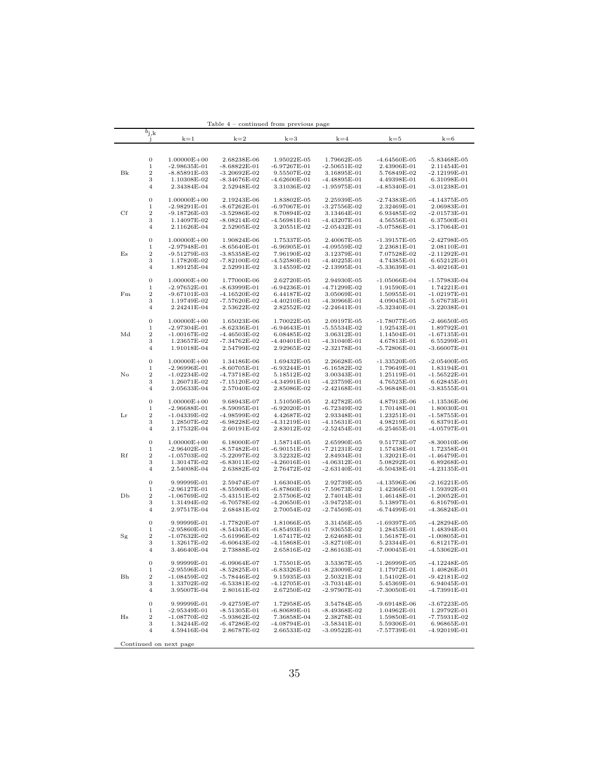Table 4 – continued from previous page

| $b_{j,k}$ | j | k=1 | k=2 | k=3 | k=4 | k=5 | k=6 |
|---|---|---|---|---|---|---|---|
| | 0 | 1.00000E+00 | 2.68238E-06 | 1.95022E-05 | 1.79662E-05 | -4.64560E-05 | -5.83468E-05 |
| | 1 | -2.98635E-01 | -8.68822E-01 | -6.97267E-01 | -2.50651E-02 | 2.43906E-01 | 2.11454E-01 |
| Bk | 2 | -8.85891E-03 | -3.20692E-02 | 9.55507E-02 | 3.16895E-01 | 5.76849E-02 | -2.12199E-01 |
| | 3 | 1.10308E-02 | -8.34676E-02 | -4.62600E-01 | -4.48895E-01 | 4.49398E-01 | 6.31098E-01 |
| | 4 | 2.34384E-04 | 2.52948E-02 | 3.31036E-02 | -1.95975E-01 | -4.85340E-01 | -3.01238E-01 |
| | 0 | 1.00000E+00 | 2.19243E-06 | 1.83802E-05 | 2.25939E-05 | -2.74383E-05 | -4.14375E-05 |
| | 1 | -2.98291E-01 | -8.67262E-01 | -6.97067E-01 | -3.27556E-02 | 2.32469E-01 | 2.06983E-01 |
| Cf | 2 | -9.18726E-03 | -3.52986E-02 | 8.70894E-02 | 3.13464E-01 | 6.93485E-02 | -2.01573E-01 |
| | 3 | 1.14097E-02 | -8.08214E-02 | -4.56981E-01 | -4.43207E-01 | 4.56556E-01 | 6.37500E-01 |
| | 4 | 2.11626E-04 | 2.52905E-02 | 3.20551E-02 | -2.05432E-01 | -5.07586E-01 | -3.17064E-01 |
| | 0 | 1.00000E+00 | 1.90824E-06 | 1.75337E-05 | 2.40067E-05 | -1.39157E-05 | -2.42798E-05 |
| | 1 | -2.97948E-01 | -8.65640E-01 | -6.96905E-01 | -4.09559E-02 | 2.23681E-01 | 2.08110E-01 |
| Es | 2 | -9.51279E-03 | -3.85358E-02 | 7.96190E-02 | 3.12379E-01 | 7.07528E-02 | -2.11292E-01 |
| | 3 | 1.17820E-02 | -7.82100E-02 | -4.52580E-01 | -4.40225E-01 | 4.74385E-01 | 6.65212E-01 |
| | 4 | 1.89125E-04 | 2.52991E-02 | 3.14559E-02 | -2.13995E-01 | -5.33639E-01 | -3.40216E-01 |
| | 0 | 1.00000E+00 | 1.77000E-06 | 2.62720E-05 | 2.94930E-05 | -1.05066E-04 | -1.57983E-04 |
| | 1 | -2.97652E-01 | -8.63999E-01 | -6.94236E-01 | -4.71299E-02 | 1.91590E-01 | 1.74221E-01 |
| Fm | 2 | -9.67101E-03 | -4.16520E-02 | 6.44187E-02 | 3.05069E-01 | 1.50955E-01 | -1.02197E-01 |
| | 3 | 1.19749E-02 | -7.57620E-02 | -4.40210E-01 | -4.30966E-01 | 4.09045E-01 | 5.67673E-01 |
| | 4 | 2.24241E-04 | 2.53622E-02 | 2.82552E-02 | -2.24641E-01 | -5.32340E-01 | -3.22038E-01 |
| | 0 | 1.00000E+00 | 1.65023E-06 | 1.70022E-05 | 2.09197E-05 | -1.78077E-05 | -2.46650E-05 |
| | 1 | -2.97304E-01 | -8.62336E-01 | -6.94643E-01 | -5.55534E-02 | 1.92543E-01 | 1.89792E-01 |
| Md | 2 | -1.00167E-02 | -4.46503E-02 | 6.08485E-02 | 3.06312E-01 | 1.14504E-01 | -1.67135E-01 |
| | 3 | 1.23657E-02 | -7.34762E-02 | -4.40401E-01 | -4.31040E-01 | 4.67813E-01 | 6.55299E-01 |
| | 4 | 1.91018E-04 | 2.54799E-02 | 2.92965E-02 | -2.32178E-01 | -5.72806E-01 | -3.66007E-01 |
| | 0 | 1.00000E+00 | 1.34186E-06 | 1.69432E-05 | 2.26628E-05 | -1.33520E-05 | -2.05400E-05 |
| | 1 | -2.96996E-01 | -8.60705E-01 | -6.93244E-01 | -6.16582E-02 | 1.79649E-01 | 1.83194E-01 |
| No | 2 | -1.02234E-02 | -4.73718E-02 | 5.18512E-02 | 3.00343E-01 | 1.25119E-01 | -1.56522E-01 |
| | 3 | 1.26071E-02 | -7.15120E-02 | -4.34991E-01 | -4.23759E-01 | 4.76525E-01 | 6.62845E-01 |
| | 4 | 2.05633E-04 | 2.57040E-02 | 2.85086E-02 | -2.42168E-01 | -5.96848E-01 | -3.83555E-01 |
| | 0 | 1.00000E+00 | 9.68943E-07 | 1.51050E-05 | 2.42782E-05 | 4.87913E-06 | -1.13536E-06 |
| | 1 | -2.96688E-01 | -8.59095E-01 | -6.92020E-01 | -6.72349E-02 | 1.70148E-01 | 1.80030E-01 |
| Lr | 2 | -1.04339E-02 | -4.98599E-02 | 4.42687E-02 | 2.93348E-01 | 1.23251E-01 | -1.58755E-01 |
| | 3 | 1.28507E-02 | -6.98228E-02 | -4.31219E-01 | -4.15631E-01 | 4.98219E-01 | 6.83791E-01 |
| | 4 | 2.17532E-04 | 2.60191E-02 | 2.83012E-02 | -2.52454E-01 | -6.25465E-01 | -4.05797E-01 |
| | 0 | 1.00000E+00 | 6.18000E-07 | 1.58714E-05 | 2.65990E-05 | 9.51773E-07 | -8.30010E-06 |
| | 1 | -2.96402E-01 | -8.57482E-01 | -6.90151E-01 | -7.21231E-02 | 1.57438E-01 | 1.72358E-01 |
| Rf | 2 | -1.05703E-02 | -5.22097E-02 | 3.52232E-02 | 2.84934E-01 | 1.32021E-01 | -1.46479E-01 |
| | 3 | 1.30147E-02 | -6.83011E-02 | -4.26016E-01 | -4.06312E-01 | 5.08292E-01 | 6.89268E-01 |
| | 4 | 2.54008E-04 | 2.63882E-02 | 2.76472E-02 | -2.63140E-01 | -6.50438E-01 | -4.23135E-01 |
| | 0 | 9.99999E-01 | 2.59474E-07 | 1.66304E-05 | 2.92739E-05 | -4.13596E-06 | -2.16221E-05 |
| | 1 | -2.96127E-01 | -8.55900E-01 | -6.87860E-01 | -7.59673E-02 | 1.42366E-01 | 1.59392E-01 |
| Db | 2 | -1.06769E-02 | -5.43151E-02 | 2.57506E-02 | 2.74014E-01 | 1.46148E-01 | -1.20052E-01 |
| | 3 | 1.31494E-02 | -6.70578E-02 | -4.20650E-01 | -3.94725E-01 | 5.13897E-01 | 6.81679E-01 |
| | 4 | 2.97517E-04 | 2.68481E-02 | 2.70054E-02 | -2.74569E-01 | -6.74499E-01 | -4.36824E-01 |
| | 0 | 9.99999E-01 | -1.77820E-07 | 1.81066E-05 | 3.31456E-05 | -1.69397E-05 | -4.28294E-05 |
| | 1 | -2.95860E-01 | -8.54345E-01 | -6.85493E-01 | -7.93655E-02 | 1.28453E-01 | 1.48394E-01 |
| Sg | 2 | -1.07632E-02 | -5.61996E-02 | 1.67417E-02 | 2.62468E-01 | 1.56187E-01 | -1.00805E-01 |
| | 3 | 1.32617E-02 | -6.60643E-02 | -4.15868E-01 | -3.82710E-01 | 5.23344E-01 | 6.81217E-01 |
| | 4 | 3.46640E-04 | 2.73888E-02 | 2.65816E-02 | -2.86163E-01 | -7.00045E-01 | -4.53062E-01 |
| | 0 | 9.99999E-01 | -6.09064E-07 | 1.75501E-05 | 3.53367E-05 | -1.26999E-05 | -4.12248E-05 |
| | 1 | -2.95596E-01 | -8.52825E-01 | -6.83326E-01 | -8.23009E-02 | 1.17972E-01 | 1.40826E-01 |
| Bh | 2 | -1.08459E-02 | -5.78446E-02 | 9.15935E-03 | 2.50321E-01 | 1.54102E-01 | -9.42181E-02 |
| | 3 | 1.33702E-02 | -6.53381E-02 | -4.12705E-01 | -3.70314E-01 | 5.45369E-01 | 6.94045E-01 |
| | 4 | 3.95007E-04 | 2.80161E-02 | 2.67250E-02 | -2.97907E-01 | -7.30050E-01 | -4.73991E-01 |
| | 0 | 9.99999E-01 | -9.42759E-07 | 1.72958E-05 | 3.54784E-05 | -9.69148E-06 | -3.67223E-05 |
| | 1 | -2.95349E-01 | -8.51305E-01 | -6.80689E-01 | -8.49368E-02 | 1.04962E-01 | 1.29792E-01 |
| Hs | 2 | -1.08770E-02 | -5.93862E-02 | 7.36858E-04 | 2.38278E-01 | 1.59850E-01 | -7.75931E-02 |
| | 3 | 1.34244E-02 | -6.47286E-02 | -4.08794E-01 | -3.58341E-01 | 5.59306E-01 | 6.96865E-01 |
| | 4 | 4.59416E-04 | 2.86787E-02 | 2.66533E-02 | -3.09522E-01 | -7.57739E-01 | -4.92019E-01 |

Continued on next page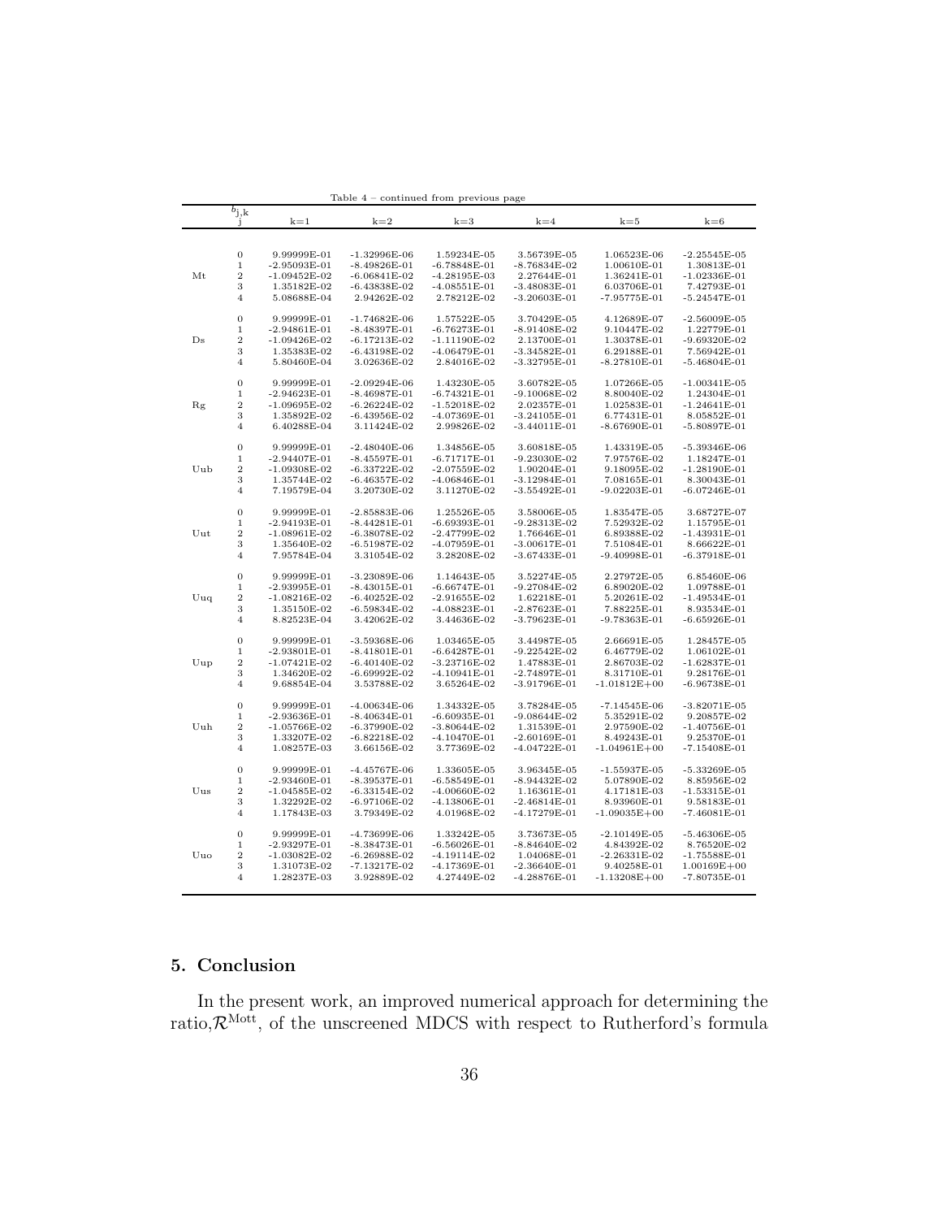Table 4 – continued from previous page

| | $b_{j,k}$ j | k=1 | k=2 | k=3 | k=4 | k=5 | k=6 |
|---|---|---|---|---|---|---|---|
| Mt | 0 | 9.99999E-01 | -1.32996E-06 | 1.59234E-05 | 3.56739E-05 | 1.06523E-06 | -2.25545E-05 |
| | 1 | -2.95093E-01 | -8.49826E-01 | -6.78848E-01 | -8.76834E-02 | 1.00610E-01 | 1.30813E-01 |
| | 2 | -1.09452E-02 | -6.06841E-02 | -4.28195E-03 | 2.27644E-01 | 1.36241E-01 | -1.02336E-01 |
| | 3 | 1.35182E-02 | -6.43838E-02 | -4.08551E-01 | -3.48083E-01 | 6.03706E-01 | 7.42793E-01 |
| | 4 | 5.08688E-04 | 2.94262E-02 | 2.78212E-02 | -3.20603E-01 | -7.95775E-01 | -5.24547E-01 |
| Ds | 0 | 9.99999E-01 | -1.74682E-06 | 1.57522E-05 | 3.70429E-05 | 4.12689E-07 | -2.56009E-05 |
| | 1 | -2.94861E-01 | -8.48397E-01 | -6.76273E-01 | -8.91408E-02 | 9.10447E-02 | 1.22779E-01 |
| | 2 | -1.09426E-02 | -6.17213E-02 | -1.11190E-02 | 2.13700E-01 | 1.30378E-01 | -9.69320E-02 |
| | 3 | 1.35383E-02 | -6.43198E-02 | -4.06479E-01 | -3.34582E-01 | 6.29188E-01 | 7.56942E-01 |
| | 4 | 5.80460E-04 | 3.02636E-02 | 2.84016E-02 | -3.32795E-01 | -8.27810E-01 | -5.46804E-01 |
| Rg | 0 | 9.99999E-01 | -2.09294E-06 | 1.43230E-05 | 3.60782E-05 | 1.07266E-05 | -1.00341E-05 |
| | 1 | -2.94623E-01 | -8.46987E-01 | -6.74321E-01 | -9.10068E-02 | 8.80040E-02 | 1.24304E-01 |
| | 2 | -1.09695E-02 | -6.26224E-02 | -1.52018E-02 | 2.02357E-01 | 1.02583E-01 | -1.24641E-01 |
| | 3 | 1.35892E-02 | -6.43956E-02 | -4.07369E-01 | -3.24105E-01 | 6.77431E-01 | 8.05852E-01 |
| | 4 | 6.40288E-04 | 3.11424E-02 | 2.99826E-02 | -3.44011E-01 | -8.67690E-01 | -5.80897E-01 |
| Uub | 0 | 9.99999E-01 | -2.48040E-06 | 1.34856E-05 | 3.60818E-05 | 1.43319E-05 | -5.39346E-06 |
| | 1 | -2.94407E-01 | -8.45597E-01 | -6.71717E-01 | -9.23030E-02 | 7.97576E-02 | 1.18247E-01 |
| | 2 | -1.09308E-02 | -6.33722E-02 | -2.07559E-02 | 1.90204E-01 | 9.18095E-02 | -1.28190E-01 |
| | 3 | 1.35744E-02 | -6.46357E-02 | -4.06846E-01 | -3.12984E-01 | 7.08165E-01 | 8.30043E-01 |
| | 4 | 7.19579E-04 | 3.20730E-02 | 3.11270E-02 | -3.55492E-01 | -9.02203E-01 | -6.07246E-01 |
| Uut | 0 | 9.99999E-01 | -2.85883E-06 | 1.25526E-05 | 3.58006E-05 | 1.83547E-05 | 3.68727E-07 |
| | 1 | -2.94193E-01 | -8.44281E-01 | -6.69393E-01 | -9.28313E-02 | 7.52932E-02 | 1.15795E-01 |
| | 2 | -1.08961E-02 | -6.38078E-02 | -2.47799E-02 | 1.76646E-01 | 6.89388E-02 | -1.43931E-01 |
| | 3 | 1.35640E-02 | -6.51987E-02 | -4.07959E-01 | -3.00617E-01 | 7.51084E-01 | 8.66622E-01 |
| | 4 | 7.95784E-04 | 3.31054E-02 | 3.28208E-02 | -3.67433E-01 | -9.40998E-01 | -6.37918E-01 |
| Uuq | 0 | 9.99999E-01 | -3.23089E-06 | 1.14643E-05 | 3.52274E-05 | 2.27972E-05 | 6.85460E-06 |
| | 1 | -2.93995E-01 | -8.43015E-01 | -6.66747E-01 | -9.27084E-02 | 6.89020E-02 | 1.09788E-01 |
| | 2 | -1.08216E-02 | -6.40252E-02 | -2.91655E-02 | 1.62218E-01 | 5.20261E-02 | -1.49534E-01 |
| | 3 | 1.35150E-02 | -6.59834E-02 | -4.08823E-01 | -2.87623E-01 | 7.88225E-01 | 8.93534E-01 |
| | 4 | 8.82523E-04 | 3.42062E-02 | 3.44636E-02 | -3.79623E-01 | -9.78363E-01 | -6.65926E-01 |
| Uup | 0 | 9.99999E-01 | -3.59368E-06 | 1.03465E-05 | 3.44987E-05 | 2.66691E-05 | 1.28457E-05 |
| | 1 | -2.93801E-01 | -8.41801E-01 | -6.64287E-01 | -9.22542E-02 | 6.46779E-02 | 1.06102E-01 |
| | 2 | -1.07421E-02 | -6.40140E-02 | -3.23716E-02 | 1.47883E-01 | 2.86703E-02 | -1.62837E-01 |
| | 3 | 1.34620E-02 | -6.69992E-02 | -4.10941E-01 | -2.74897E-01 | 8.31710E-01 | 9.28176E-01 |
| | 4 | 9.68854E-04 | 3.53788E-02 | 3.65264E-02 | -3.91796E-01 | -1.01812E+00 | -6.96738E-01 |
| Uuh | 0 | 9.99999E-01 | -4.00634E-06 | 1.34332E-05 | 3.78284E-05 | -7.14545E-06 | -3.82071E-05 |
| | 1 | -2.93636E-01 | -8.40634E-01 | -6.60935E-01 | -9.08644E-02 | 5.35291E-02 | 9.20857E-02 |
| | 2 | -1.05766E-02 | -6.37990E-02 | -3.80644E-02 | 1.31539E-01 | 2.97590E-02 | -1.40756E-01 |
| | 3 | 1.33207E-02 | -6.82218E-02 | -4.10470E-01 | -2.60169E-01 | 8.49243E-01 | 9.25370E-01 |
| | 4 | 1.08257E-03 | 3.66156E-02 | 3.77369E-02 | -4.04722E-01 | -1.04961E+00 | -7.15408E-01 |
| Uus | 0 | 9.99999E-01 | -4.45767E-06 | 1.33605E-05 | 3.96345E-05 | -1.55937E-05 | -5.33269E-05 |
| | 1 | -2.93460E-01 | -8.39537E-01 | -6.58549E-01 | -8.94432E-02 | 5.07890E-02 | 8.85956E-02 |
| | 2 | -1.04585E-02 | -6.33154E-02 | -4.00660E-02 | 1.16361E-01 | 4.17181E-03 | -1.53315E-01 |
| | 3 | 1.32292E-02 | -6.97106E-02 | -4.13806E-01 | -2.46814E-01 | 8.93960E-01 | 9.58183E-01 |
| | 4 | 1.17843E-03 | 3.79349E-02 | 4.01968E-02 | -4.17279E-01 | -1.09035E+00 | -7.46081E-01 |
| Uuo | 0 | 9.99999E-01 | -4.73699E-06 | 1.33242E-05 | 3.73673E-05 | -2.10149E-05 | -5.46306E-05 |
| | 1 | -2.93297E-01 | -8.38473E-01 | -6.56026E-01 | -8.84640E-02 | 4.84392E-02 | 8.76520E-02 |
| | 2 | -1.03082E-02 | -6.26988E-02 | -4.19114E-02 | 1.04068E-01 | -2.26331E-02 | -1.75588E-01 |
| | 3 | 1.31073E-02 | -7.13217E-02 | -4.17369E-01 | -2.36640E-01 | 9.40258E-01 | 1.00169E+00 |
| | 4 | 1.28237E-03 | 3.92889E-02 | 4.27449E-02 | -4.28876E-01 | -1.13208E+00 | -7.80735E-01 |

## 5. Conclusion

In the present work, an improved numerical approach for determining the ratio, $\mathcal{R}^{\text{Mott}}$, of the unscreened MDCS with respect to Rutherford's formula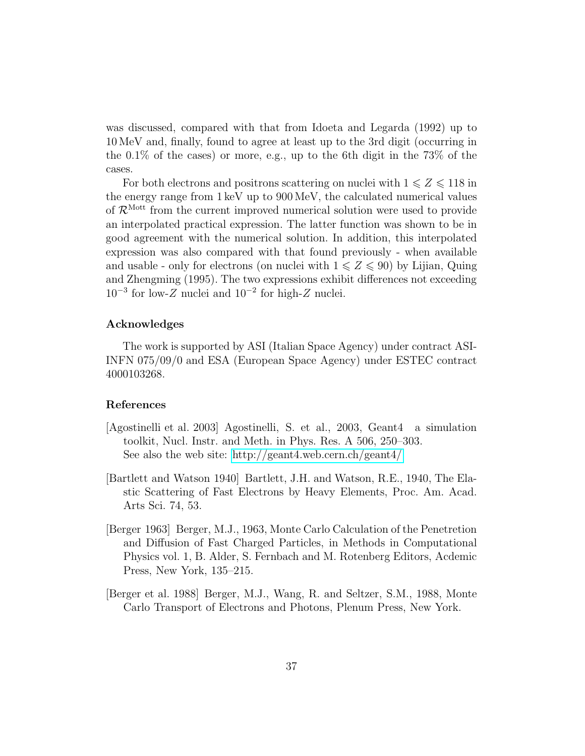was discussed, compared with that from Idoeta and Legarda (1992) up to 10 MeV and, finally, found to agree at least up to the 3rd digit (occurring in the 0.1% of the cases) or more, e.g., up to the 6th digit in the 73% of the cases.

For both electrons and positrons scattering on nuclei with $1 \leqslant Z \leqslant 118$ in the energy range from 1 keV up to 900 MeV, the calculated numerical values of $\mathcal{R}^{\mathrm{Mott}}$ from the current improved numerical solution were used to provide an interpolated practical expression. The latter function was shown to be in good agreement with the numerical solution. In addition, this interpolated expression was also compared with that found previously - when available and usable - only for electrons (on nuclei with $1 \leqslant Z \leqslant 90$) by Lijian, Quing and Zhengming (1995). The two expressions exhibit differences not exceeding $10^{-3}$ for low-$Z$ nuclei and $10^{-2}$ for high-$Z$ nuclei.

## Acknowledges

The work is supported by ASI (Italian Space Agency) under contract ASI-INFN 075/09/0 and ESA (European Space Agency) under ESTEC contract 4000103268.

## References

[Agostinelli et al. 2003] Agostinelli, S. et al., 2003, Geant4 a simulation toolkit, Nucl. Instr. and Meth. in Phys. Res. A 506, 250–303. See also the web site: http://geant4.web.cern.ch/geant4/

[Bartlett and Watson 1940] Bartlett, J.H. and Watson, R.E., 1940, The Elastic Scattering of Fast Electrons by Heavy Elements, Proc. Am. Acad. Arts Sci. 74, 53.

[Berger 1963] Berger, M.J., 1963, Monte Carlo Calculation of the Penetretion and Diffusion of Fast Charged Particles, in Methods in Computational Physics vol. 1, B. Alder, S. Fernbach and M. Rotenberg Editors, Acdemic Press, New York, 135–215.

[Berger et al. 1988] Berger, M.J., Wang, R. and Seltzer, S.M., 1988, Monte Carlo Transport of Electrons and Photons, Plenum Press, New York.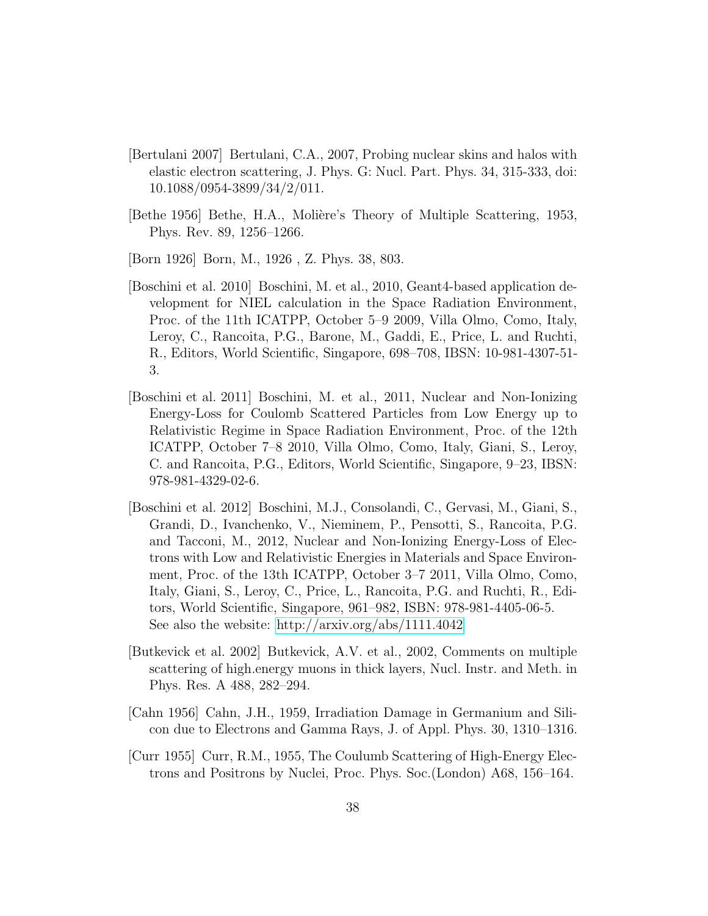[Bertulani 2007] Bertulani, C.A., 2007, Probing nuclear skins and halos with elastic electron scattering, J. Phys. G: Nucl. Part. Phys. 34, 315-333, doi: 10.1088/0954-3899/34/2/011.

[Bethe 1956] Bethe, H.A., Molière's Theory of Multiple Scattering, 1953, Phys. Rev. 89, 1256–1266.

[Born 1926] Born, M., 1926 , Z. Phys. 38, 803.

[Boschini et al. 2010] Boschini, M. et al., 2010, Geant4-based application development for NIEL calculation in the Space Radiation Environment, Proc. of the 11th ICATPP, October 5–9 2009, Villa Olmo, Como, Italy, Leroy, C., Rancoita, P.G., Barone, M., Gaddi, E., Price, L. and Ruchti, R., Editors, World Scientific, Singapore, 698–708, IBSN: 10-981-4307-51-3.

[Boschini et al. 2011] Boschini, M. et al., 2011, Nuclear and Non-Ionizing Energy-Loss for Coulomb Scattered Particles from Low Energy up to Relativistic Regime in Space Radiation Environment, Proc. of the 12th ICATPP, October 7–8 2010, Villa Olmo, Como, Italy, Giani, S., Leroy, C. and Rancoita, P.G., Editors, World Scientific, Singapore, 9–23, IBSN: 978-981-4329-02-6.

[Boschini et al. 2012] Boschini, M.J., Consolandi, C., Gervasi, M., Giani, S., Grandi, D., Ivanchenko, V., Nieminem, P., Pensotti, S., Rancoita, P.G. and Tacconi, M., 2012, Nuclear and Non-Ionizing Energy-Loss of Electrons with Low and Relativistic Energies in Materials and Space Environment, Proc. of the 13th ICATPP, October 3–7 2011, Villa Olmo, Como, Italy, Giani, S., Leroy, C., Price, L., Rancoita, P.G. and Ruchti, R., Editors, World Scientific, Singapore, 961–982, ISBN: 978-981-4405-06-5. See also the website: http://arxiv.org/abs/1111.4042

[Butkevick et al. 2002] Butkevick, A.V. et al., 2002, Comments on multiple scattering of high.energy muons in thick layers, Nucl. Instr. and Meth. in Phys. Res. A 488, 282–294.

[Cahn 1956] Cahn, J.H., 1959, Irradiation Damage in Germanium and Silicon due to Electrons and Gamma Rays, J. of Appl. Phys. 30, 1310–1316.

[Curr 1955] Curr, R.M., 1955, The Coulumb Scattering of High-Energy Electrons and Positrons by Nuclei, Proc. Phys. Soc.(London) A68, 156–164.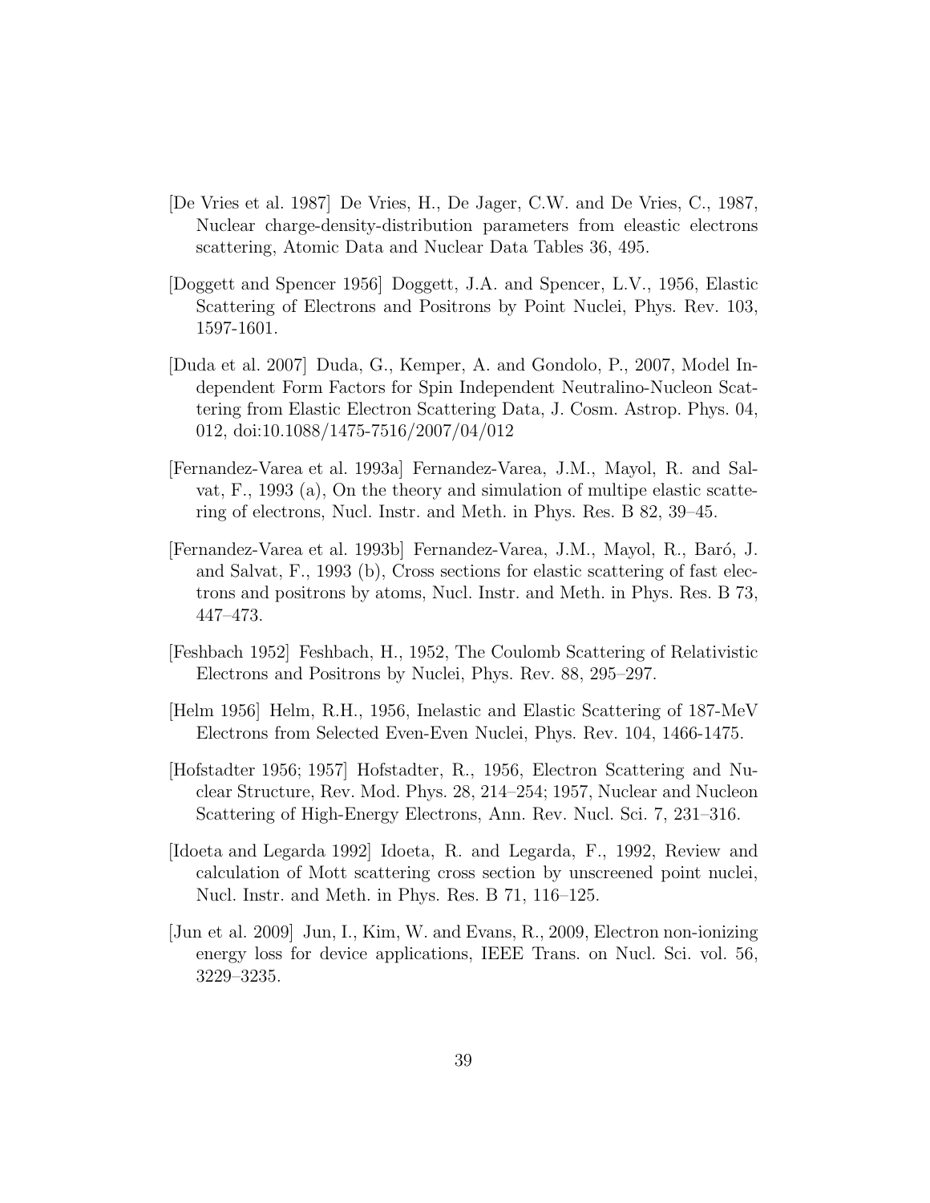[De Vries et al. 1987] De Vries, H., De Jager, C.W. and De Vries, C., 1987, Nuclear charge-density-distribution parameters from eleastic electrons scattering, Atomic Data and Nuclear Data Tables 36, 495.

[Doggett and Spencer 1956] Doggett, J.A. and Spencer, L.V., 1956, Elastic Scattering of Electrons and Positrons by Point Nuclei, Phys. Rev. 103, 1597-1601.

[Duda et al. 2007] Duda, G., Kemper, A. and Gondolo, P., 2007, Model Independent Form Factors for Spin Independent Neutralino-Nucleon Scattering from Elastic Electron Scattering Data, J. Cosm. Astrop. Phys. 04, 012, doi:10.1088/1475-7516/2007/04/012

[Fernandez-Varea et al. 1993a] Fernandez-Varea, J.M., Mayol, R. and Salvat, F., 1993 (a), On the theory and simulation of multipe elastic scattering of electrons, Nucl. Instr. and Meth. in Phys. Res. B 82, 39–45.

[Fernandez-Varea et al. 1993b] Fernandez-Varea, J.M., Mayol, R., Baró, J. and Salvat, F., 1993 (b), Cross sections for elastic scattering of fast electrons and positrons by atoms, Nucl. Instr. and Meth. in Phys. Res. B 73, 447–473.

[Feshbach 1952] Feshbach, H., 1952, The Coulomb Scattering of Relativistic Electrons and Positrons by Nuclei, Phys. Rev. 88, 295–297.

[Helm 1956] Helm, R.H., 1956, Inelastic and Elastic Scattering of 187-MeV Electrons from Selected Even-Even Nuclei, Phys. Rev. 104, 1466-1475.

[Hofstadter 1956; 1957] Hofstadter, R., 1956, Electron Scattering and Nuclear Structure, Rev. Mod. Phys. 28, 214–254; 1957, Nuclear and Nucleon Scattering of High-Energy Electrons, Ann. Rev. Nucl. Sci. 7, 231–316.

[Idoeta and Legarda 1992] Idoeta, R. and Legarda, F., 1992, Review and calculation of Mott scattering cross section by unscreened point nuclei, Nucl. Instr. and Meth. in Phys. Res. B 71, 116–125.

[Jun et al. 2009] Jun, I., Kim, W. and Evans, R., 2009, Electron non-ionizing energy loss for device applications, IEEE Trans. on Nucl. Sci. vol. 56, 3229–3235.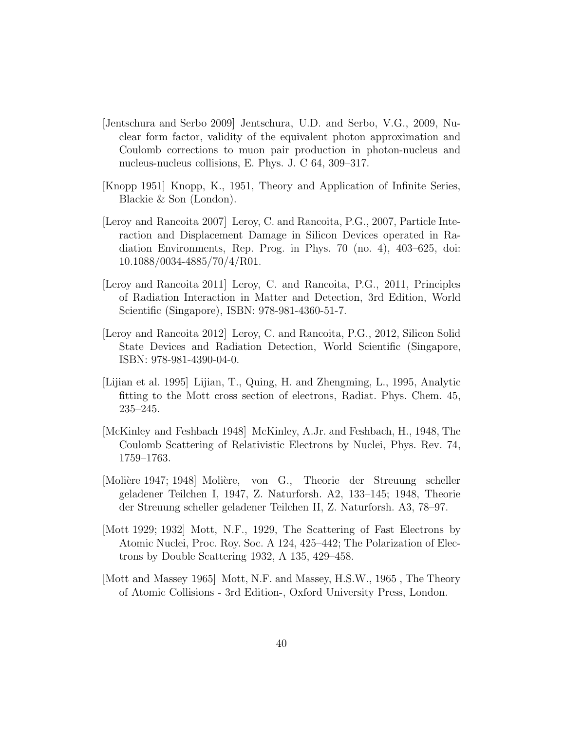[Jentschura and Serbo 2009] Jentschura, U.D. and Serbo, V.G., 2009, Nuclear form factor, validity of the equivalent photon approximation and Coulomb corrections to muon pair production in photon-nucleus and nucleus-nucleus collisions, E. Phys. J. C 64, 309–317.

[Knopp 1951] Knopp, K., 1951, Theory and Application of Infinite Series, Blackie & Son (London).

[Leroy and Rancoita 2007] Leroy, C. and Rancoita, P.G., 2007, Particle Interaction and Displacement Damage in Silicon Devices operated in Radiation Environments, Rep. Prog. in Phys. 70 (no. 4), 403–625, doi: 10.1088/0034-4885/70/4/R01.

[Leroy and Rancoita 2011] Leroy, C. and Rancoita, P.G., 2011, Principles of Radiation Interaction in Matter and Detection, 3rd Edition, World Scientific (Singapore), ISBN: 978-981-4360-51-7.

[Leroy and Rancoita 2012] Leroy, C. and Rancoita, P.G., 2012, Silicon Solid State Devices and Radiation Detection, World Scientific (Singapore, ISBN: 978-981-4390-04-0.

[Lijian et al. 1995] Lijian, T., Quing, H. and Zhengming, L., 1995, Analytic fitting to the Mott cross section of electrons, Radiat. Phys. Chem. 45, 235–245.

[McKinley and Feshbach 1948] McKinley, A.Jr. and Feshbach, H., 1948, The Coulomb Scattering of Relativistic Electrons by Nuclei, Phys. Rev. 74, 1759–1763.

[Molière 1947; 1948] Molière, von G., Theorie der Streuung scheller geladener Teilchen I, 1947, Z. Naturforsh. A2, 133–145; 1948, Theorie der Streuung scheller geladener Teilchen II, Z. Naturforsh. A3, 78–97.

[Mott 1929; 1932] Mott, N.F., 1929, The Scattering of Fast Electrons by Atomic Nuclei, Proc. Roy. Soc. A 124, 425–442; The Polarization of Electrons by Double Scattering 1932, A 135, 429–458.

[Mott and Massey 1965] Mott, N.F. and Massey, H.S.W., 1965 , The Theory of Atomic Collisions - 3rd Edition-, Oxford University Press, London.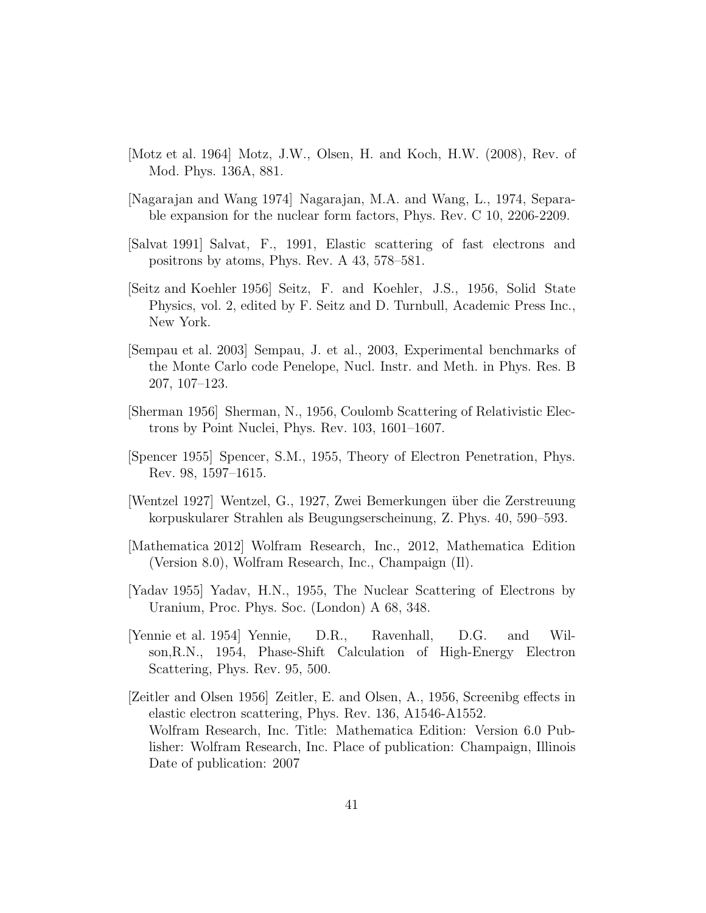[Motz et al. 1964] Motz, J.W., Olsen, H. and Koch, H.W. (2008), Rev. of Mod. Phys. 136A, 881.

[Nagarajan and Wang 1974] Nagarajan, M.A. and Wang, L., 1974, Separable expansion for the nuclear form factors, Phys. Rev. C 10, 2206-2209.

[Salvat 1991] Salvat, F., 1991, Elastic scattering of fast electrons and positrons by atoms, Phys. Rev. A 43, 578–581.

[Seitz and Koehler 1956] Seitz, F. and Koehler, J.S., 1956, Solid State Physics, vol. 2, edited by F. Seitz and D. Turnbull, Academic Press Inc., New York.

[Sempau et al. 2003] Sempau, J. et al., 2003, Experimental benchmarks of the Monte Carlo code Penelope, Nucl. Instr. and Meth. in Phys. Res. B 207, 107–123.

[Sherman 1956] Sherman, N., 1956, Coulomb Scattering of Relativistic Electrons by Point Nuclei, Phys. Rev. 103, 1601–1607.

[Spencer 1955] Spencer, S.M., 1955, Theory of Electron Penetration, Phys. Rev. 98, 1597–1615.

[Wentzel 1927] Wentzel, G., 1927, Zwei Bemerkungen über die Zerstreuung korpuskularer Strahlen als Beugungserscheinung, Z. Phys. 40, 590–593.

[Mathematica 2012] Wolfram Research, Inc., 2012, Mathematica Edition (Version 8.0), Wolfram Research, Inc., Champaign (Il).

[Yadav 1955] Yadav, H.N., 1955, The Nuclear Scattering of Electrons by Uranium, Proc. Phys. Soc. (London) A 68, 348.

[Yennie et al. 1954] Yennie, D.R., Ravenhall, D.G. and Wilson,R.N., 1954, Phase-Shift Calculation of High-Energy Electron Scattering, Phys. Rev. 95, 500.

[Zeitler and Olsen 1956] Zeitler, E. and Olsen, A., 1956, Screenibg effects in elastic electron scattering, Phys. Rev. 136, A1546-A1552.
Wolfram Research, Inc. Title: Mathematica Edition: Version 6.0 Publisher: Wolfram Research, Inc. Place of publication: Champaign, Illinois Date of publication: 2007